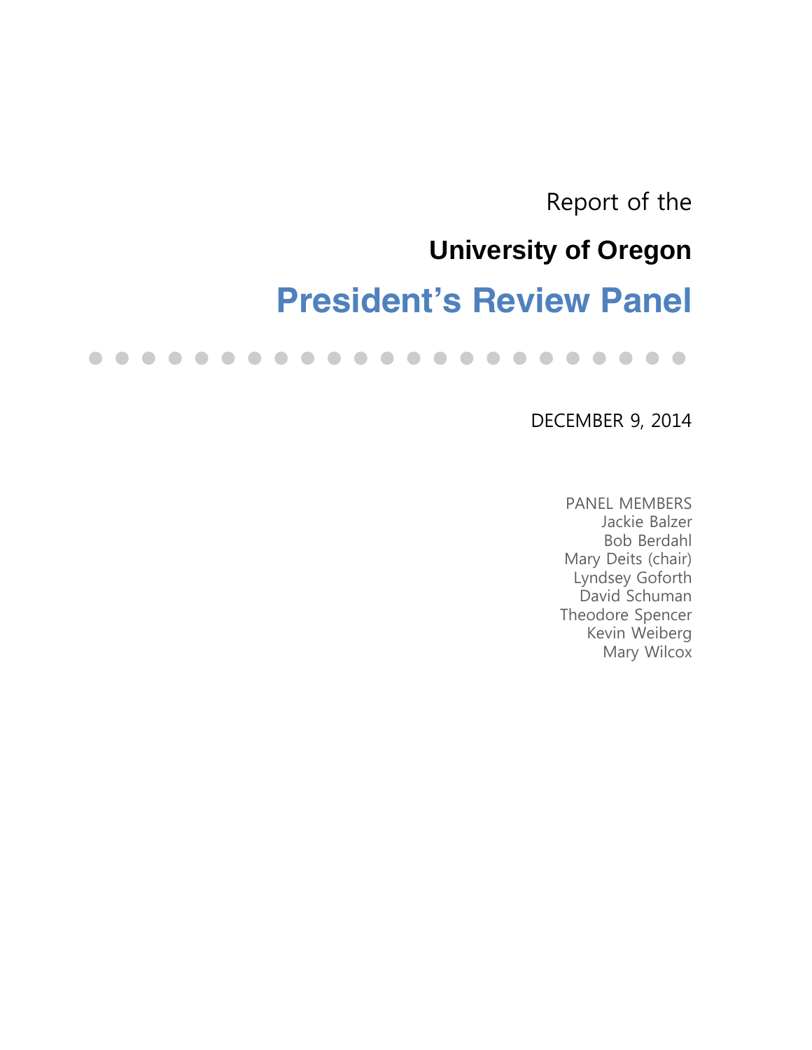Report of the

**University of Oregon**

# President's Review Panel

DECEMBER 9, 2014

PANEL MEMBERS
Jackie Balzer
Bob Berdahl
Mary Deits (chair)
Lyndsey Goforth
David Schuman
Theodore Spencer
Kevin Weiberg
Mary Wilcox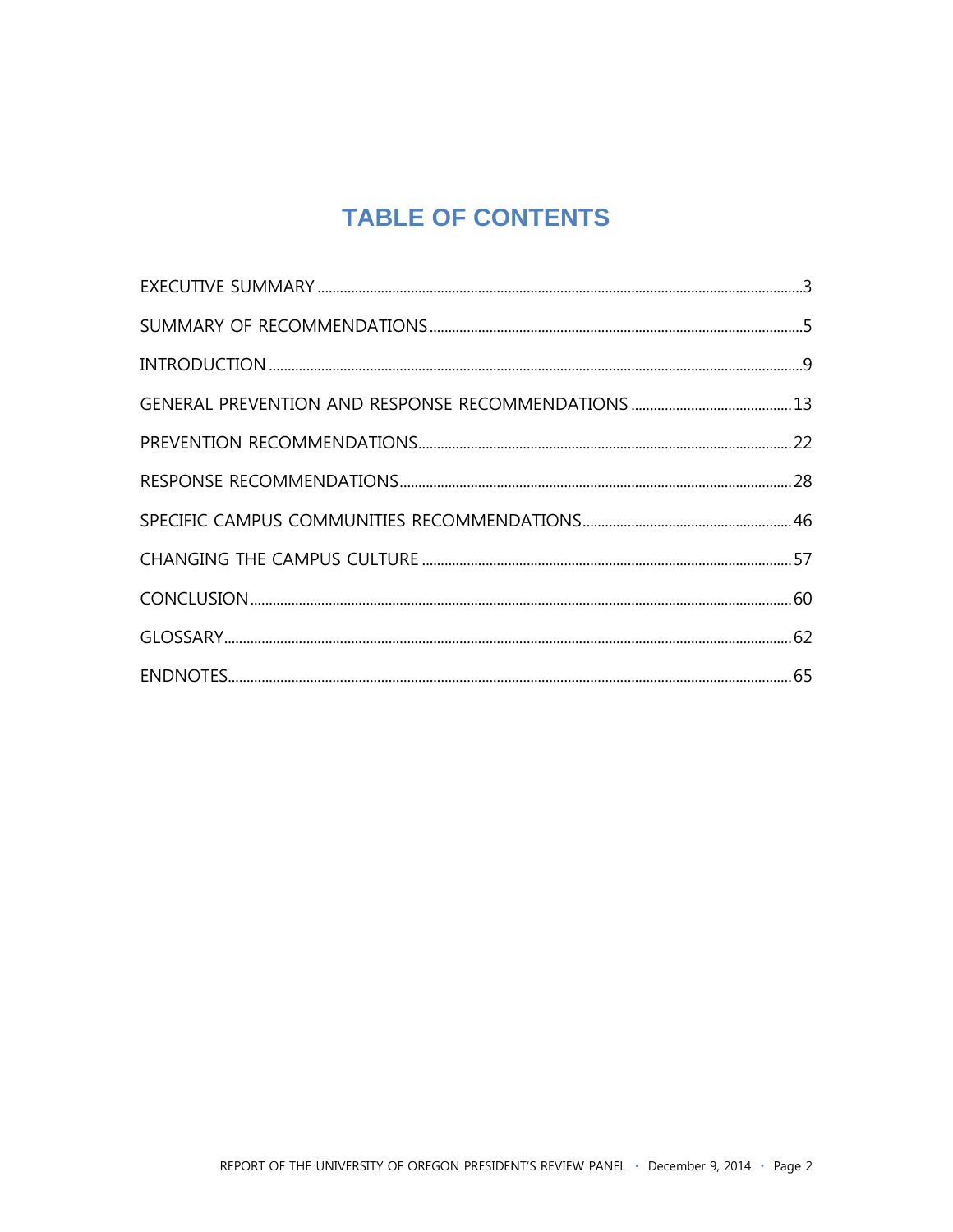# TABLE OF CONTENTS

EXECUTIVE SUMMARY ........................................ 3

SUMMARY OF RECOMMENDATIONS ........................................ 5

INTRODUCTION ........................................ 9

GENERAL PREVENTION AND RESPONSE RECOMMENDATIONS ........................................ 13

PREVENTION RECOMMENDATIONS ........................................ 22

RESPONSE RECOMMENDATIONS ........................................ 28

SPECIFIC CAMPUS COMMUNITIES RECOMMENDATIONS ........................................ 46

CHANGING THE CAMPUS CULTURE ........................................ 57

CONCLUSION ........................................ 60

GLOSSARY ........................................ 62

ENDNOTES ........................................ 65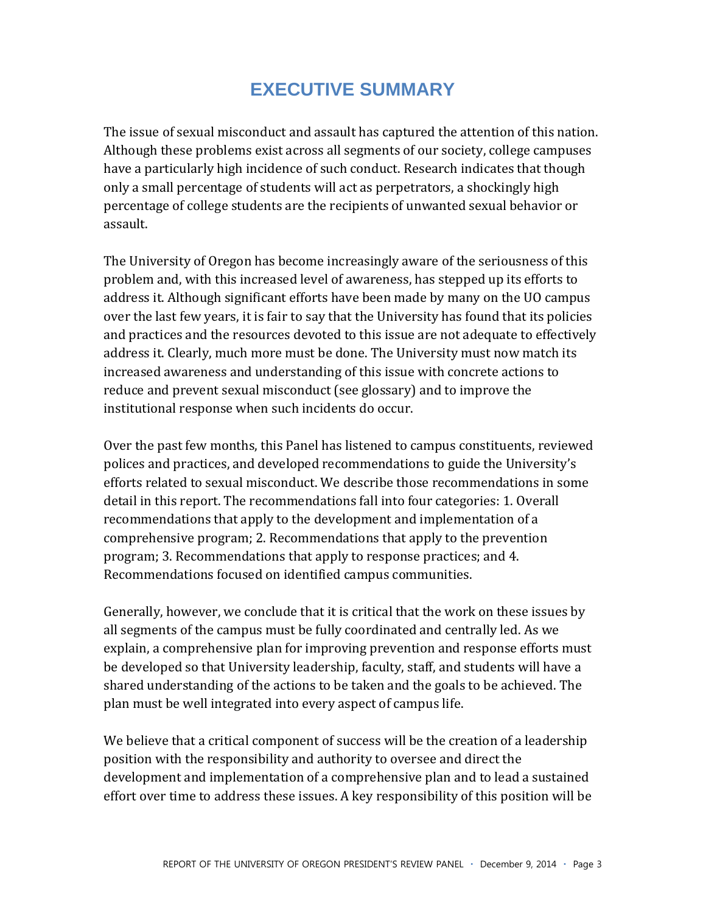# EXECUTIVE SUMMARY

The issue of sexual misconduct and assault has captured the attention of this nation. Although these problems exist across all segments of our society, college campuses have a particularly high incidence of such conduct. Research indicates that though only a small percentage of students will act as perpetrators, a shockingly high percentage of college students are the recipients of unwanted sexual behavior or assault.

The University of Oregon has become increasingly aware of the seriousness of this problem and, with this increased level of awareness, has stepped up its efforts to address it. Although significant efforts have been made by many on the UO campus over the last few years, it is fair to say that the University has found that its policies and practices and the resources devoted to this issue are not adequate to effectively address it. Clearly, much more must be done. The University must now match its increased awareness and understanding of this issue with concrete actions to reduce and prevent sexual misconduct (see glossary) and to improve the institutional response when such incidents do occur.

Over the past few months, this Panel has listened to campus constituents, reviewed polices and practices, and developed recommendations to guide the University's efforts related to sexual misconduct. We describe those recommendations in some detail in this report. The recommendations fall into four categories: 1. Overall recommendations that apply to the development and implementation of a comprehensive program; 2. Recommendations that apply to the prevention program; 3. Recommendations that apply to response practices; and 4. Recommendations focused on identified campus communities.

Generally, however, we conclude that it is critical that the work on these issues by all segments of the campus must be fully coordinated and centrally led. As we explain, a comprehensive plan for improving prevention and response efforts must be developed so that University leadership, faculty, staff, and students will have a shared understanding of the actions to be taken and the goals to be achieved. The plan must be well integrated into every aspect of campus life.

We believe that a critical component of success will be the creation of a leadership position with the responsibility and authority to oversee and direct the development and implementation of a comprehensive plan and to lead a sustained effort over time to address these issues. A key responsibility of this position will be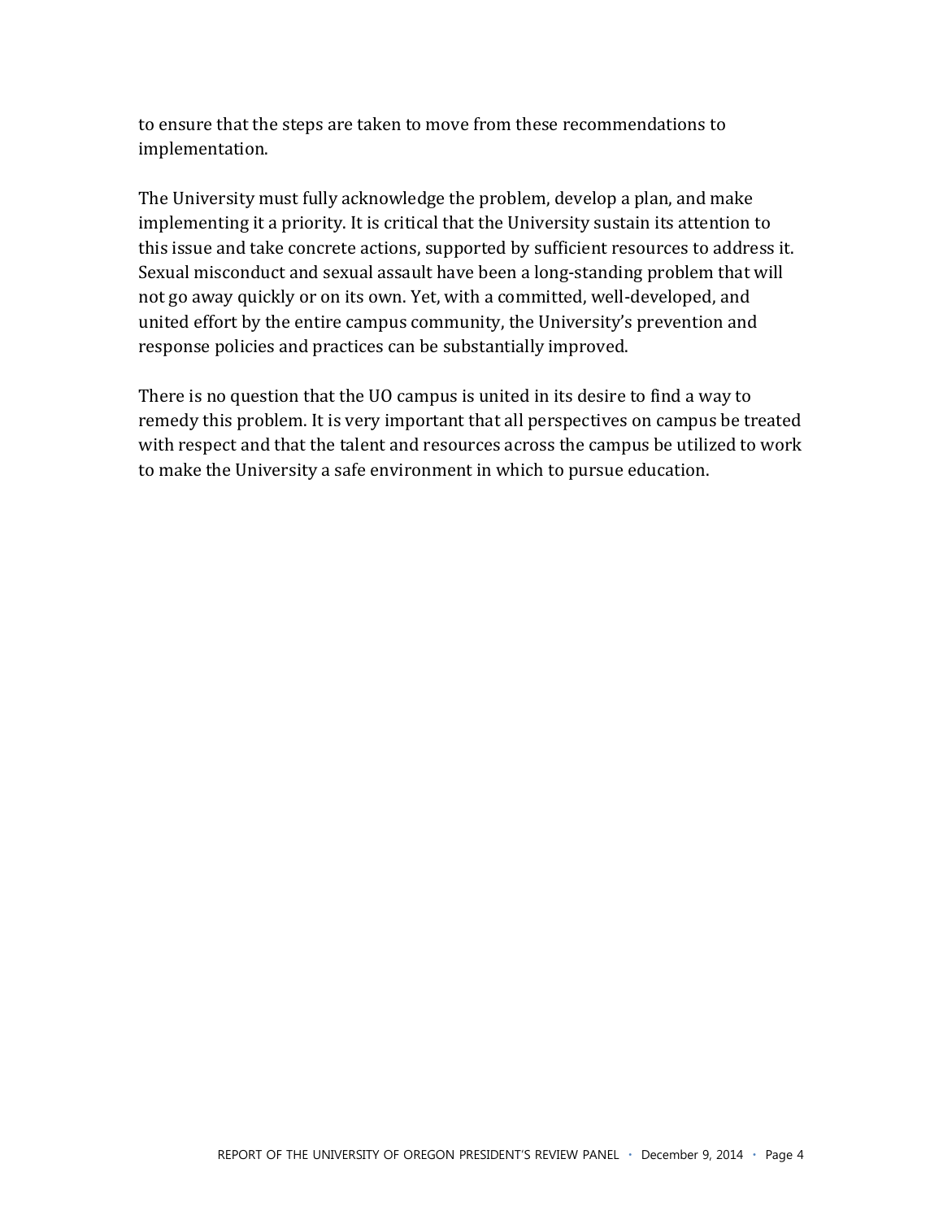to ensure that the steps are taken to move from these recommendations to implementation.

The University must fully acknowledge the problem, develop a plan, and make implementing it a priority. It is critical that the University sustain its attention to this issue and take concrete actions, supported by sufficient resources to address it. Sexual misconduct and sexual assault have been a long-standing problem that will not go away quickly or on its own. Yet, with a committed, well-developed, and united effort by the entire campus community, the University's prevention and response policies and practices can be substantially improved.

There is no question that the UO campus is united in its desire to find a way to remedy this problem. It is very important that all perspectives on campus be treated with respect and that the talent and resources across the campus be utilized to work to make the University a safe environment in which to pursue education.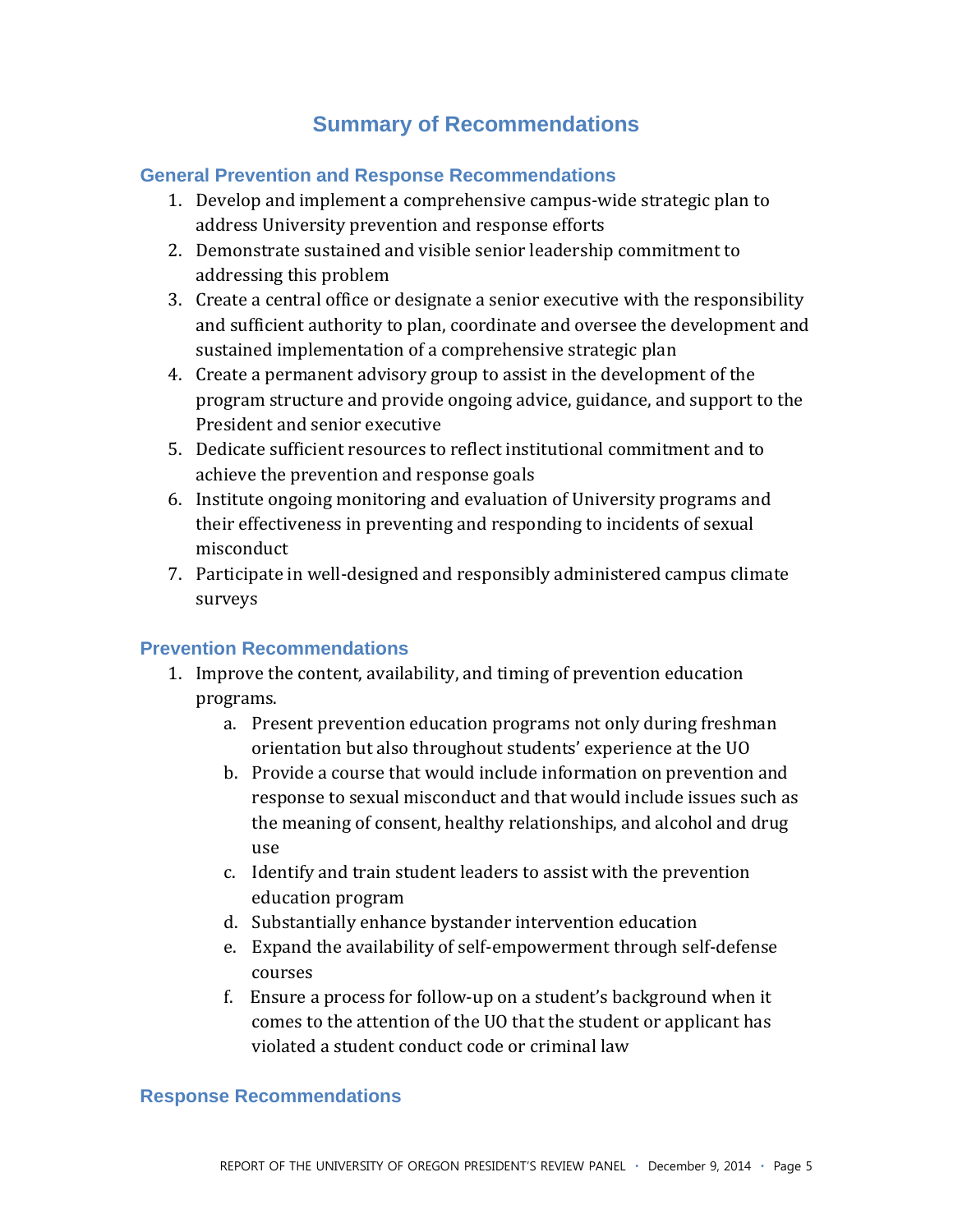# Summary of Recommendations

## General Prevention and Response Recommendations

1. Develop and implement a comprehensive campus-wide strategic plan to address University prevention and response efforts
2. Demonstrate sustained and visible senior leadership commitment to addressing this problem
3. Create a central office or designate a senior executive with the responsibility and sufficient authority to plan, coordinate and oversee the development and sustained implementation of a comprehensive strategic plan
4. Create a permanent advisory group to assist in the development of the program structure and provide ongoing advice, guidance, and support to the President and senior executive
5. Dedicate sufficient resources to reflect institutional commitment and to achieve the prevention and response goals
6. Institute ongoing monitoring and evaluation of University programs and their effectiveness in preventing and responding to incidents of sexual misconduct
7. Participate in well-designed and responsibly administered campus climate surveys

## Prevention Recommendations

1. Improve the content, availability, and timing of prevention education programs.
    a. Present prevention education programs not only during freshman orientation but also throughout students' experience at the UO
    b. Provide a course that would include information on prevention and response to sexual misconduct and that would include issues such as the meaning of consent, healthy relationships, and alcohol and drug use
    c. Identify and train student leaders to assist with the prevention education program
    d. Substantially enhance bystander intervention education
    e. Expand the availability of self-empowerment through self-defense courses
    f. Ensure a process for follow-up on a student's background when it comes to the attention of the UO that the student or applicant has violated a student conduct code or criminal law

## Response Recommendations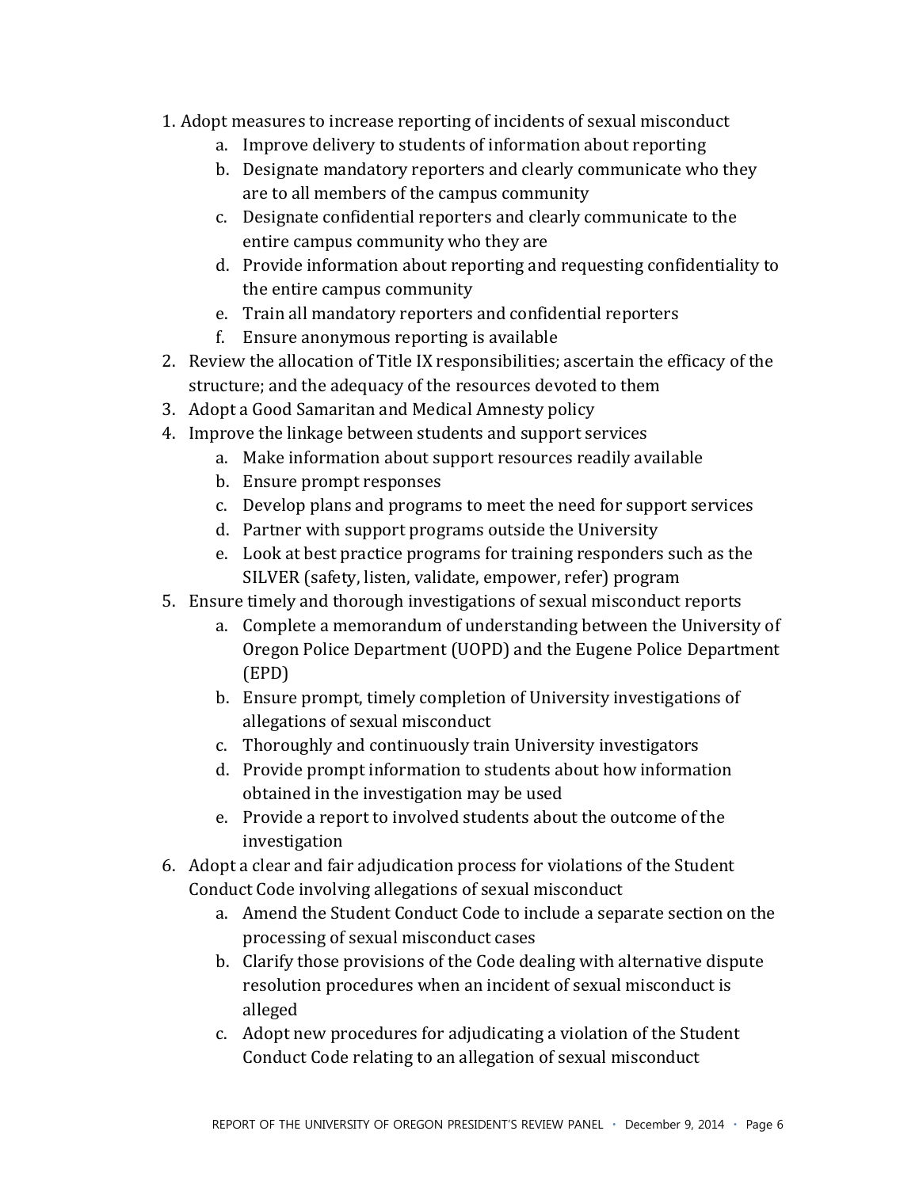1. Adopt measures to increase reporting of incidents of sexual misconduct
    a. Improve delivery to students of information about reporting
    b. Designate mandatory reporters and clearly communicate who they are to all members of the campus community
    c. Designate confidential reporters and clearly communicate to the entire campus community who they are
    d. Provide information about reporting and requesting confidentiality to the entire campus community
    e. Train all mandatory reporters and confidential reporters
    f. Ensure anonymous reporting is available
2. Review the allocation of Title IX responsibilities; ascertain the efficacy of the structure; and the adequacy of the resources devoted to them
3. Adopt a Good Samaritan and Medical Amnesty policy
4. Improve the linkage between students and support services
    a. Make information about support resources readily available
    b. Ensure prompt responses
    c. Develop plans and programs to meet the need for support services
    d. Partner with support programs outside the University
    e. Look at best practice programs for training responders such as the SILVER (safety, listen, validate, empower, refer) program
5. Ensure timely and thorough investigations of sexual misconduct reports
    a. Complete a memorandum of understanding between the University of Oregon Police Department (UOPD) and the Eugene Police Department (EPD)
    b. Ensure prompt, timely completion of University investigations of allegations of sexual misconduct
    c. Thoroughly and continuously train University investigators
    d. Provide prompt information to students about how information obtained in the investigation may be used
    e. Provide a report to involved students about the outcome of the investigation
6. Adopt a clear and fair adjudication process for violations of the Student Conduct Code involving allegations of sexual misconduct
    a. Amend the Student Conduct Code to include a separate section on the processing of sexual misconduct cases
    b. Clarify those provisions of the Code dealing with alternative dispute resolution procedures when an incident of sexual misconduct is alleged
    c. Adopt new procedures for adjudicating a violation of the Student Conduct Code relating to an allegation of sexual misconduct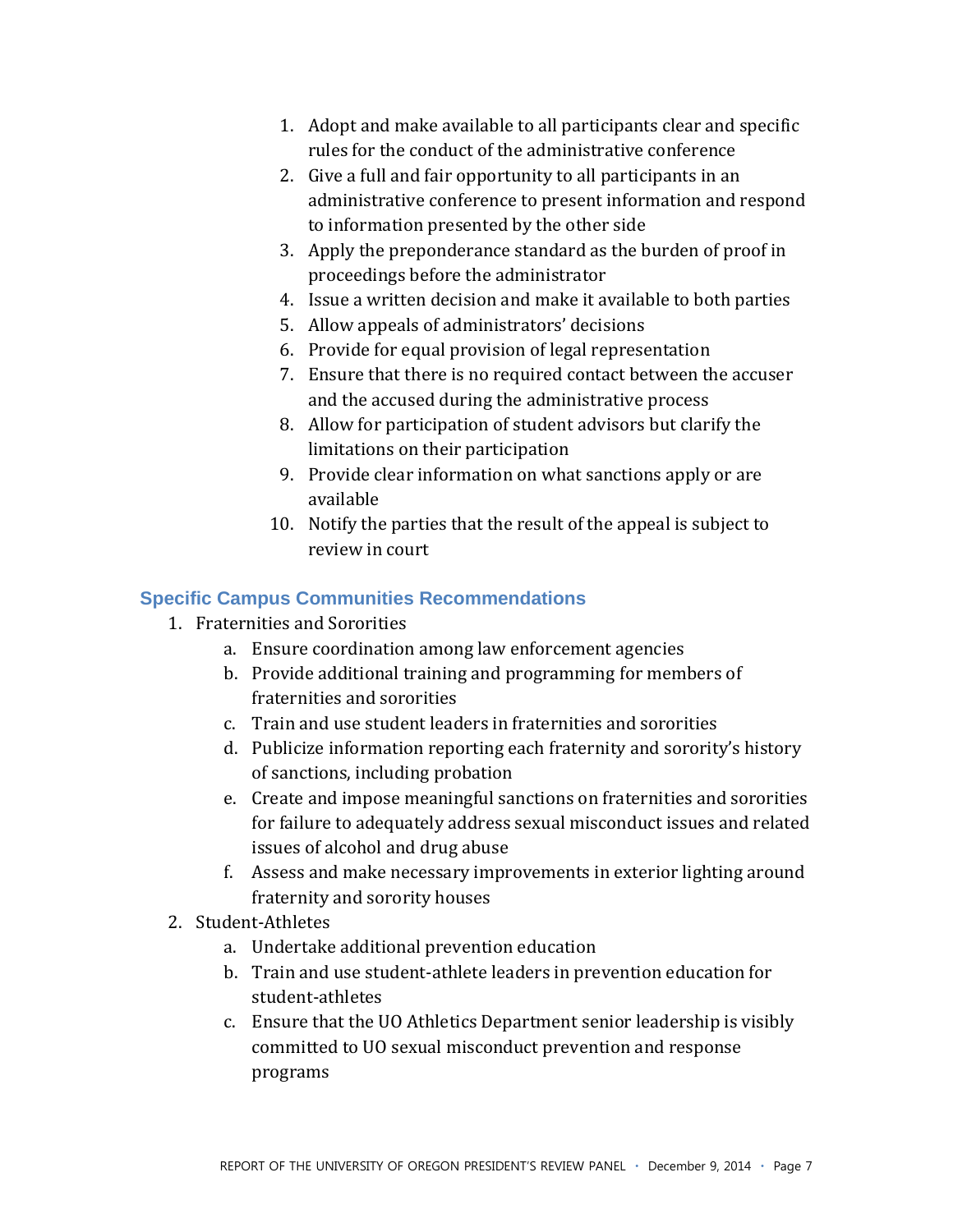1. Adopt and make available to all participants clear and specific rules for the conduct of the administrative conference
2. Give a full and fair opportunity to all participants in an administrative conference to present information and respond to information presented by the other side
3. Apply the preponderance standard as the burden of proof in proceedings before the administrator
4. Issue a written decision and make it available to both parties
5. Allow appeals of administrators' decisions
6. Provide for equal provision of legal representation
7. Ensure that there is no required contact between the accuser and the accused during the administrative process
8. Allow for participation of student advisors but clarify the limitations on their participation
9. Provide clear information on what sanctions apply or are available
10. Notify the parties that the result of the appeal is subject to review in court

## Specific Campus Communities Recommendations

1. Fraternities and Sororities
   a. Ensure coordination among law enforcement agencies
   b. Provide additional training and programming for members of fraternities and sororities
   c. Train and use student leaders in fraternities and sororities
   d. Publicize information reporting each fraternity and sorority's history of sanctions, including probation
   e. Create and impose meaningful sanctions on fraternities and sororities for failure to adequately address sexual misconduct issues and related issues of alcohol and drug abuse
   f. Assess and make necessary improvements in exterior lighting around fraternity and sorority houses
2. Student-Athletes
   a. Undertake additional prevention education
   b. Train and use student-athlete leaders in prevention education for student-athletes
   c. Ensure that the UO Athletics Department senior leadership is visibly committed to UO sexual misconduct prevention and response programs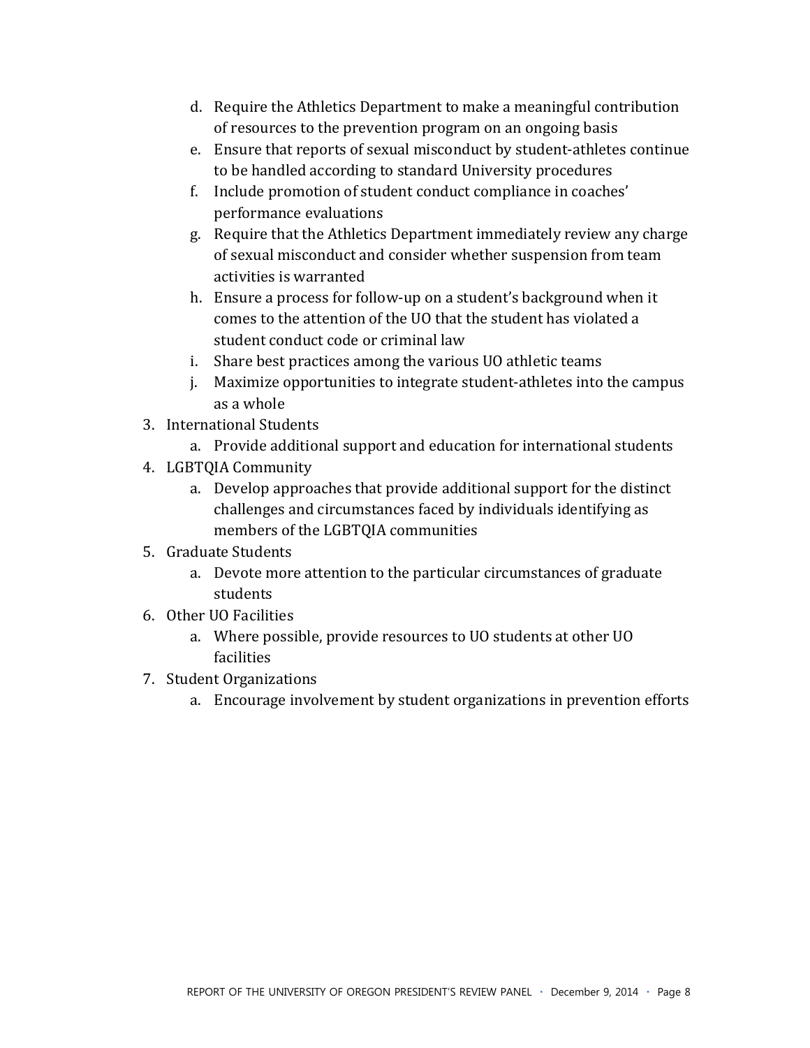d. Require the Athletics Department to make a meaningful contribution of resources to the prevention program on an ongoing basis
   e. Ensure that reports of sexual misconduct by student-athletes continue to be handled according to standard University procedures
   f. Include promotion of student conduct compliance in coaches' performance evaluations
   g. Require that the Athletics Department immediately review any charge of sexual misconduct and consider whether suspension from team activities is warranted
   h. Ensure a process for follow-up on a student's background when it comes to the attention of the UO that the student has violated a student conduct code or criminal law
   i. Share best practices among the various UO athletic teams
   j. Maximize opportunities to integrate student-athletes into the campus as a whole

3. International Students
   a. Provide additional support and education for international students
4. LGBTQIA Community
   a. Develop approaches that provide additional support for the distinct challenges and circumstances faced by individuals identifying as members of the LGBTQIA communities
5. Graduate Students
   a. Devote more attention to the particular circumstances of graduate students
6. Other UO Facilities
   a. Where possible, provide resources to UO students at other UO facilities
7. Student Organizations
   a. Encourage involvement by student organizations in prevention efforts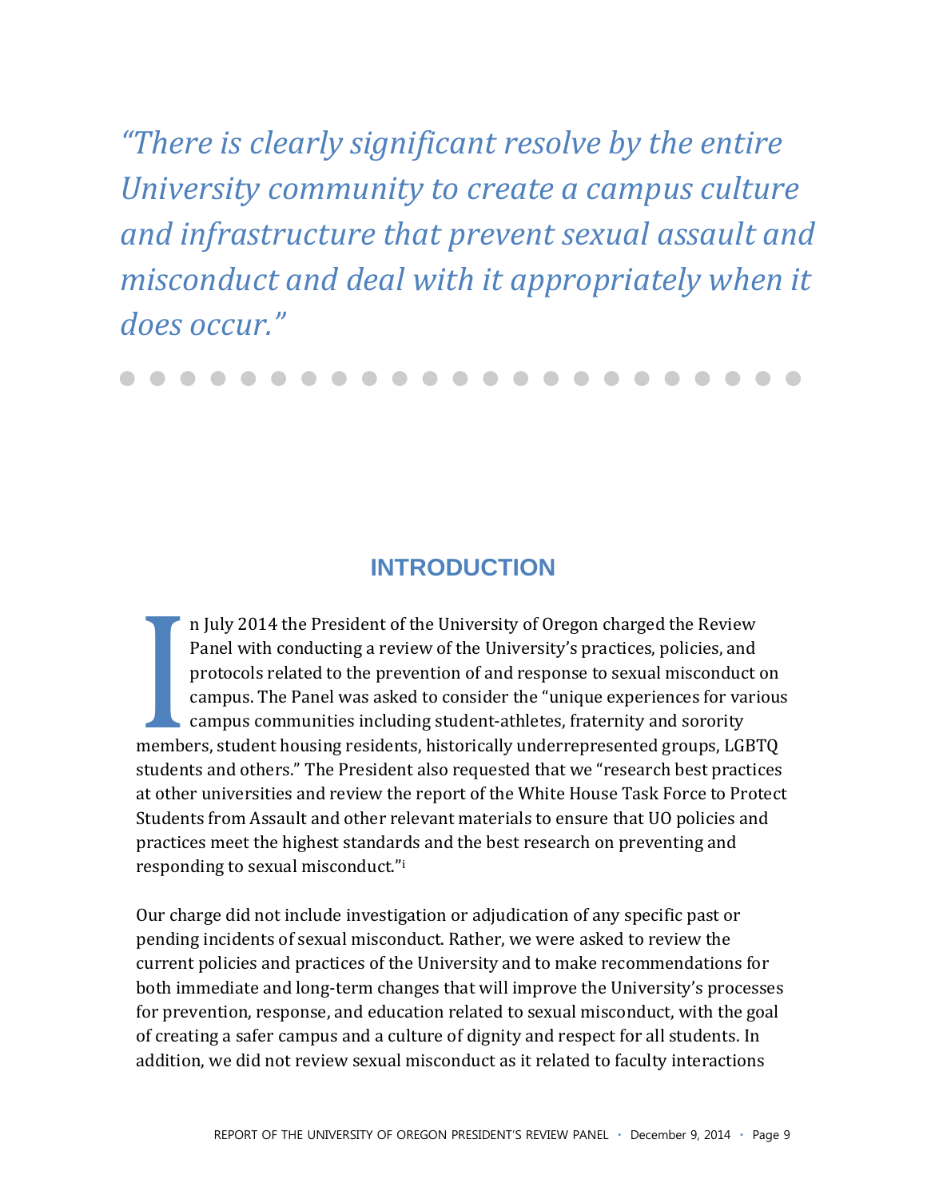*“There is clearly significant resolve by the entire University community to create a campus culture and infrastructure that prevent sexual assault and misconduct and deal with it appropriately when it does occur.”*

## INTRODUCTION

In July 2014 the President of the University of Oregon charged the Review Panel with conducting a review of the University’s practices, policies, and protocols related to the prevention of and response to sexual misconduct on campus. The Panel was asked to consider the “unique experiences for various campus communities including student-athletes, fraternity and sorority members, student housing residents, historically underrepresented groups, LGBTQ students and others.” The President also requested that we “research best practices at other universities and review the report of the White House Task Force to Protect Students from Assault and other relevant materials to ensure that UO policies and practices meet the highest standards and the best research on preventing and responding to sexual misconduct.”[i]

Our charge did not include investigation or adjudication of any specific past or pending incidents of sexual misconduct. Rather, we were asked to review the current policies and practices of the University and to make recommendations for both immediate and long-term changes that will improve the University’s processes for prevention, response, and education related to sexual misconduct, with the goal of creating a safer campus and a culture of dignity and respect for all students. In addition, we did not review sexual misconduct as it related to faculty interactions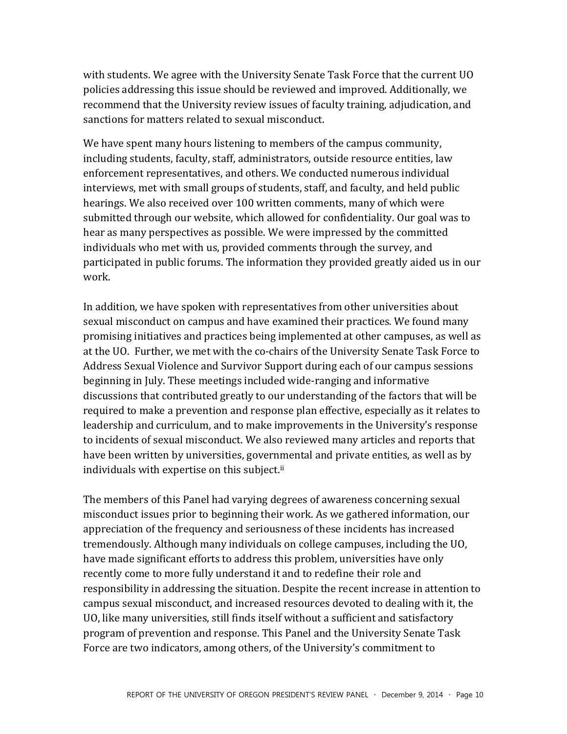with students. We agree with the University Senate Task Force that the current UO policies addressing this issue should be reviewed and improved. Additionally, we recommend that the University review issues of faculty training, adjudication, and sanctions for matters related to sexual misconduct.

We have spent many hours listening to members of the campus community, including students, faculty, staff, administrators, outside resource entities, law enforcement representatives, and others. We conducted numerous individual interviews, met with small groups of students, staff, and faculty, and held public hearings. We also received over 100 written comments, many of which were submitted through our website, which allowed for confidentiality. Our goal was to hear as many perspectives as possible. We were impressed by the committed individuals who met with us, provided comments through the survey, and participated in public forums. The information they provided greatly aided us in our work.

In addition, we have spoken with representatives from other universities about sexual misconduct on campus and have examined their practices. We found many promising initiatives and practices being implemented at other campuses, as well as at the UO. Further, we met with the co-chairs of the University Senate Task Force to Address Sexual Violence and Survivor Support during each of our campus sessions beginning in July. These meetings included wide-ranging and informative discussions that contributed greatly to our understanding of the factors that will be required to make a prevention and response plan effective, especially as it relates to leadership and curriculum, and to make improvements in the University's response to incidents of sexual misconduct. We also reviewed many articles and reports that have been written by universities, governmental and private entities, as well as by individuals with expertise on this subject.[ii]

The members of this Panel had varying degrees of awareness concerning sexual misconduct issues prior to beginning their work. As we gathered information, our appreciation of the frequency and seriousness of these incidents has increased tremendously. Although many individuals on college campuses, including the UO, have made significant efforts to address this problem, universities have only recently come to more fully understand it and to redefine their role and responsibility in addressing the situation. Despite the recent increase in attention to campus sexual misconduct, and increased resources devoted to dealing with it, the UO, like many universities, still finds itself without a sufficient and satisfactory program of prevention and response. This Panel and the University Senate Task Force are two indicators, among others, of the University's commitment to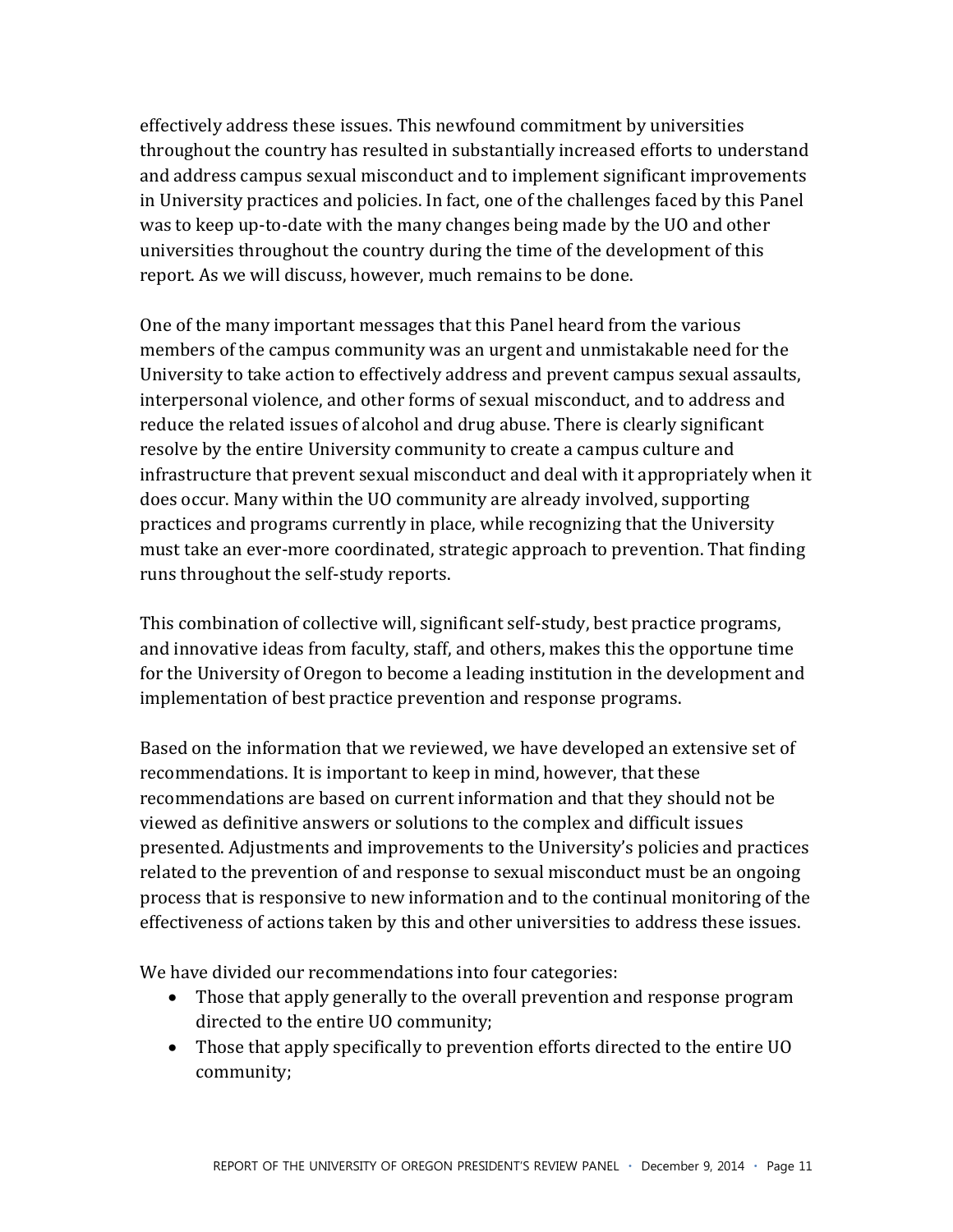effectively address these issues. This newfound commitment by universities throughout the country has resulted in substantially increased efforts to understand and address campus sexual misconduct and to implement significant improvements in University practices and policies. In fact, one of the challenges faced by this Panel was to keep up-to-date with the many changes being made by the UO and other universities throughout the country during the time of the development of this report. As we will discuss, however, much remains to be done.

One of the many important messages that this Panel heard from the various members of the campus community was an urgent and unmistakable need for the University to take action to effectively address and prevent campus sexual assaults, interpersonal violence, and other forms of sexual misconduct, and to address and reduce the related issues of alcohol and drug abuse. There is clearly significant resolve by the entire University community to create a campus culture and infrastructure that prevent sexual misconduct and deal with it appropriately when it does occur. Many within the UO community are already involved, supporting practices and programs currently in place, while recognizing that the University must take an ever-more coordinated, strategic approach to prevention. That finding runs throughout the self-study reports.

This combination of collective will, significant self-study, best practice programs, and innovative ideas from faculty, staff, and others, makes this the opportune time for the University of Oregon to become a leading institution in the development and implementation of best practice prevention and response programs.

Based on the information that we reviewed, we have developed an extensive set of recommendations. It is important to keep in mind, however, that these recommendations are based on current information and that they should not be viewed as definitive answers or solutions to the complex and difficult issues presented. Adjustments and improvements to the University's policies and practices related to the prevention of and response to sexual misconduct must be an ongoing process that is responsive to new information and to the continual monitoring of the effectiveness of actions taken by this and other universities to address these issues.

We have divided our recommendations into four categories:

- Those that apply generally to the overall prevention and response program directed to the entire UO community;
- Those that apply specifically to prevention efforts directed to the entire UO community;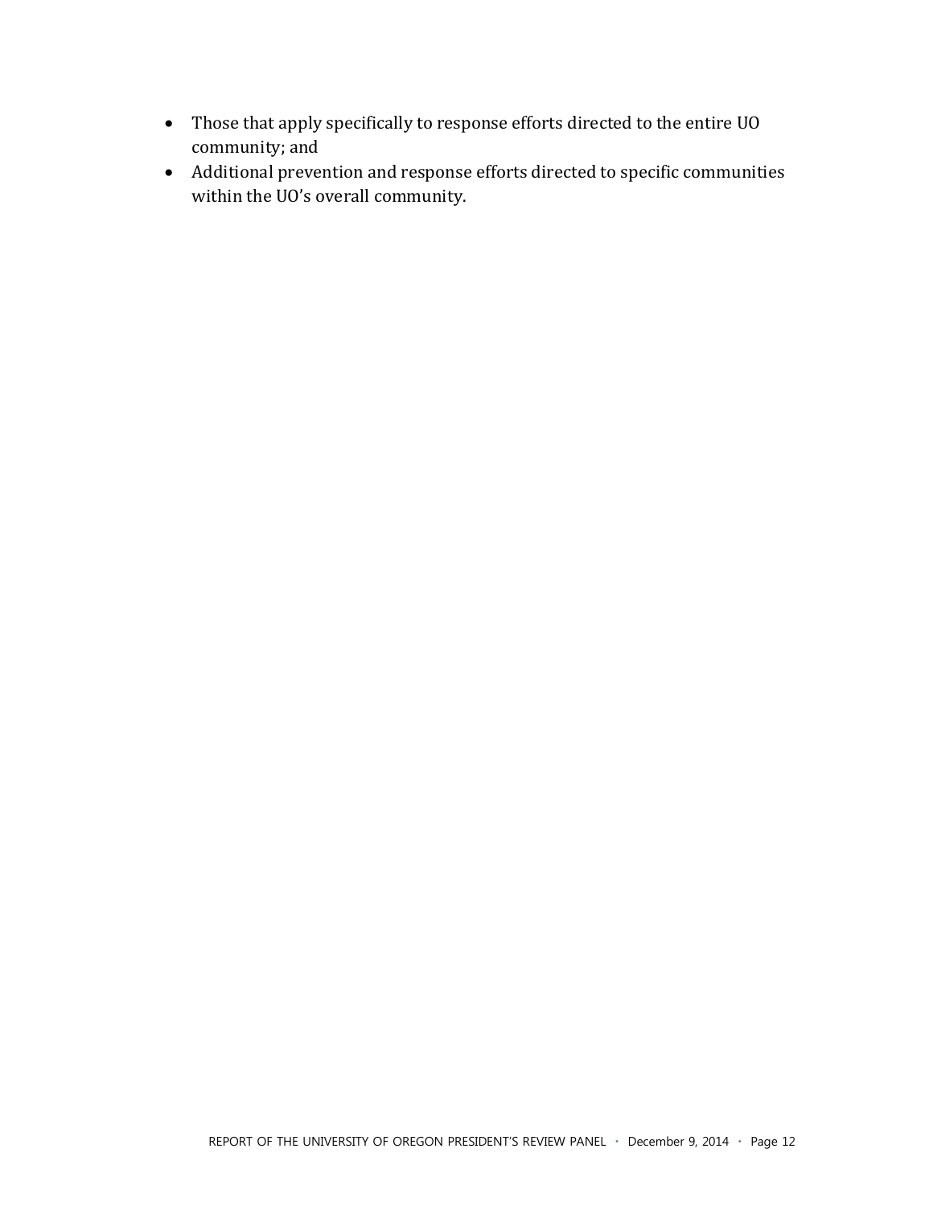- Those that apply specifically to response efforts directed to the entire UO community; and
- Additional prevention and response efforts directed to specific communities within the UO's overall community.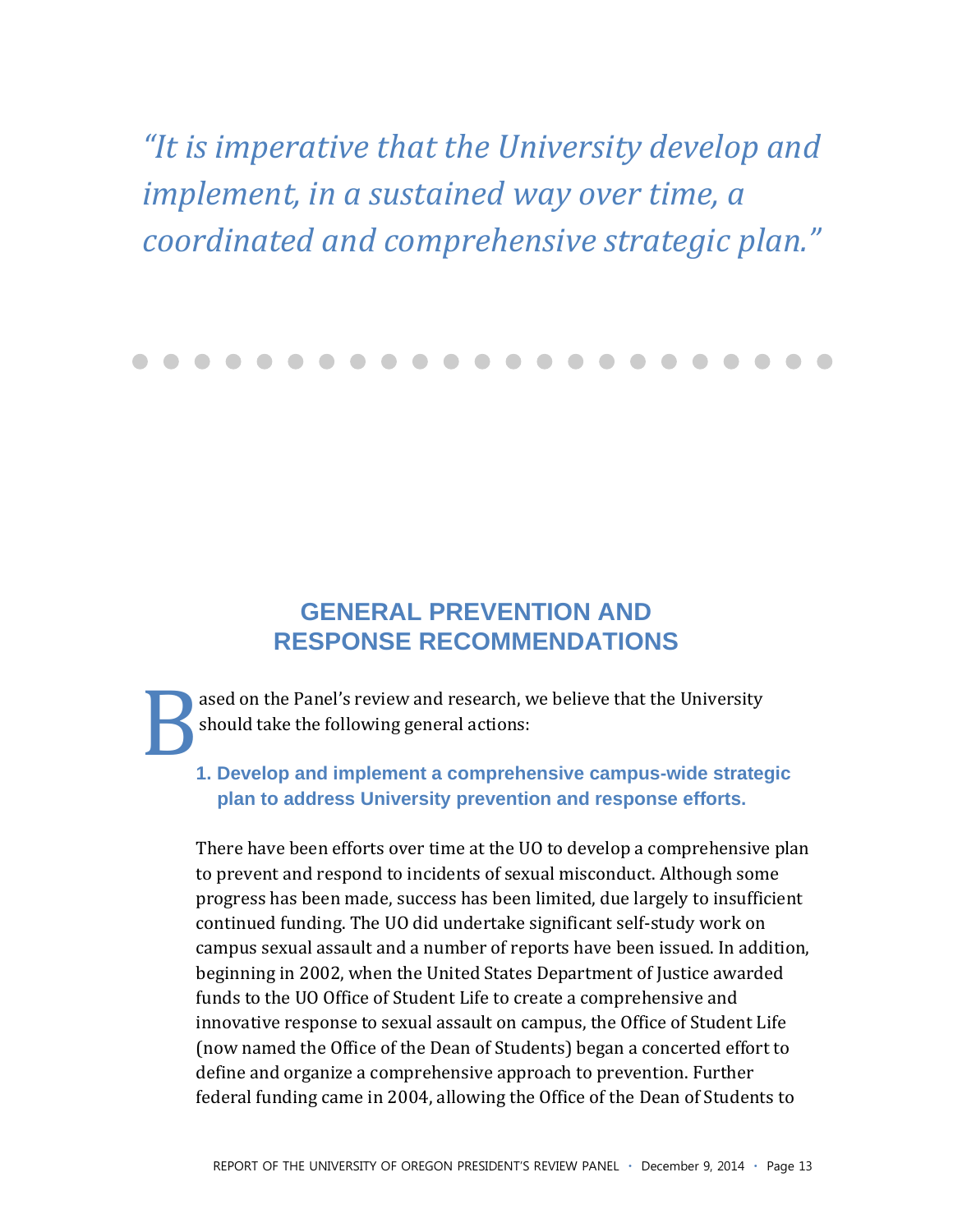*"It is imperative that the University develop and implement, in a sustained way over time, a coordinated and comprehensive strategic plan."*

## GENERAL PREVENTION AND RESPONSE RECOMMENDATIONS

Based on the Panel's review and research, we believe that the University should take the following general actions:

### 1. Develop and implement a comprehensive campus-wide strategic plan to address University prevention and response efforts.

There have been efforts over time at the UO to develop a comprehensive plan to prevent and respond to incidents of sexual misconduct. Although some progress has been made, success has been limited, due largely to insufficient continued funding. The UO did undertake significant self-study work on campus sexual assault and a number of reports have been issued. In addition, beginning in 2002, when the United States Department of Justice awarded funds to the UO Office of Student Life to create a comprehensive and innovative response to sexual assault on campus, the Office of Student Life (now named the Office of the Dean of Students) began a concerted effort to define and organize a comprehensive approach to prevention. Further federal funding came in 2004, allowing the Office of the Dean of Students to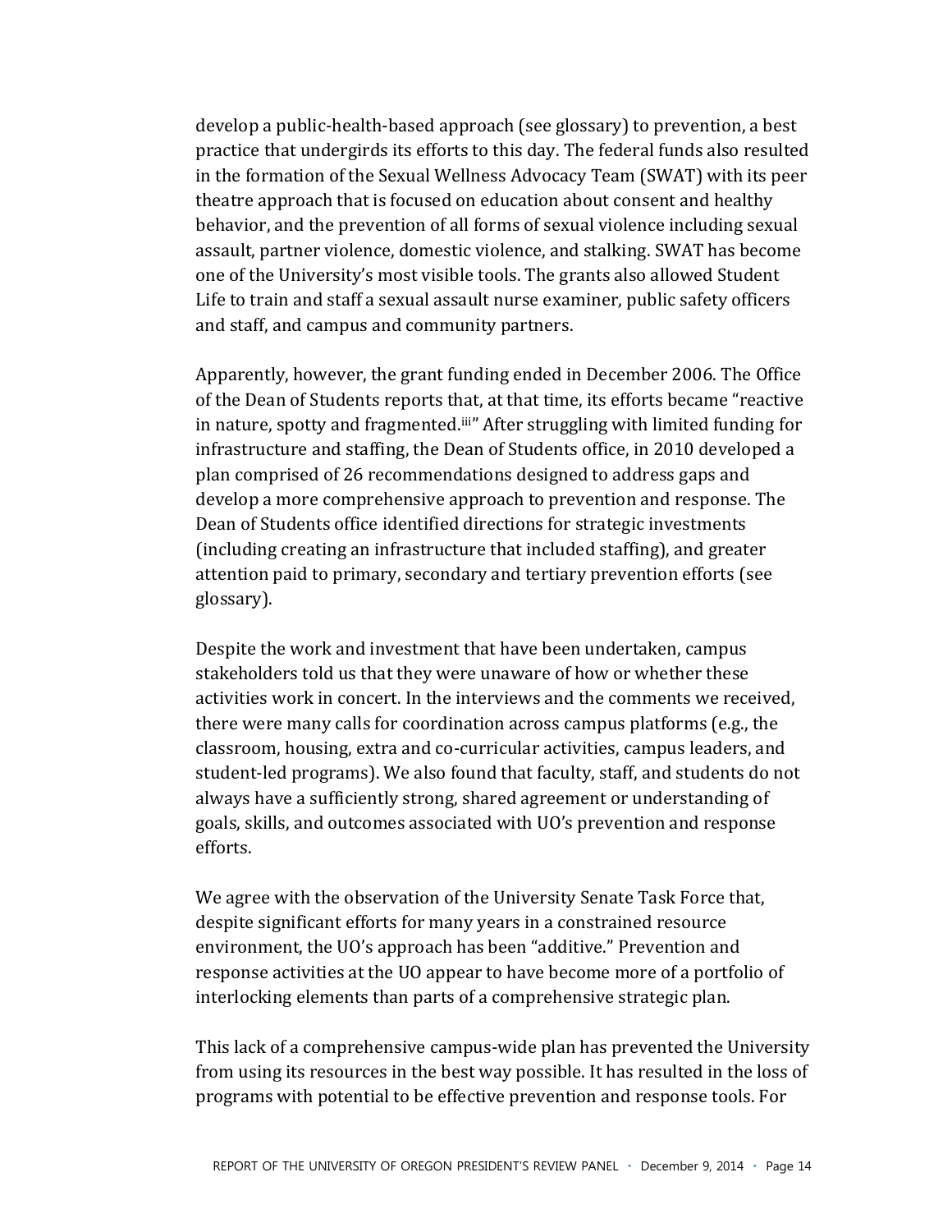develop a public-health-based approach (see glossary) to prevention, a best practice that undergirds its efforts to this day. The federal funds also resulted in the formation of the Sexual Wellness Advocacy Team (SWAT) with its peer theatre approach that is focused on education about consent and healthy behavior, and the prevention of all forms of sexual violence including sexual assault, partner violence, domestic violence, and stalking. SWAT has become one of the University's most visible tools. The grants also allowed Student Life to train and staff a sexual assault nurse examiner, public safety officers and staff, and campus and community partners.

Apparently, however, the grant funding ended in December 2006. The Office of the Dean of Students reports that, at that time, its efforts became "reactive in nature, spotty and fragmented.[iii]" After struggling with limited funding for infrastructure and staffing, the Dean of Students office, in 2010 developed a plan comprised of 26 recommendations designed to address gaps and develop a more comprehensive approach to prevention and response. The Dean of Students office identified directions for strategic investments (including creating an infrastructure that included staffing), and greater attention paid to primary, secondary and tertiary prevention efforts (see glossary).

Despite the work and investment that have been undertaken, campus stakeholders told us that they were unaware of how or whether these activities work in concert. In the interviews and the comments we received, there were many calls for coordination across campus platforms (e.g., the classroom, housing, extra and co-curricular activities, campus leaders, and student-led programs). We also found that faculty, staff, and students do not always have a sufficiently strong, shared agreement or understanding of goals, skills, and outcomes associated with UO's prevention and response efforts.

We agree with the observation of the University Senate Task Force that, despite significant efforts for many years in a constrained resource environment, the UO's approach has been "additive." Prevention and response activities at the UO appear to have become more of a portfolio of interlocking elements than parts of a comprehensive strategic plan.

This lack of a comprehensive campus-wide plan has prevented the University from using its resources in the best way possible. It has resulted in the loss of programs with potential to be effective prevention and response tools. For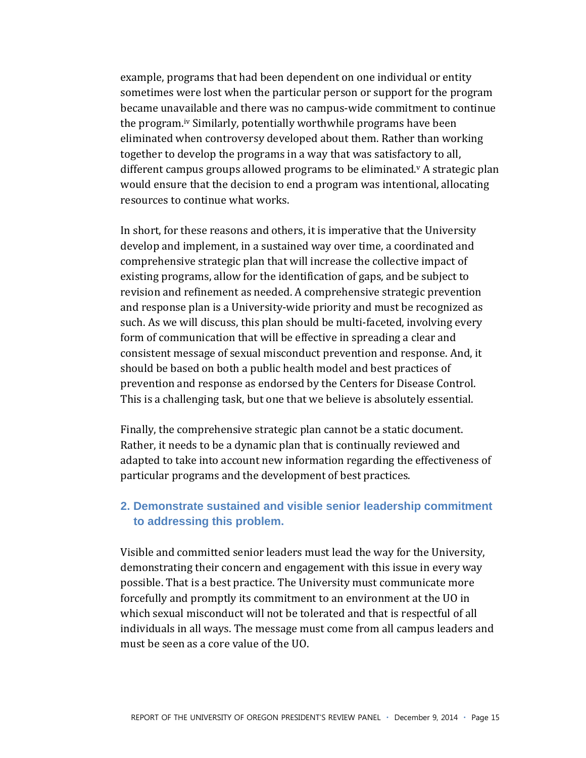example, programs that had been dependent on one individual or entity sometimes were lost when the particular person or support for the program became unavailable and there was no campus-wide commitment to continue the program.[iv] Similarly, potentially worthwhile programs have been eliminated when controversy developed about them. Rather than working together to develop the programs in a way that was satisfactory to all, different campus groups allowed programs to be eliminated.[v] A strategic plan would ensure that the decision to end a program was intentional, allocating resources to continue what works.

In short, for these reasons and others, it is imperative that the University develop and implement, in a sustained way over time, a coordinated and comprehensive strategic plan that will increase the collective impact of existing programs, allow for the identification of gaps, and be subject to revision and refinement as needed. A comprehensive strategic prevention and response plan is a University-wide priority and must be recognized as such. As we will discuss, this plan should be multi-faceted, involving every form of communication that will be effective in spreading a clear and consistent message of sexual misconduct prevention and response. And, it should be based on both a public health model and best practices of prevention and response as endorsed by the Centers for Disease Control. This is a challenging task, but one that we believe is absolutely essential.

Finally, the comprehensive strategic plan cannot be a static document. Rather, it needs to be a dynamic plan that is continually reviewed and adapted to take into account new information regarding the effectiveness of particular programs and the development of best practices.

### 2. Demonstrate sustained and visible senior leadership commitment to addressing this problem.

Visible and committed senior leaders must lead the way for the University, demonstrating their concern and engagement with this issue in every way possible. That is a best practice. The University must communicate more forcefully and promptly its commitment to an environment at the UO in which sexual misconduct will not be tolerated and that is respectful of all individuals in all ways. The message must come from all campus leaders and must be seen as a core value of the UO.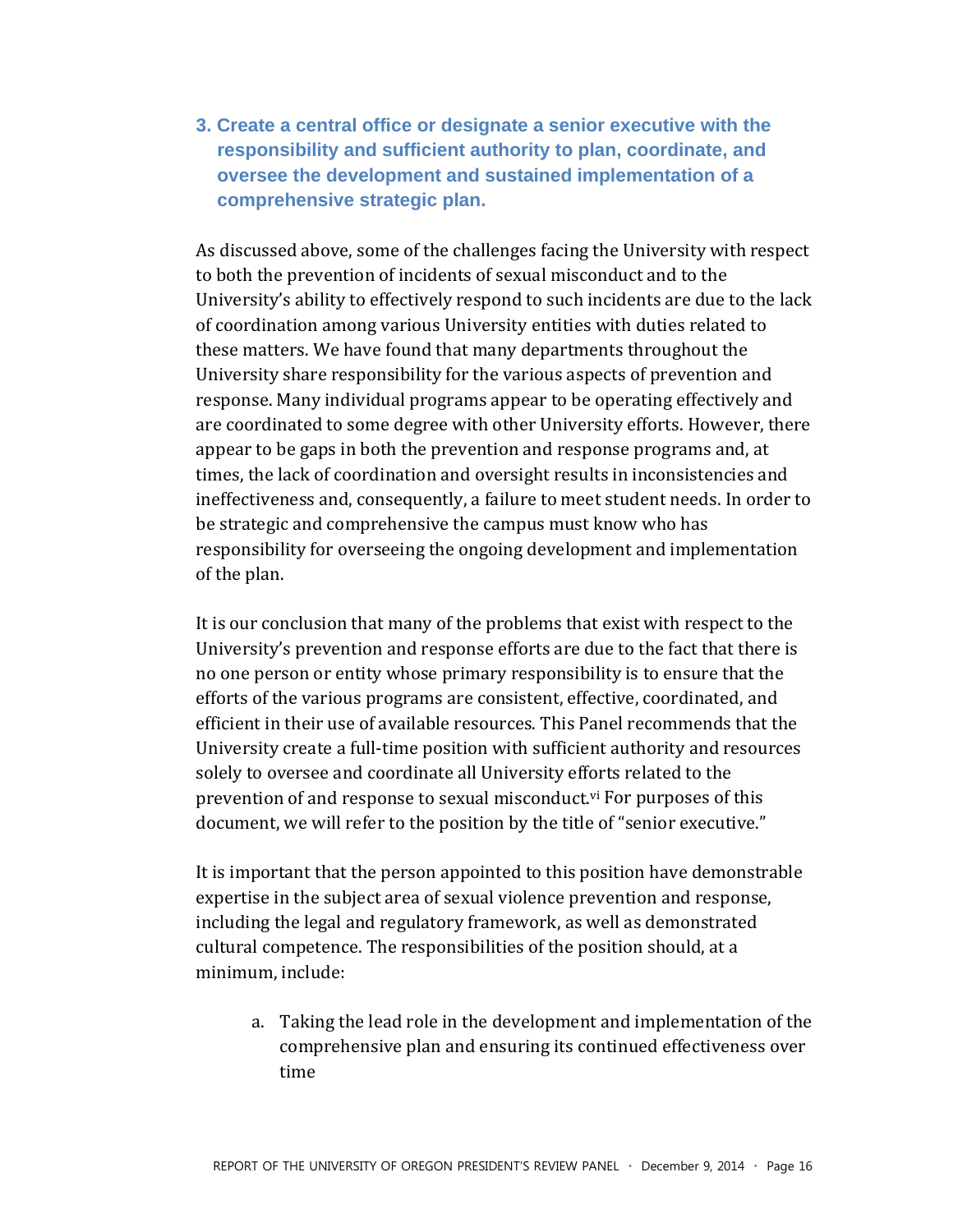### 3. Create a central office or designate a senior executive with the responsibility and sufficient authority to plan, coordinate, and oversee the development and sustained implementation of a comprehensive strategic plan.

As discussed above, some of the challenges facing the University with respect to both the prevention of incidents of sexual misconduct and to the University's ability to effectively respond to such incidents are due to the lack of coordination among various University entities with duties related to these matters. We have found that many departments throughout the University share responsibility for the various aspects of prevention and response. Many individual programs appear to be operating effectively and are coordinated to some degree with other University efforts. However, there appear to be gaps in both the prevention and response programs and, at times, the lack of coordination and oversight results in inconsistencies and ineffectiveness and, consequently, a failure to meet student needs. In order to be strategic and comprehensive the campus must know who has responsibility for overseeing the ongoing development and implementation of the plan.

It is our conclusion that many of the problems that exist with respect to the University's prevention and response efforts are due to the fact that there is no one person or entity whose primary responsibility is to ensure that the efforts of the various programs are consistent, effective, coordinated, and efficient in their use of available resources. This Panel recommends that the University create a full-time position with sufficient authority and resources solely to oversee and coordinate all University efforts related to the prevention of and response to sexual misconduct.[vi] For purposes of this document, we will refer to the position by the title of "senior executive."

It is important that the person appointed to this position have demonstrable expertise in the subject area of sexual violence prevention and response, including the legal and regulatory framework, as well as demonstrated cultural competence. The responsibilities of the position should, at a minimum, include:

a. Taking the lead role in the development and implementation of the comprehensive plan and ensuring its continued effectiveness over time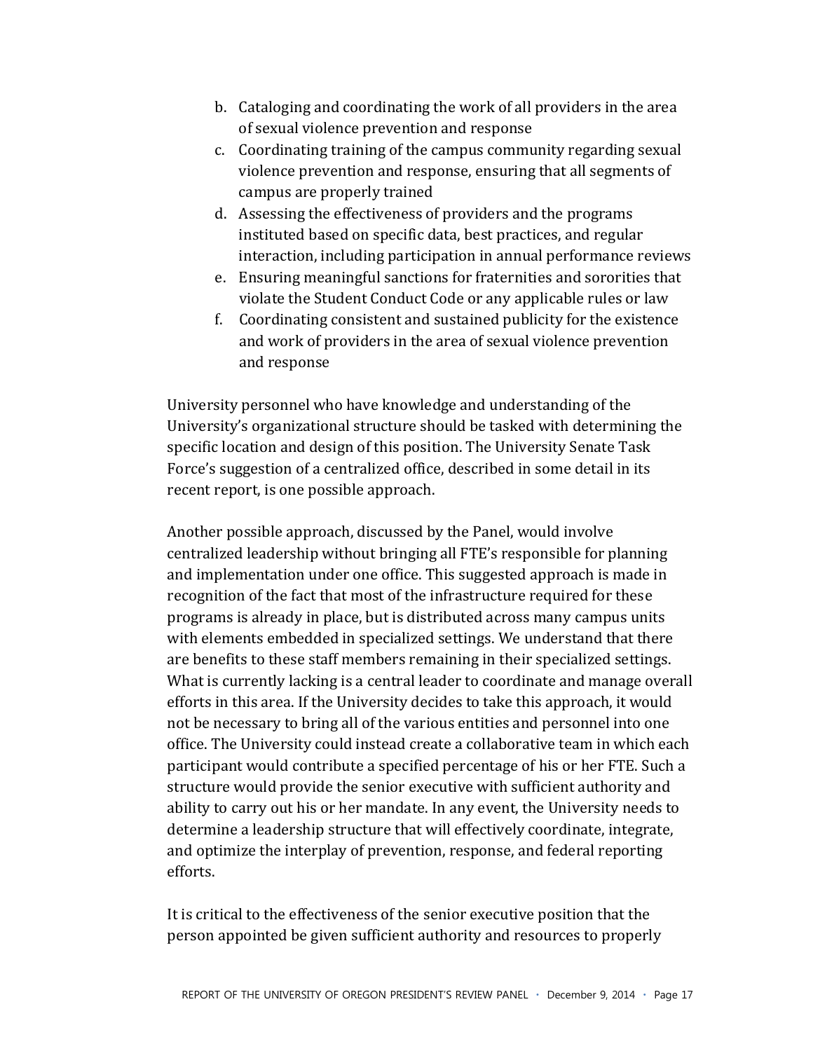b. Cataloging and coordinating the work of all providers in the area of sexual violence prevention and response
c. Coordinating training of the campus community regarding sexual violence prevention and response, ensuring that all segments of campus are properly trained
d. Assessing the effectiveness of providers and the programs instituted based on specific data, best practices, and regular interaction, including participation in annual performance reviews
e. Ensuring meaningful sanctions for fraternities and sororities that violate the Student Conduct Code or any applicable rules or law
f. Coordinating consistent and sustained publicity for the existence and work of providers in the area of sexual violence prevention and response

University personnel who have knowledge and understanding of the University's organizational structure should be tasked with determining the specific location and design of this position. The University Senate Task Force's suggestion of a centralized office, described in some detail in its recent report, is one possible approach.

Another possible approach, discussed by the Panel, would involve centralized leadership without bringing all FTE's responsible for planning and implementation under one office. This suggested approach is made in recognition of the fact that most of the infrastructure required for these programs is already in place, but is distributed across many campus units with elements embedded in specialized settings. We understand that there are benefits to these staff members remaining in their specialized settings. What is currently lacking is a central leader to coordinate and manage overall efforts in this area. If the University decides to take this approach, it would not be necessary to bring all of the various entities and personnel into one office. The University could instead create a collaborative team in which each participant would contribute a specified percentage of his or her FTE. Such a structure would provide the senior executive with sufficient authority and ability to carry out his or her mandate. In any event, the University needs to determine a leadership structure that will effectively coordinate, integrate, and optimize the interplay of prevention, response, and federal reporting efforts.

It is critical to the effectiveness of the senior executive position that the person appointed be given sufficient authority and resources to properly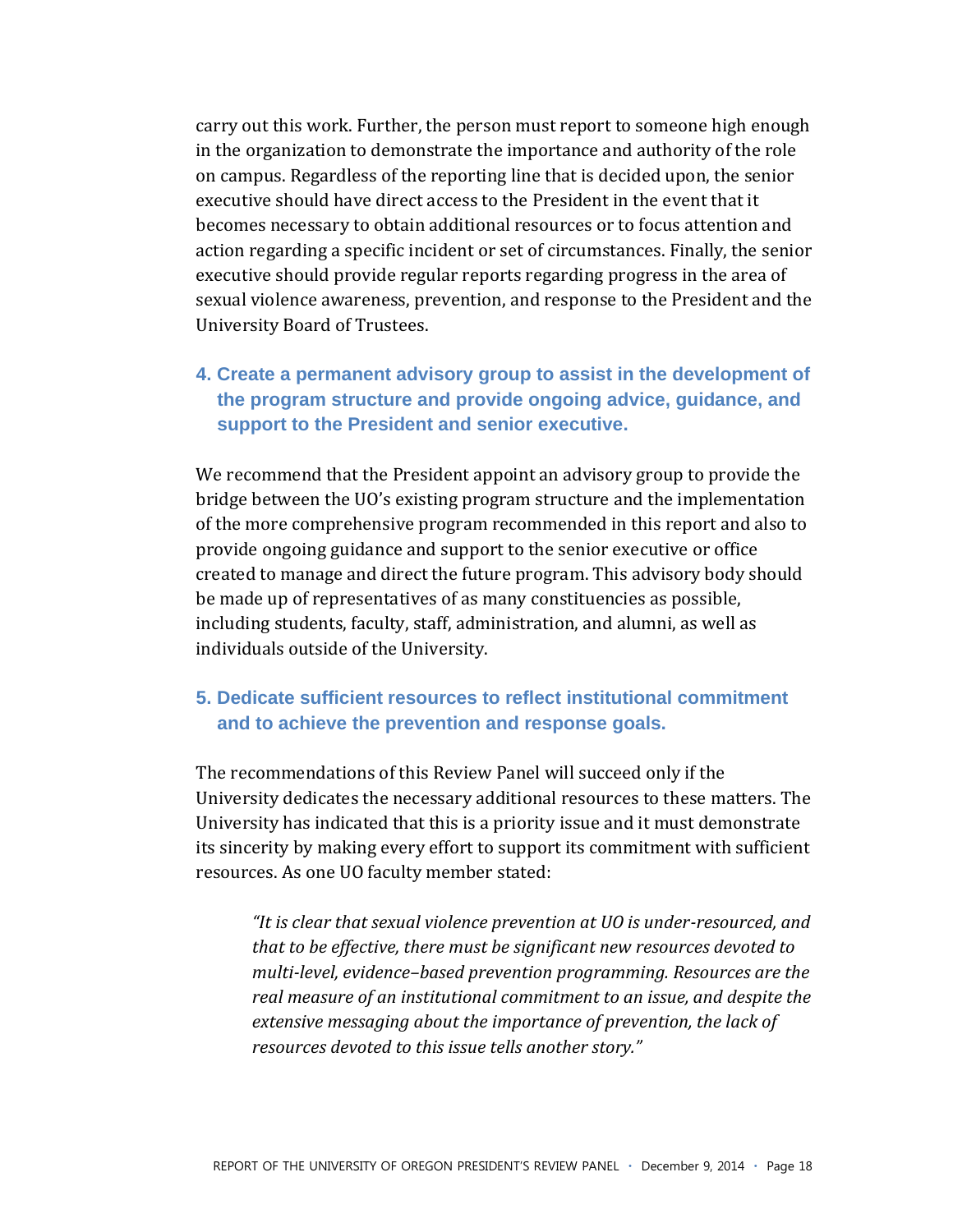carry out this work. Further, the person must report to someone high enough in the organization to demonstrate the importance and authority of the role on campus. Regardless of the reporting line that is decided upon, the senior executive should have direct access to the President in the event that it becomes necessary to obtain additional resources or to focus attention and action regarding a specific incident or set of circumstances. Finally, the senior executive should provide regular reports regarding progress in the area of sexual violence awareness, prevention, and response to the President and the University Board of Trustees.

### 4. Create a permanent advisory group to assist in the development of the program structure and provide ongoing advice, guidance, and support to the President and senior executive.

We recommend that the President appoint an advisory group to provide the bridge between the UO's existing program structure and the implementation of the more comprehensive program recommended in this report and also to provide ongoing guidance and support to the senior executive or office created to manage and direct the future program. This advisory body should be made up of representatives of as many constituencies as possible, including students, faculty, staff, administration, and alumni, as well as individuals outside of the University.

### 5. Dedicate sufficient resources to reflect institutional commitment and to achieve the prevention and response goals.

The recommendations of this Review Panel will succeed only if the University dedicates the necessary additional resources to these matters. The University has indicated that this is a priority issue and it must demonstrate its sincerity by making every effort to support its commitment with sufficient resources. As one UO faculty member stated:

> *"It is clear that sexual violence prevention at UO is under-resourced, and that to be effective, there must be significant new resources devoted to multi-level, evidence–based prevention programming. Resources are the real measure of an institutional commitment to an issue, and despite the extensive messaging about the importance of prevention, the lack of resources devoted to this issue tells another story."*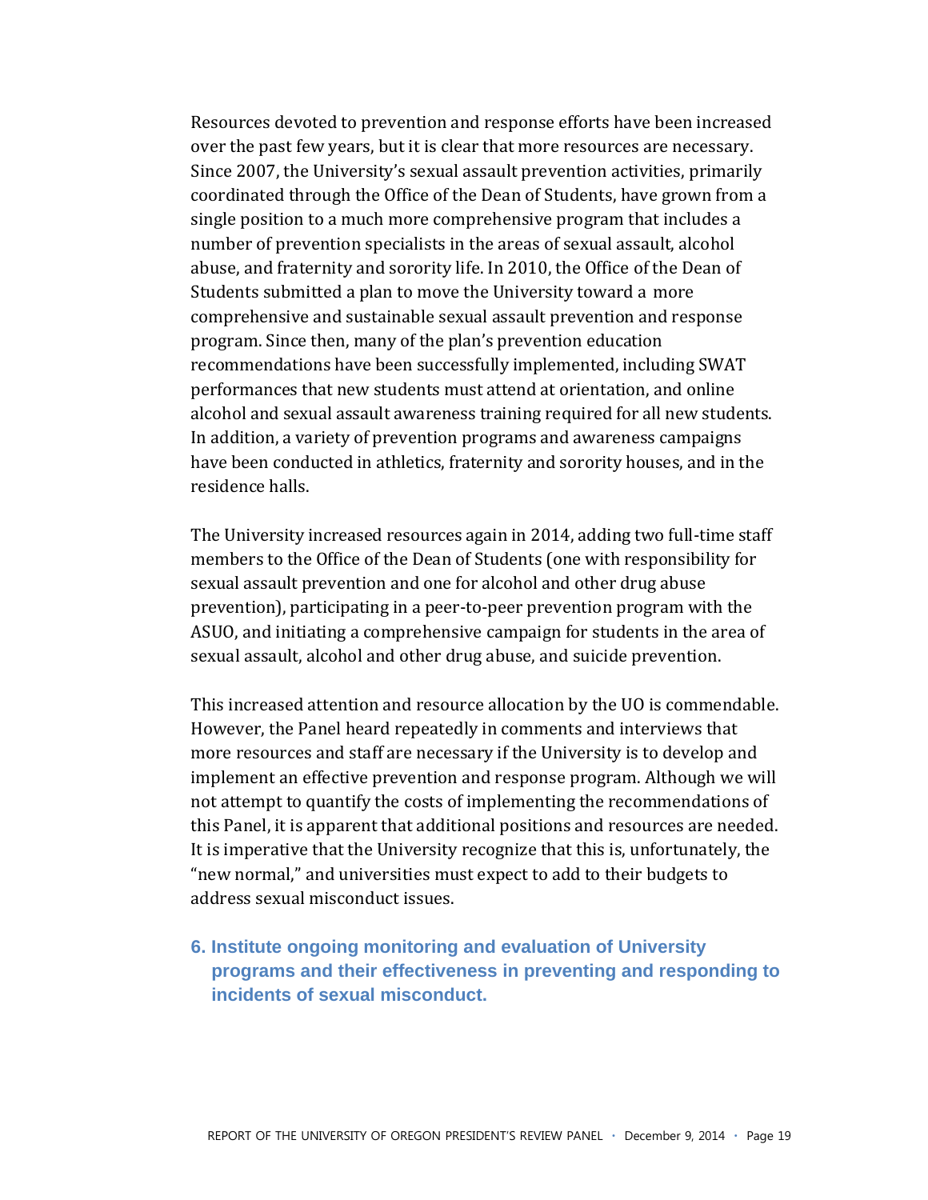Resources devoted to prevention and response efforts have been increased over the past few years, but it is clear that more resources are necessary. Since 2007, the University's sexual assault prevention activities, primarily coordinated through the Office of the Dean of Students, have grown from a single position to a much more comprehensive program that includes a number of prevention specialists in the areas of sexual assault, alcohol abuse, and fraternity and sorority life. In 2010, the Office of the Dean of Students submitted a plan to move the University toward a more comprehensive and sustainable sexual assault prevention and response program. Since then, many of the plan's prevention education recommendations have been successfully implemented, including SWAT performances that new students must attend at orientation, and online alcohol and sexual assault awareness training required for all new students. In addition, a variety of prevention programs and awareness campaigns have been conducted in athletics, fraternity and sorority houses, and in the residence halls.

The University increased resources again in 2014, adding two full-time staff members to the Office of the Dean of Students (one with responsibility for sexual assault prevention and one for alcohol and other drug abuse prevention), participating in a peer-to-peer prevention program with the ASUO, and initiating a comprehensive campaign for students in the area of sexual assault, alcohol and other drug abuse, and suicide prevention.

This increased attention and resource allocation by the UO is commendable. However, the Panel heard repeatedly in comments and interviews that more resources and staff are necessary if the University is to develop and implement an effective prevention and response program. Although we will not attempt to quantify the costs of implementing the recommendations of this Panel, it is apparent that additional positions and resources are needed. It is imperative that the University recognize that this is, unfortunately, the "new normal," and universities must expect to add to their budgets to address sexual misconduct issues.

### 6. Institute ongoing monitoring and evaluation of University programs and their effectiveness in preventing and responding to incidents of sexual misconduct.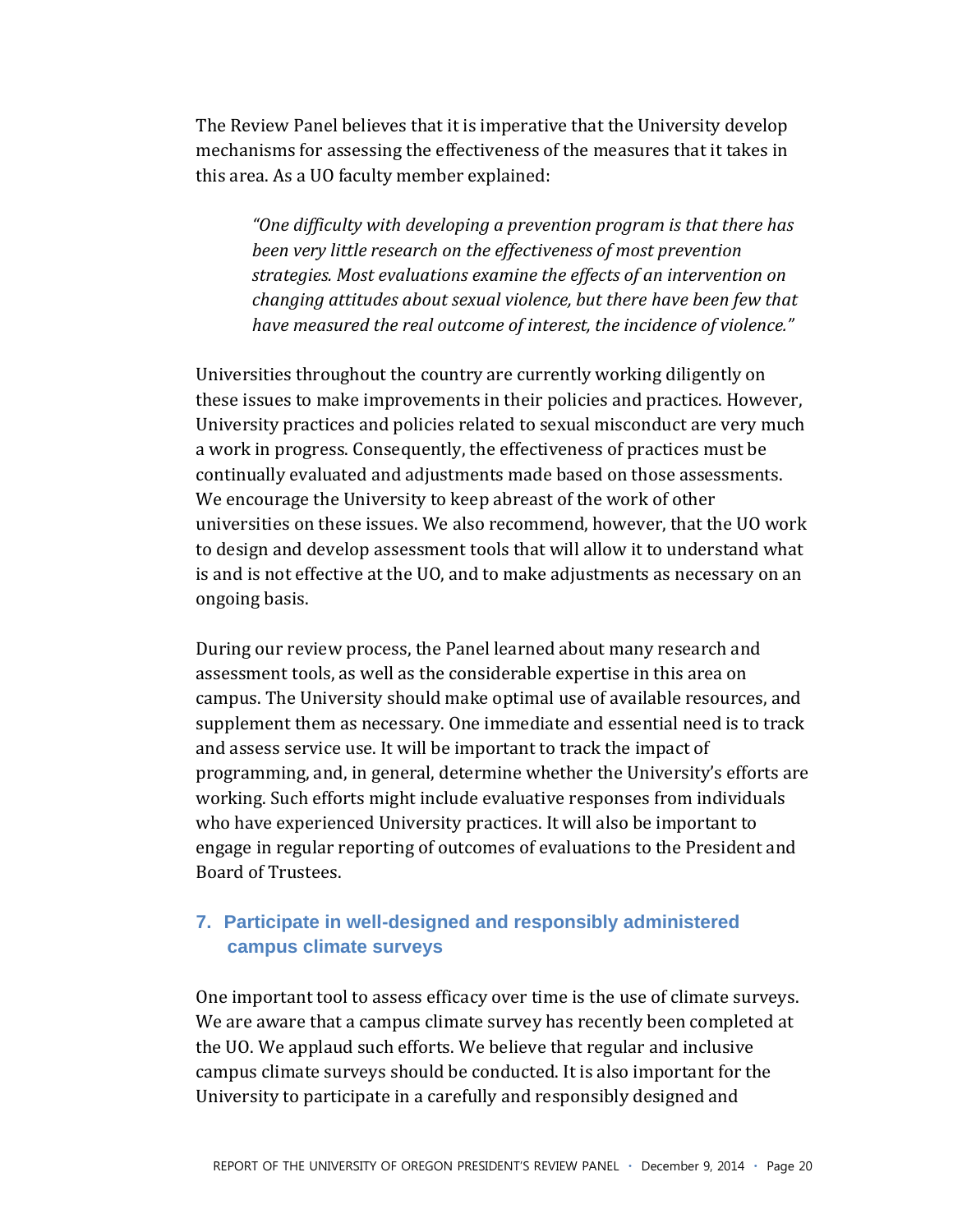The Review Panel believes that it is imperative that the University develop mechanisms for assessing the effectiveness of the measures that it takes in this area. As a UO faculty member explained:

> *"One difficulty with developing a prevention program is that there has been very little research on the effectiveness of most prevention strategies. Most evaluations examine the effects of an intervention on changing attitudes about sexual violence, but there have been few that have measured the real outcome of interest, the incidence of violence."*

Universities throughout the country are currently working diligently on these issues to make improvements in their policies and practices. However, University practices and policies related to sexual misconduct are very much a work in progress. Consequently, the effectiveness of practices must be continually evaluated and adjustments made based on those assessments. We encourage the University to keep abreast of the work of other universities on these issues. We also recommend, however, that the UO work to design and develop assessment tools that will allow it to understand what is and is not effective at the UO, and to make adjustments as necessary on an ongoing basis.

During our review process, the Panel learned about many research and assessment tools, as well as the considerable expertise in this area on campus. The University should make optimal use of available resources, and supplement them as necessary. One immediate and essential need is to track and assess service use. It will be important to track the impact of programming, and, in general, determine whether the University's efforts are working. Such efforts might include evaluative responses from individuals who have experienced University practices. It will also be important to engage in regular reporting of outcomes of evaluations to the President and Board of Trustees.

### 7. Participate in well-designed and responsibly administered campus climate surveys

One important tool to assess efficacy over time is the use of climate surveys. We are aware that a campus climate survey has recently been completed at the UO. We applaud such efforts. We believe that regular and inclusive campus climate surveys should be conducted. It is also important for the University to participate in a carefully and responsibly designed and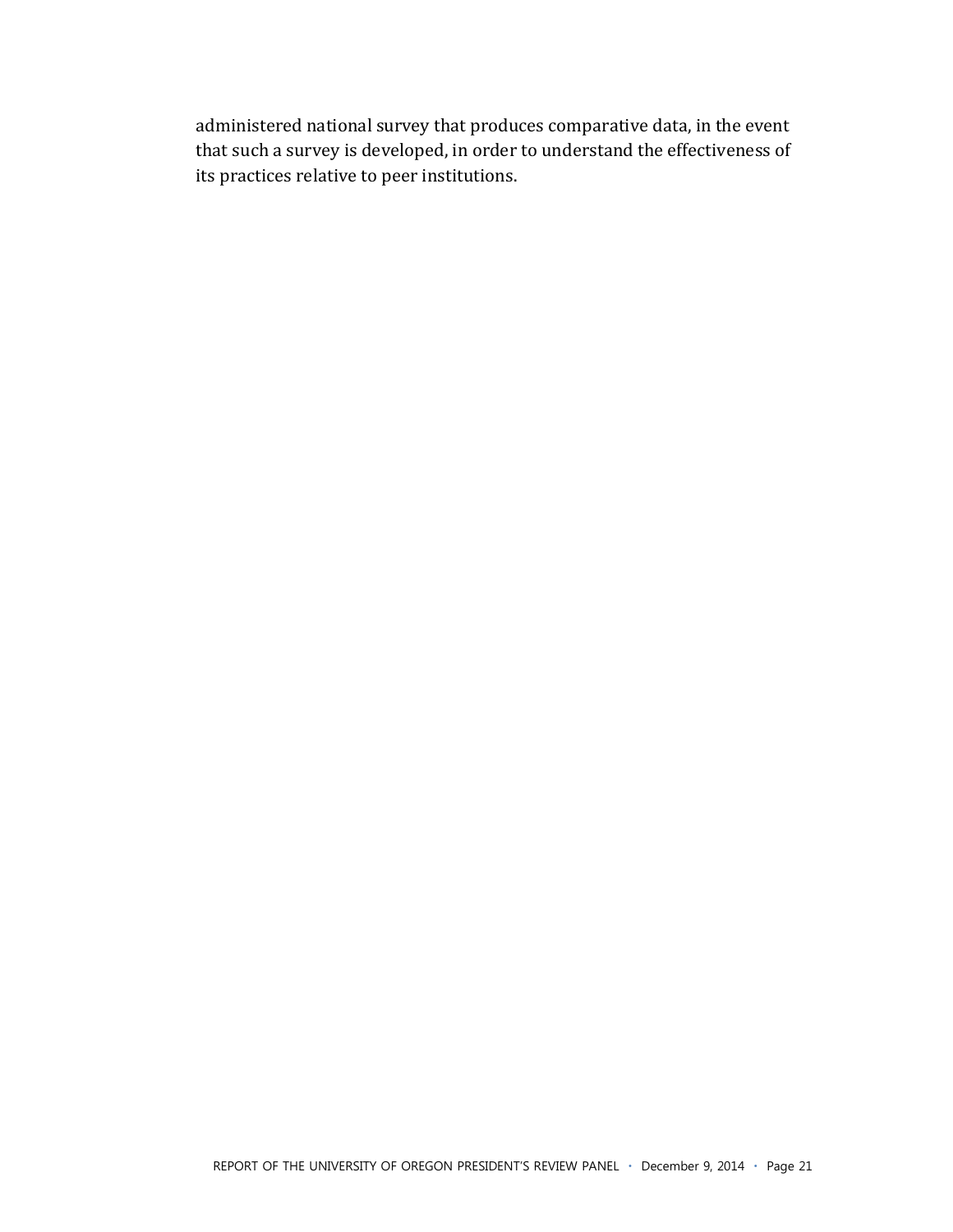administered national survey that produces comparative data, in the event that such a survey is developed, in order to understand the effectiveness of its practices relative to peer institutions.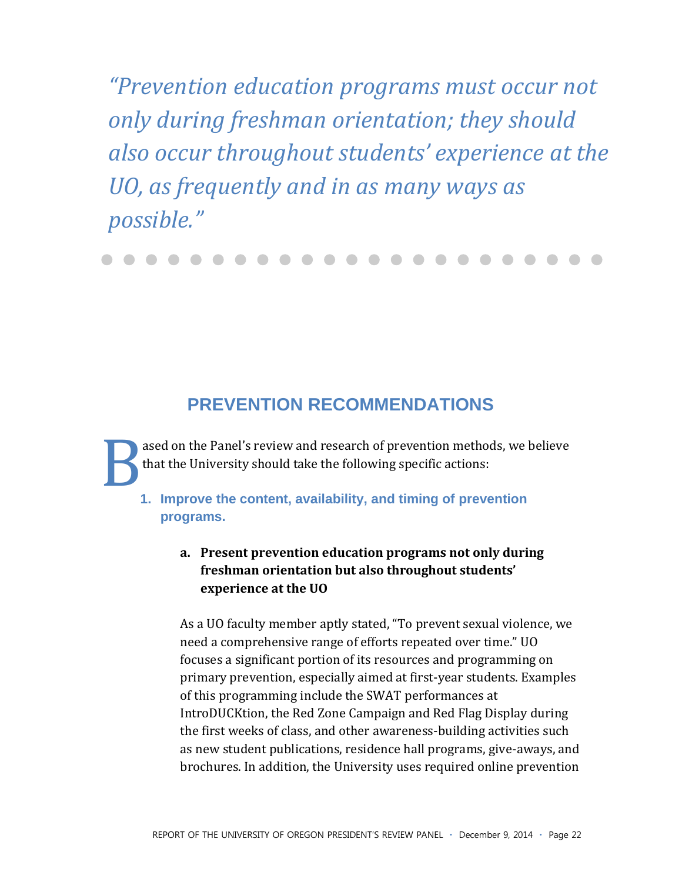*“Prevention education programs must occur not only during freshman orientation; they should also occur throughout students’ experience at the UO, as frequently and in as many ways as possible.”*

## PREVENTION RECOMMENDATIONS

Based on the Panel’s review and research of prevention methods, we believe that the University should take the following specific actions:

### 1. Improve the content, availability, and timing of prevention programs.

**a. Present prevention education programs not only during freshman orientation but also throughout students’ experience at the UO**

As a UO faculty member aptly stated, “To prevent sexual violence, we need a comprehensive range of efforts repeated over time.” UO focuses a significant portion of its resources and programming on primary prevention, especially aimed at first-year students. Examples of this programming include the SWAT performances at IntroDUCKtion, the Red Zone Campaign and Red Flag Display during the first weeks of class, and other awareness-building activities such as new student publications, residence hall programs, give-aways, and brochures. In addition, the University uses required online prevention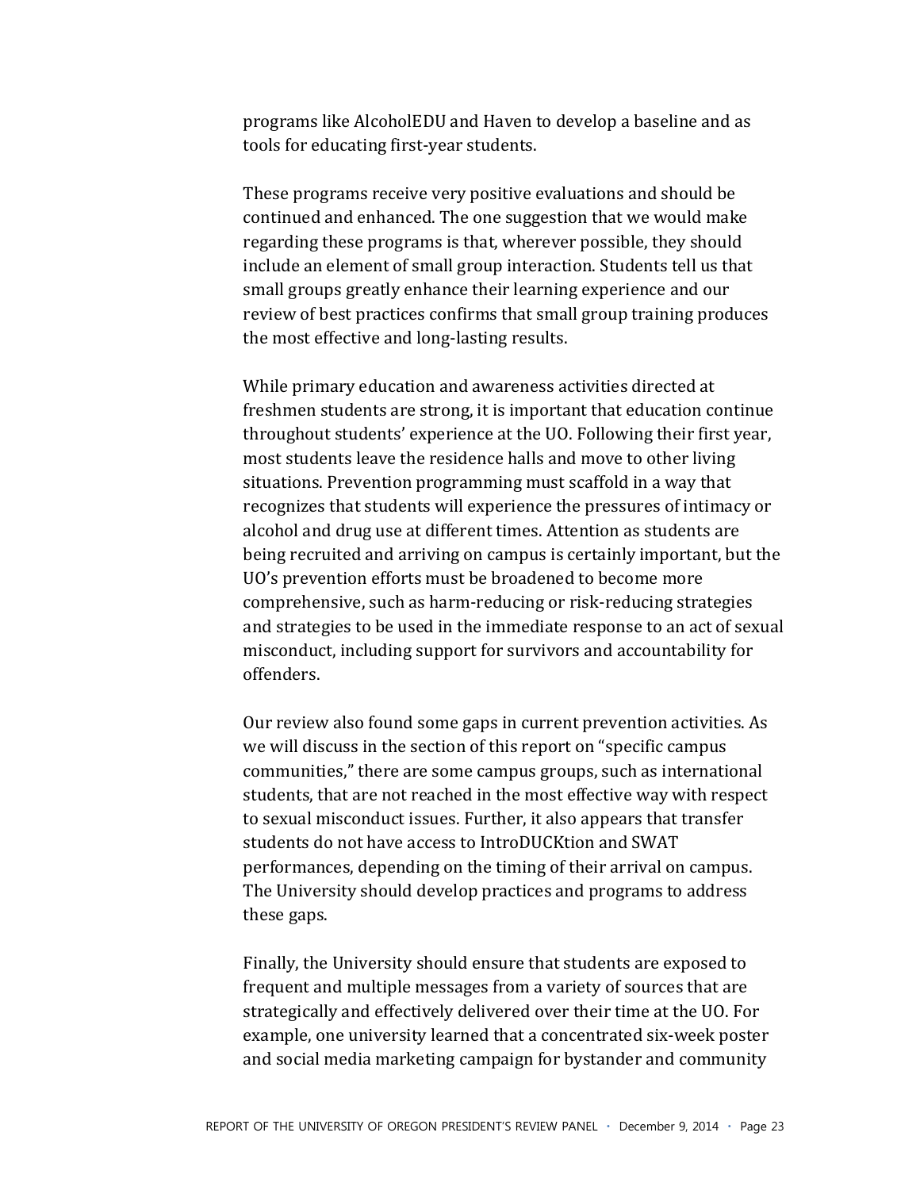programs like AlcoholEDU and Haven to develop a baseline and as tools for educating first-year students.

These programs receive very positive evaluations and should be continued and enhanced. The one suggestion that we would make regarding these programs is that, wherever possible, they should include an element of small group interaction. Students tell us that small groups greatly enhance their learning experience and our review of best practices confirms that small group training produces the most effective and long-lasting results.

While primary education and awareness activities directed at freshmen students are strong, it is important that education continue throughout students' experience at the UO. Following their first year, most students leave the residence halls and move to other living situations. Prevention programming must scaffold in a way that recognizes that students will experience the pressures of intimacy or alcohol and drug use at different times. Attention as students are being recruited and arriving on campus is certainly important, but the UO's prevention efforts must be broadened to become more comprehensive, such as harm-reducing or risk-reducing strategies and strategies to be used in the immediate response to an act of sexual misconduct, including support for survivors and accountability for offenders.

Our review also found some gaps in current prevention activities. As we will discuss in the section of this report on "specific campus communities," there are some campus groups, such as international students, that are not reached in the most effective way with respect to sexual misconduct issues. Further, it also appears that transfer students do not have access to IntroDUCKtion and SWAT performances, depending on the timing of their arrival on campus. The University should develop practices and programs to address these gaps.

Finally, the University should ensure that students are exposed to frequent and multiple messages from a variety of sources that are strategically and effectively delivered over their time at the UO. For example, one university learned that a concentrated six-week poster and social media marketing campaign for bystander and community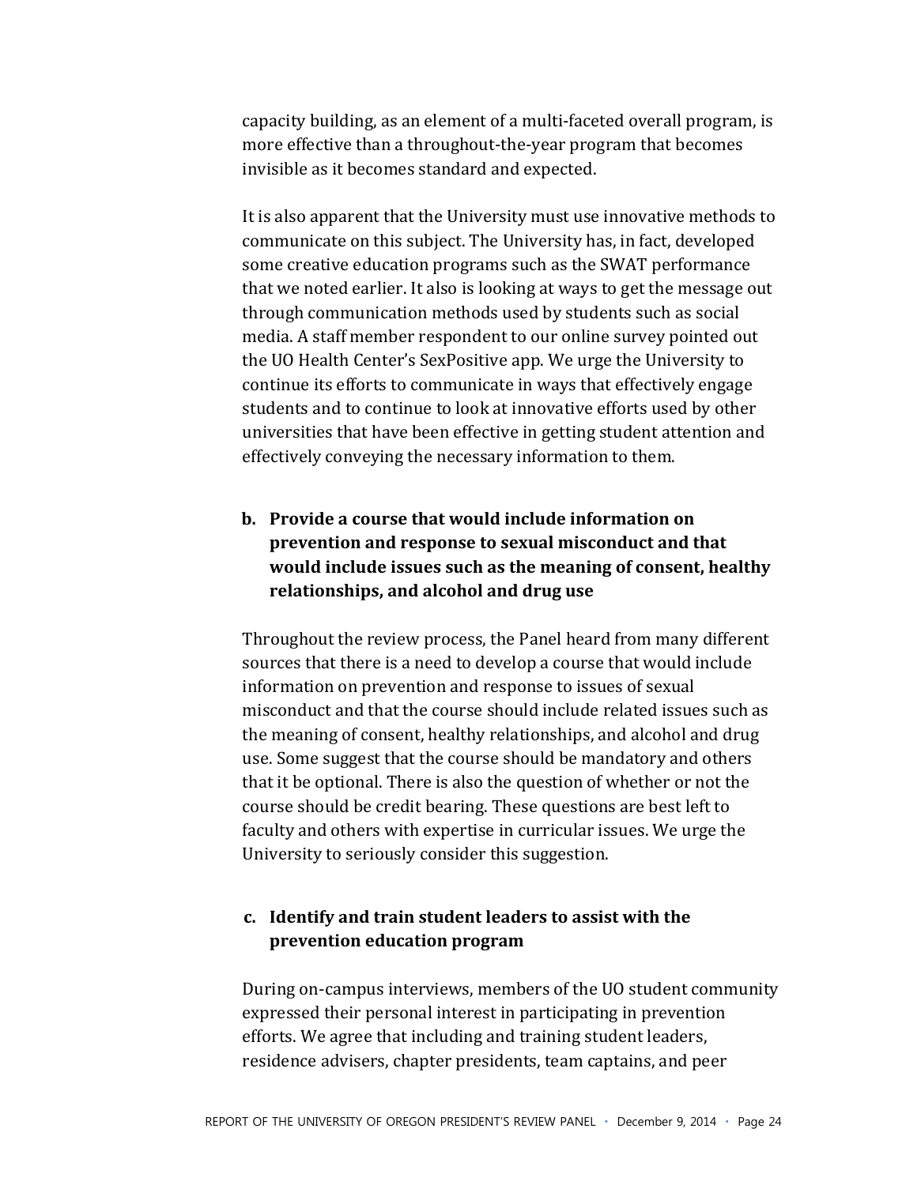capacity building, as an element of a multi-faceted overall program, is more effective than a throughout-the-year program that becomes invisible as it becomes standard and expected.

It is also apparent that the University must use innovative methods to communicate on this subject. The University has, in fact, developed some creative education programs such as the SWAT performance that we noted earlier. It also is looking at ways to get the message out through communication methods used by students such as social media. A staff member respondent to our online survey pointed out the UO Health Center's SexPositive app. We urge the University to continue its efforts to communicate in ways that effectively engage students and to continue to look at innovative efforts used by other universities that have been effective in getting student attention and effectively conveying the necessary information to them.

**b. Provide a course that would include information on prevention and response to sexual misconduct and that would include issues such as the meaning of consent, healthy relationships, and alcohol and drug use**

Throughout the review process, the Panel heard from many different sources that there is a need to develop a course that would include information on prevention and response to issues of sexual misconduct and that the course should include related issues such as the meaning of consent, healthy relationships, and alcohol and drug use. Some suggest that the course should be mandatory and others that it be optional. There is also the question of whether or not the course should be credit bearing. These questions are best left to faculty and others with expertise in curricular issues. We urge the University to seriously consider this suggestion.

**c. Identify and train student leaders to assist with the prevention education program**

During on-campus interviews, members of the UO student community expressed their personal interest in participating in prevention efforts. We agree that including and training student leaders, residence advisers, chapter presidents, team captains, and peer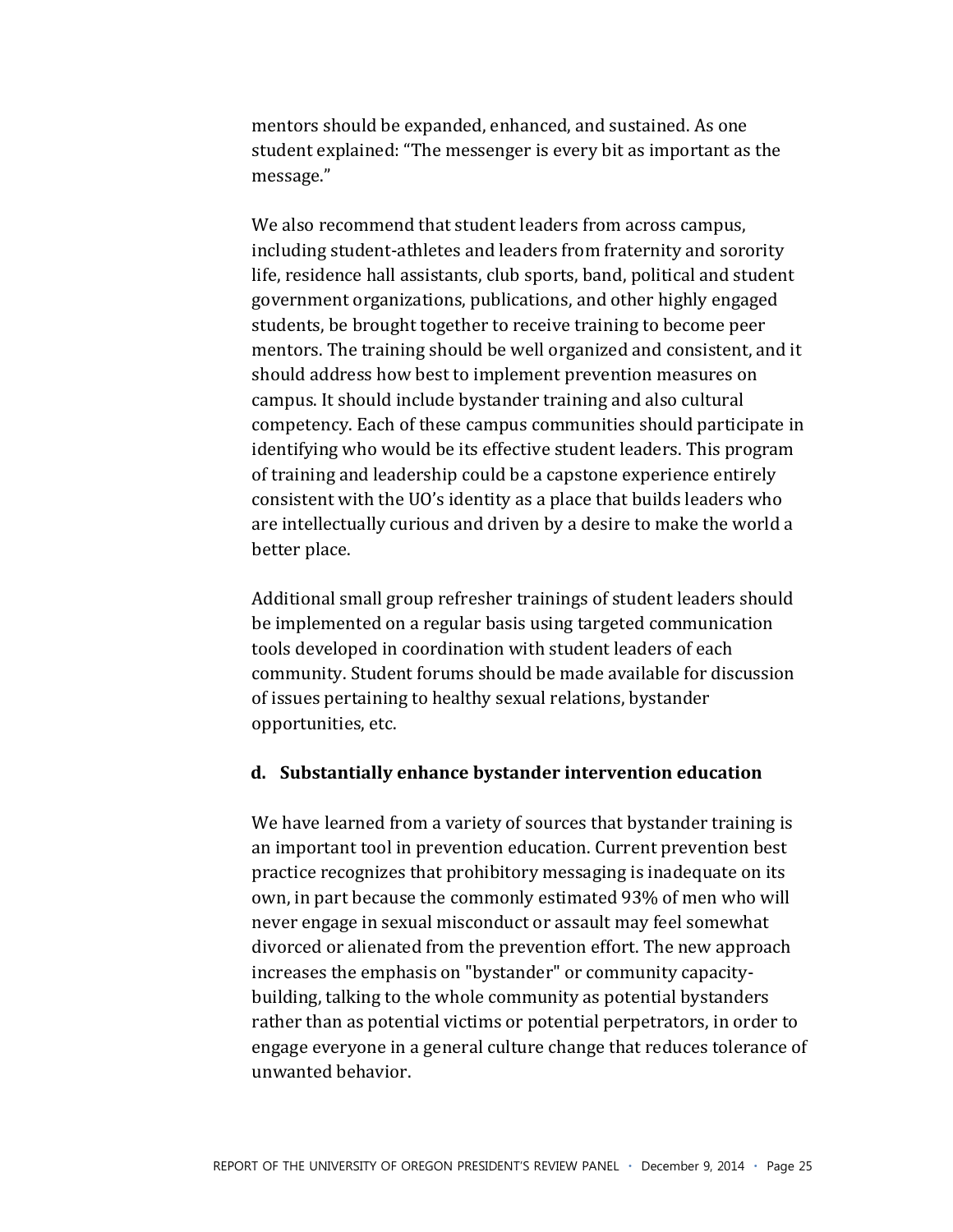mentors should be expanded, enhanced, and sustained. As one student explained: "The messenger is every bit as important as the message."

We also recommend that student leaders from across campus, including student-athletes and leaders from fraternity and sorority life, residence hall assistants, club sports, band, political and student government organizations, publications, and other highly engaged students, be brought together to receive training to become peer mentors. The training should be well organized and consistent, and it should address how best to implement prevention measures on campus. It should include bystander training and also cultural competency. Each of these campus communities should participate in identifying who would be its effective student leaders. This program of training and leadership could be a capstone experience entirely consistent with the UO's identity as a place that builds leaders who are intellectually curious and driven by a desire to make the world a better place.

Additional small group refresher trainings of student leaders should be implemented on a regular basis using targeted communication tools developed in coordination with student leaders of each community. Student forums should be made available for discussion of issues pertaining to healthy sexual relations, bystander opportunities, etc.

**d. Substantially enhance bystander intervention education**

We have learned from a variety of sources that bystander training is an important tool in prevention education. Current prevention best practice recognizes that prohibitory messaging is inadequate on its own, in part because the commonly estimated 93% of men who will never engage in sexual misconduct or assault may feel somewhat divorced or alienated from the prevention effort. The new approach increases the emphasis on "bystander" or community capacity-building, talking to the whole community as potential bystanders rather than as potential victims or potential perpetrators, in order to engage everyone in a general culture change that reduces tolerance of unwanted behavior.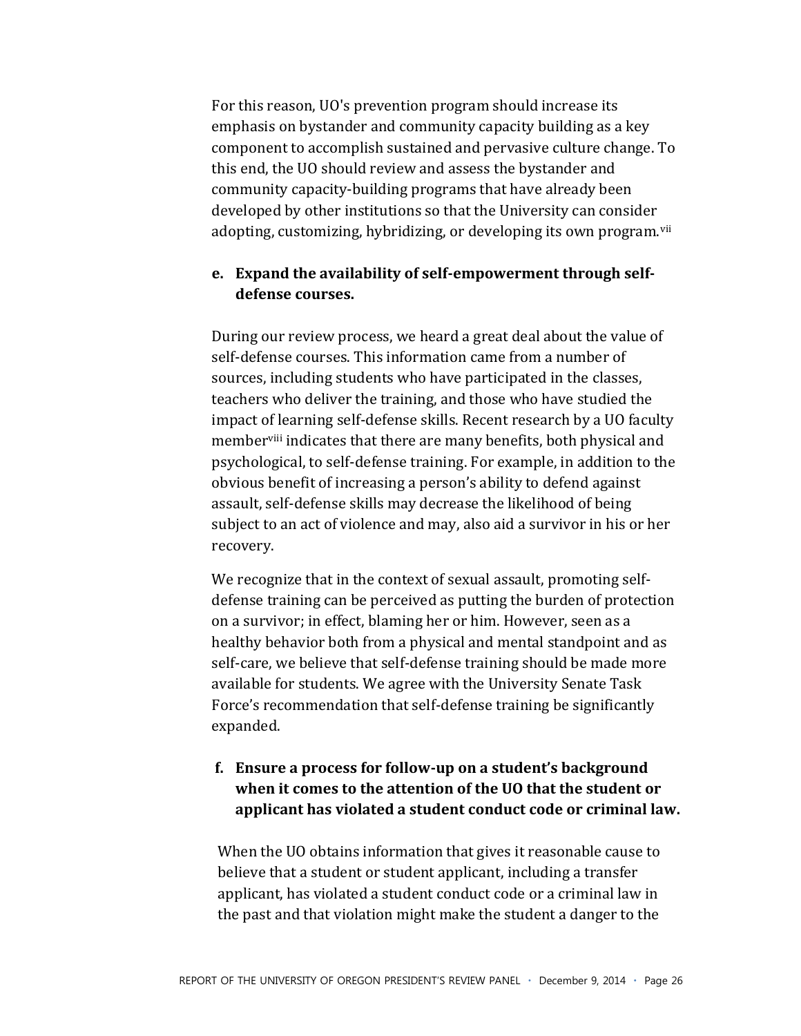For this reason, UO's prevention program should increase its emphasis on bystander and community capacity building as a key component to accomplish sustained and pervasive culture change. To this end, the UO should review and assess the bystander and community capacity-building programs that have already been developed by other institutions so that the University can consider adopting, customizing, hybridizing, or developing its own program.[vii]

**e. Expand the availability of self-empowerment through self-defense courses.**

During our review process, we heard a great deal about the value of self-defense courses. This information came from a number of sources, including students who have participated in the classes, teachers who deliver the training, and those who have studied the impact of learning self-defense skills. Recent research by a UO faculty member[viii] indicates that there are many benefits, both physical and psychological, to self-defense training. For example, in addition to the obvious benefit of increasing a person's ability to defend against assault, self-defense skills may decrease the likelihood of being subject to an act of violence and may, also aid a survivor in his or her recovery.

We recognize that in the context of sexual assault, promoting self-defense training can be perceived as putting the burden of protection on a survivor; in effect, blaming her or him. However, seen as a healthy behavior both from a physical and mental standpoint and as self-care, we believe that self-defense training should be made more available for students. We agree with the University Senate Task Force's recommendation that self-defense training be significantly expanded.

**f. Ensure a process for follow-up on a student's background when it comes to the attention of the UO that the student or applicant has violated a student conduct code or criminal law.**

When the UO obtains information that gives it reasonable cause to believe that a student or student applicant, including a transfer applicant, has violated a student conduct code or a criminal law in the past and that violation might make the student a danger to the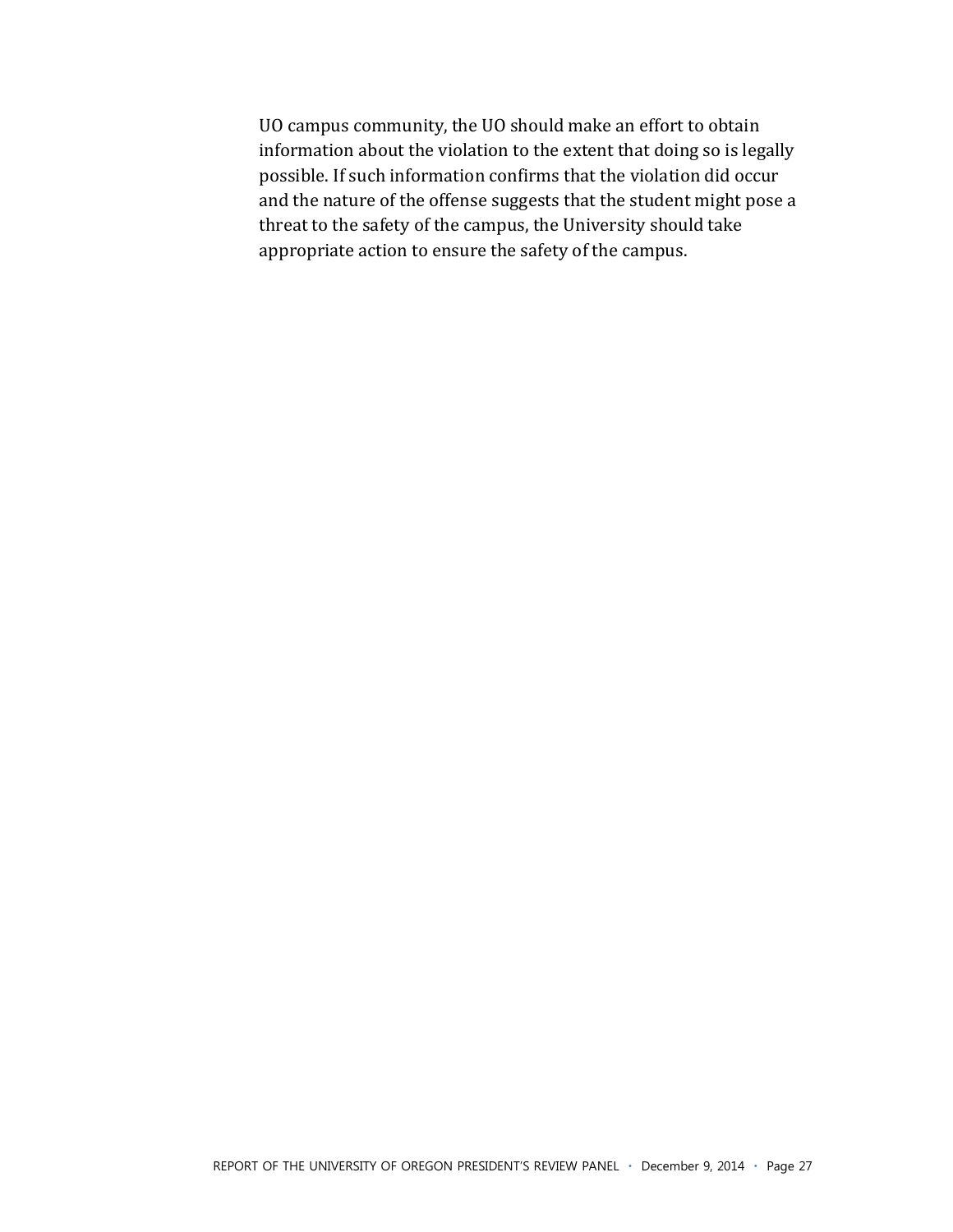UO campus community, the UO should make an effort to obtain information about the violation to the extent that doing so is legally possible. If such information confirms that the violation did occur and the nature of the offense suggests that the student might pose a threat to the safety of the campus, the University should take appropriate action to ensure the safety of the campus.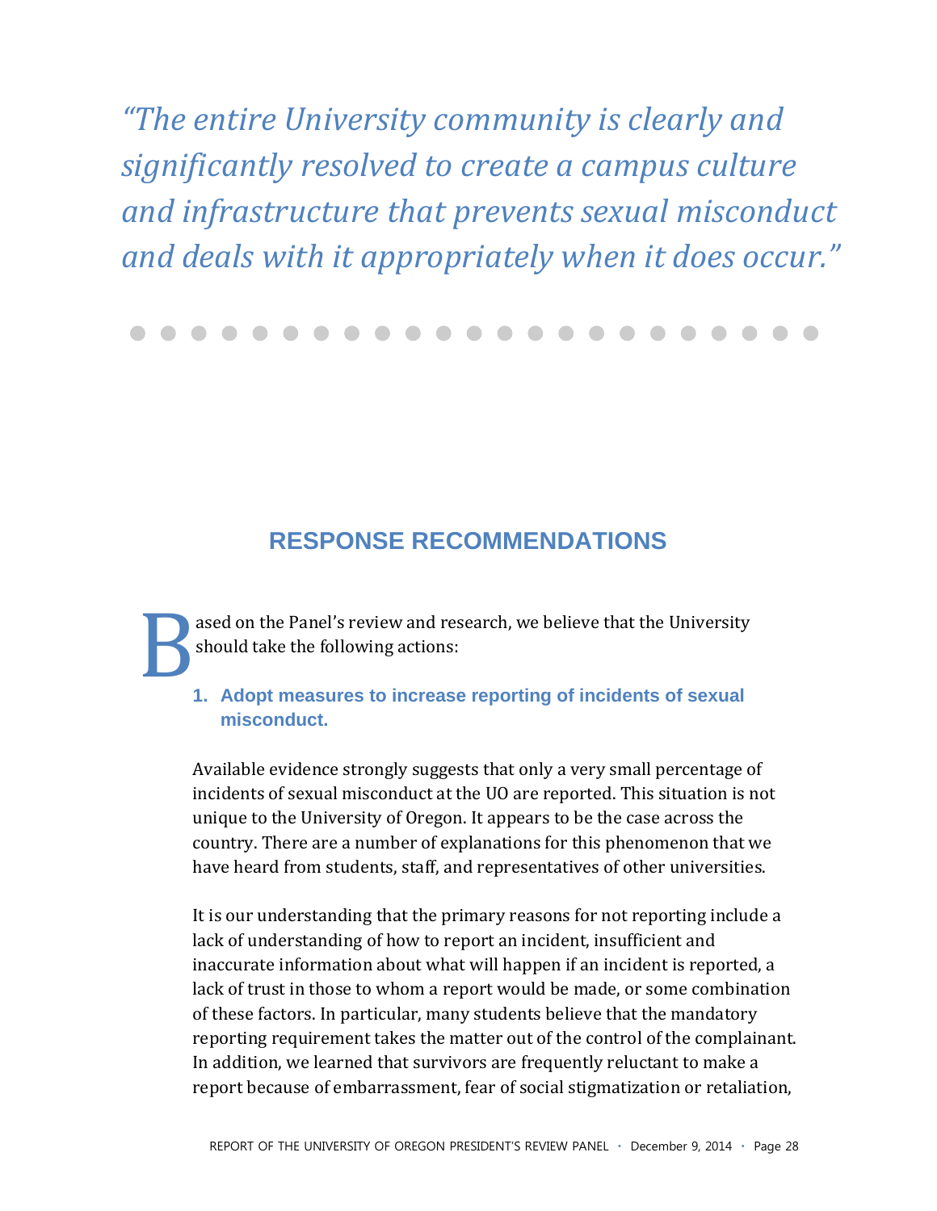*“The entire University community is clearly and significantly resolved to create a campus culture and infrastructure that prevents sexual misconduct and deals with it appropriately when it does occur.”*

## RESPONSE RECOMMENDATIONS

Based on the Panel’s review and research, we believe that the University should take the following actions:

### 1. Adopt measures to increase reporting of incidents of sexual misconduct.

Available evidence strongly suggests that only a very small percentage of incidents of sexual misconduct at the UO are reported. This situation is not unique to the University of Oregon. It appears to be the case across the country. There are a number of explanations for this phenomenon that we have heard from students, staff, and representatives of other universities.

It is our understanding that the primary reasons for not reporting include a lack of understanding of how to report an incident, insufficient and inaccurate information about what will happen if an incident is reported, a lack of trust in those to whom a report would be made, or some combination of these factors. In particular, many students believe that the mandatory reporting requirement takes the matter out of the control of the complainant. In addition, we learned that survivors are frequently reluctant to make a report because of embarrassment, fear of social stigmatization or retaliation,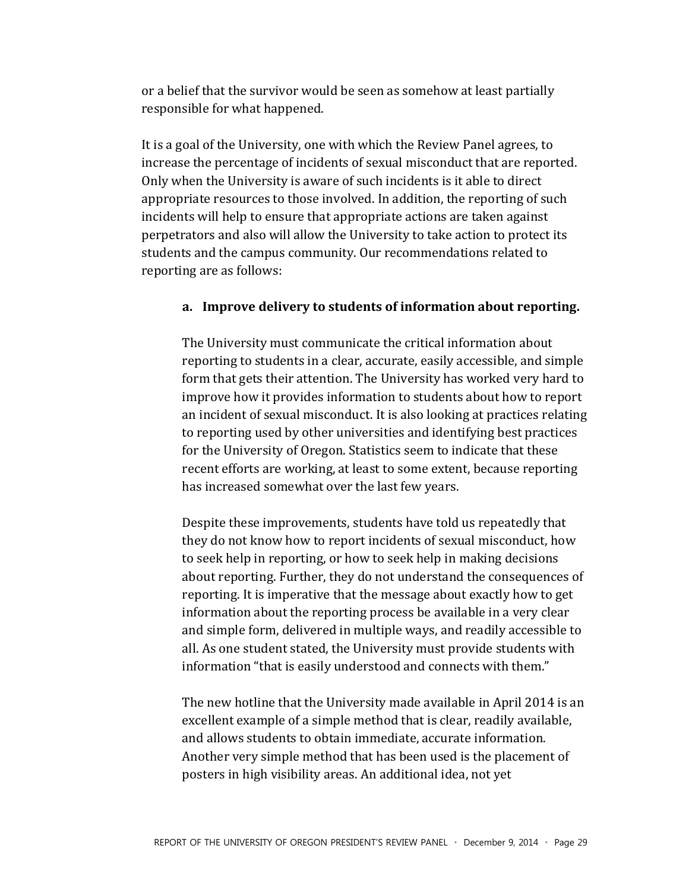or a belief that the survivor would be seen as somehow at least partially responsible for what happened.

It is a goal of the University, one with which the Review Panel agrees, to increase the percentage of incidents of sexual misconduct that are reported. Only when the University is aware of such incidents is it able to direct appropriate resources to those involved. In addition, the reporting of such incidents will help to ensure that appropriate actions are taken against perpetrators and also will allow the University to take action to protect its students and the campus community. Our recommendations related to reporting are as follows:

**a. Improve delivery to students of information about reporting.**

The University must communicate the critical information about reporting to students in a clear, accurate, easily accessible, and simple form that gets their attention. The University has worked very hard to improve how it provides information to students about how to report an incident of sexual misconduct. It is also looking at practices relating to reporting used by other universities and identifying best practices for the University of Oregon. Statistics seem to indicate that these recent efforts are working, at least to some extent, because reporting has increased somewhat over the last few years.

Despite these improvements, students have told us repeatedly that they do not know how to report incidents of sexual misconduct, how to seek help in reporting, or how to seek help in making decisions about reporting. Further, they do not understand the consequences of reporting. It is imperative that the message about exactly how to get information about the reporting process be available in a very clear and simple form, delivered in multiple ways, and readily accessible to all. As one student stated, the University must provide students with information "that is easily understood and connects with them."

The new hotline that the University made available in April 2014 is an excellent example of a simple method that is clear, readily available, and allows students to obtain immediate, accurate information. Another very simple method that has been used is the placement of posters in high visibility areas. An additional idea, not yet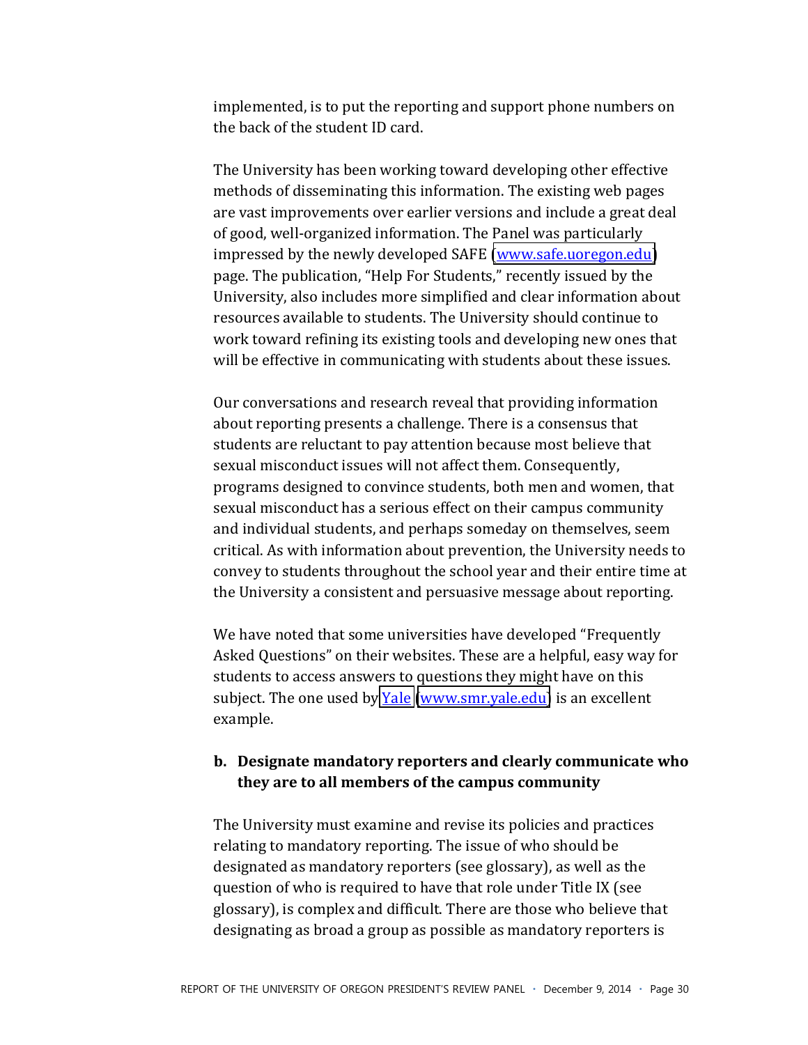implemented, is to put the reporting and support phone numbers on the back of the student ID card.

The University has been working toward developing other effective methods of disseminating this information. The existing web pages are vast improvements over earlier versions and include a great deal of good, well-organized information. The Panel was particularly impressed by the newly developed SAFE (www.safe.uoregon.edu) page. The publication, "Help For Students," recently issued by the University, also includes more simplified and clear information about resources available to students. The University should continue to work toward refining its existing tools and developing new ones that will be effective in communicating with students about these issues.

Our conversations and research reveal that providing information about reporting presents a challenge. There is a consensus that students are reluctant to pay attention because most believe that sexual misconduct issues will not affect them. Consequently, programs designed to convince students, both men and women, that sexual misconduct has a serious effect on their campus community and individual students, and perhaps someday on themselves, seem critical. As with information about prevention, the University needs to convey to students throughout the school year and their entire time at the University a consistent and persuasive message about reporting.

We have noted that some universities have developed "Frequently Asked Questions" on their websites. These are a helpful, easy way for students to access answers to questions they might have on this subject. The one used by Yale (www.smr.yale.edu) is an excellent example.

**b. Designate mandatory reporters and clearly communicate who they are to all members of the campus community**

The University must examine and revise its policies and practices relating to mandatory reporting. The issue of who should be designated as mandatory reporters (see glossary), as well as the question of who is required to have that role under Title IX (see glossary), is complex and difficult. There are those who believe that designating as broad a group as possible as mandatory reporters is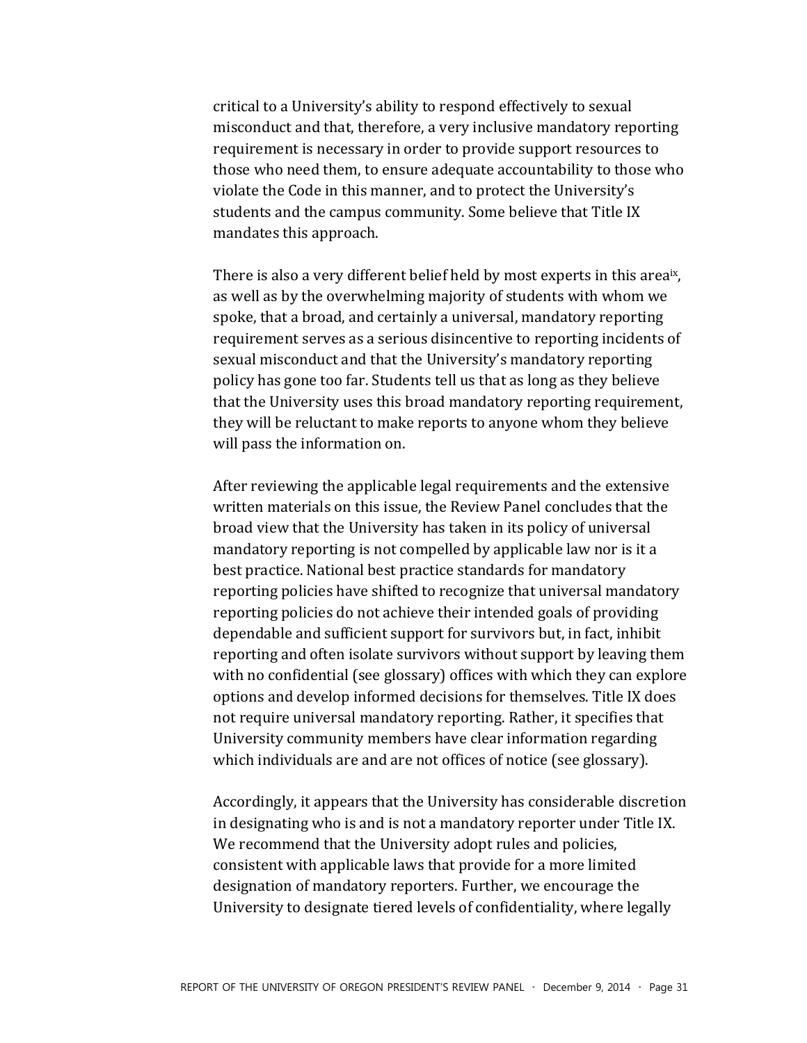critical to a University's ability to respond effectively to sexual misconduct and that, therefore, a very inclusive mandatory reporting requirement is necessary in order to provide support resources to those who need them, to ensure adequate accountability to those who violate the Code in this manner, and to protect the University's students and the campus community. Some believe that Title IX mandates this approach.

There is also a very different belief held by most experts in this area[ix], as well as by the overwhelming majority of students with whom we spoke, that a broad, and certainly a universal, mandatory reporting requirement serves as a serious disincentive to reporting incidents of sexual misconduct and that the University's mandatory reporting policy has gone too far. Students tell us that as long as they believe that the University uses this broad mandatory reporting requirement, they will be reluctant to make reports to anyone whom they believe will pass the information on.

After reviewing the applicable legal requirements and the extensive written materials on this issue, the Review Panel concludes that the broad view that the University has taken in its policy of universal mandatory reporting is not compelled by applicable law nor is it a best practice. National best practice standards for mandatory reporting policies have shifted to recognize that universal mandatory reporting policies do not achieve their intended goals of providing dependable and sufficient support for survivors but, in fact, inhibit reporting and often isolate survivors without support by leaving them with no confidential (see glossary) offices with which they can explore options and develop informed decisions for themselves. Title IX does not require universal mandatory reporting. Rather, it specifies that University community members have clear information regarding which individuals are and are not offices of notice (see glossary).

Accordingly, it appears that the University has considerable discretion in designating who is and is not a mandatory reporter under Title IX. We recommend that the University adopt rules and policies, consistent with applicable laws that provide for a more limited designation of mandatory reporters. Further, we encourage the University to designate tiered levels of confidentiality, where legally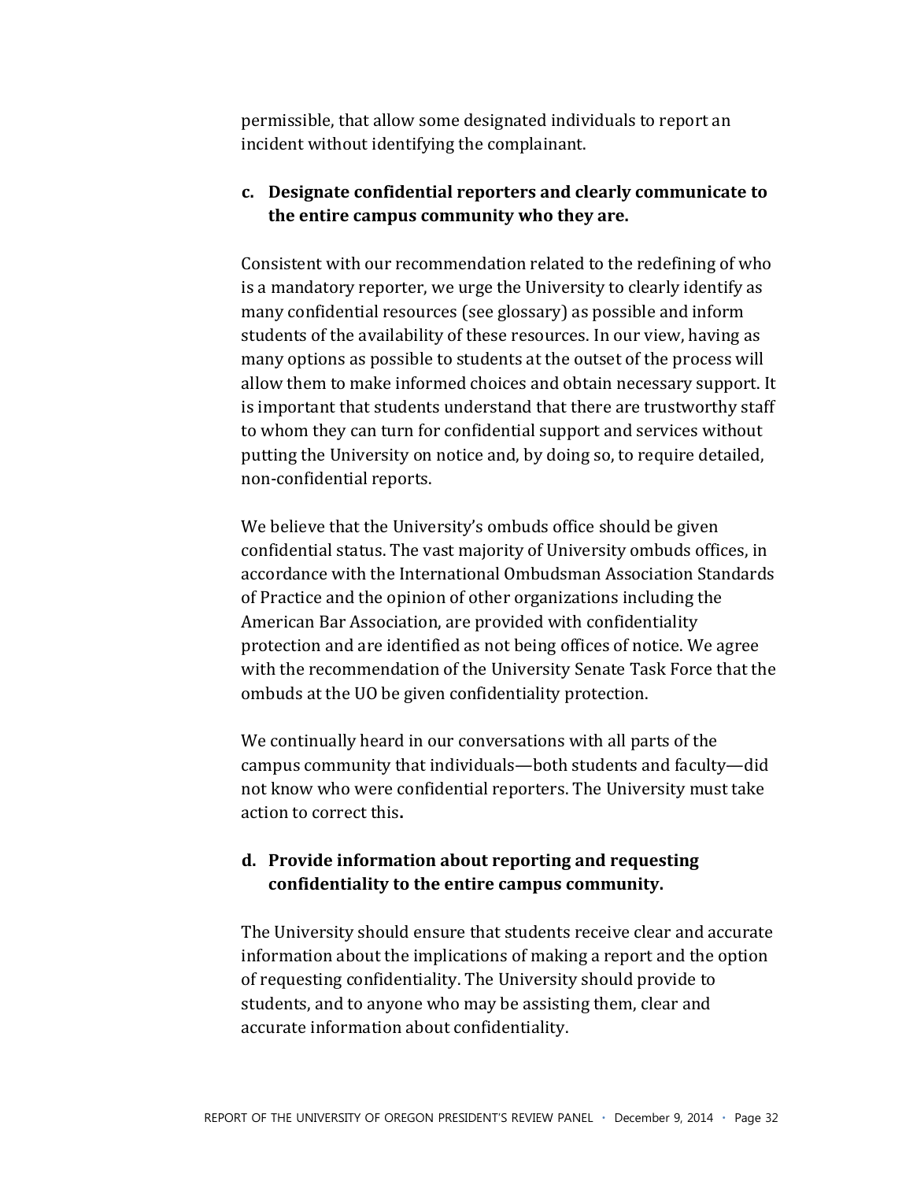permissible, that allow some designated individuals to report an incident without identifying the complainant.

**c. Designate confidential reporters and clearly communicate to the entire campus community who they are.**

Consistent with our recommendation related to the redefining of who is a mandatory reporter, we urge the University to clearly identify as many confidential resources (see glossary) as possible and inform students of the availability of these resources. In our view, having as many options as possible to students at the outset of the process will allow them to make informed choices and obtain necessary support. It is important that students understand that there are trustworthy staff to whom they can turn for confidential support and services without putting the University on notice and, by doing so, to require detailed, non-confidential reports.

We believe that the University's ombuds office should be given confidential status. The vast majority of University ombuds offices, in accordance with the International Ombudsman Association Standards of Practice and the opinion of other organizations including the American Bar Association, are provided with confidentiality protection and are identified as not being offices of notice. We agree with the recommendation of the University Senate Task Force that the ombuds at the UO be given confidentiality protection.

We continually heard in our conversations with all parts of the campus community that individuals—both students and faculty—did not know who were confidential reporters. The University must take action to correct this.

**d. Provide information about reporting and requesting confidentiality to the entire campus community.**

The University should ensure that students receive clear and accurate information about the implications of making a report and the option of requesting confidentiality. The University should provide to students, and to anyone who may be assisting them, clear and accurate information about confidentiality.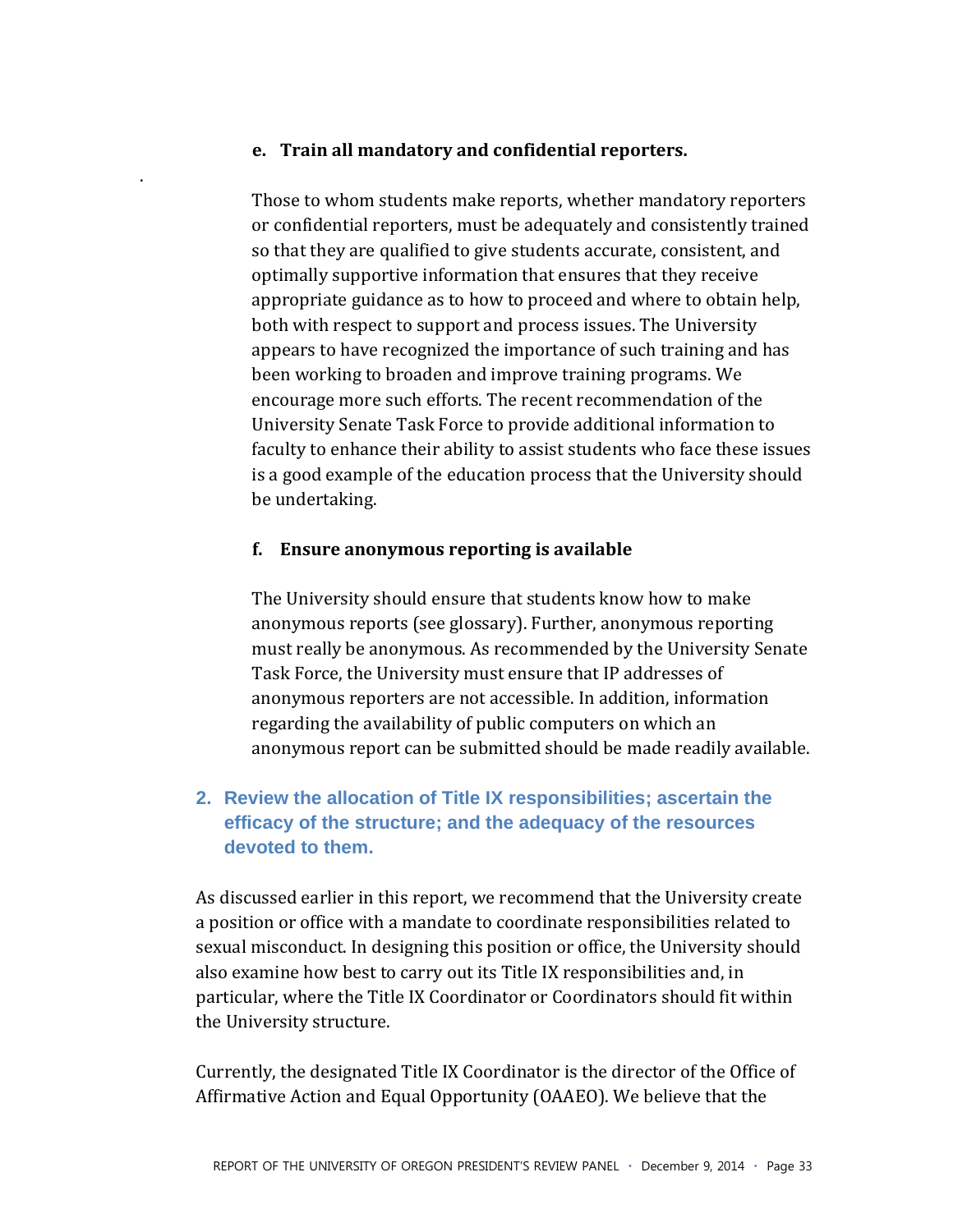#### e. Train all mandatory and confidential reporters.

Those to whom students make reports, whether mandatory reporters or confidential reporters, must be adequately and consistently trained so that they are qualified to give students accurate, consistent, and optimally supportive information that ensures that they receive appropriate guidance as to how to proceed and where to obtain help, both with respect to support and process issues. The University appears to have recognized the importance of such training and has been working to broaden and improve training programs. We encourage more such efforts. The recent recommendation of the University Senate Task Force to provide additional information to faculty to enhance their ability to assist students who face these issues is a good example of the education process that the University should be undertaking.

#### f. Ensure anonymous reporting is available

The University should ensure that students know how to make anonymous reports (see glossary). Further, anonymous reporting must really be anonymous. As recommended by the University Senate Task Force, the University must ensure that IP addresses of anonymous reporters are not accessible. In addition, information regarding the availability of public computers on which an anonymous report can be submitted should be made readily available.

### 2. Review the allocation of Title IX responsibilities; ascertain the efficacy of the structure; and the adequacy of the resources devoted to them.

As discussed earlier in this report, we recommend that the University create a position or office with a mandate to coordinate responsibilities related to sexual misconduct. In designing this position or office, the University should also examine how best to carry out its Title IX responsibilities and, in particular, where the Title IX Coordinator or Coordinators should fit within the University structure.

Currently, the designated Title IX Coordinator is the director of the Office of Affirmative Action and Equal Opportunity (OAAEO). We believe that the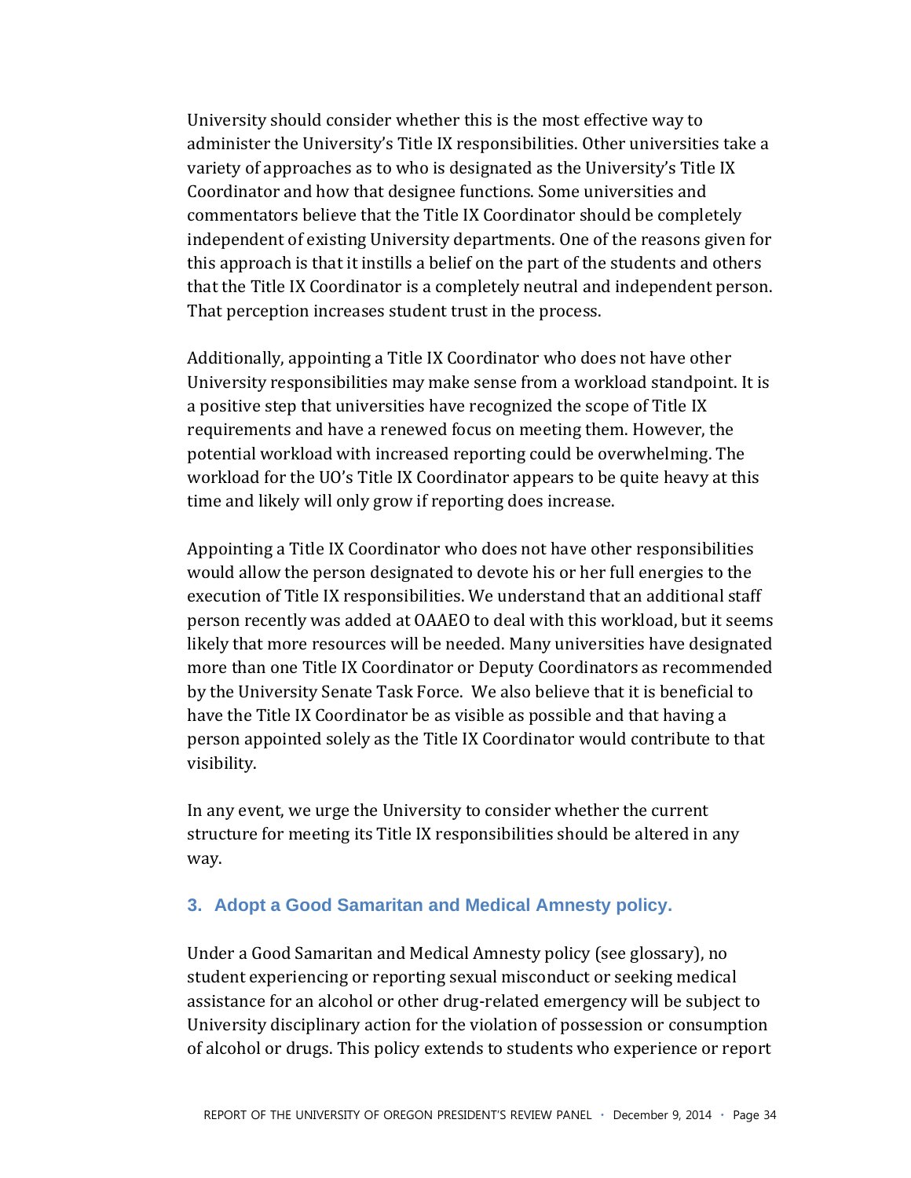University should consider whether this is the most effective way to administer the University's Title IX responsibilities. Other universities take a variety of approaches as to who is designated as the University's Title IX Coordinator and how that designee functions. Some universities and commentators believe that the Title IX Coordinator should be completely independent of existing University departments. One of the reasons given for this approach is that it instills a belief on the part of the students and others that the Title IX Coordinator is a completely neutral and independent person. That perception increases student trust in the process.

Additionally, appointing a Title IX Coordinator who does not have other University responsibilities may make sense from a workload standpoint. It is a positive step that universities have recognized the scope of Title IX requirements and have a renewed focus on meeting them. However, the potential workload with increased reporting could be overwhelming. The workload for the UO's Title IX Coordinator appears to be quite heavy at this time and likely will only grow if reporting does increase.

Appointing a Title IX Coordinator who does not have other responsibilities would allow the person designated to devote his or her full energies to the execution of Title IX responsibilities. We understand that an additional staff person recently was added at OAAEO to deal with this workload, but it seems likely that more resources will be needed. Many universities have designated more than one Title IX Coordinator or Deputy Coordinators as recommended by the University Senate Task Force. We also believe that it is beneficial to have the Title IX Coordinator be as visible as possible and that having a person appointed solely as the Title IX Coordinator would contribute to that visibility.

In any event, we urge the University to consider whether the current structure for meeting its Title IX responsibilities should be altered in any way.

### 3. Adopt a Good Samaritan and Medical Amnesty policy.

Under a Good Samaritan and Medical Amnesty policy (see glossary), no student experiencing or reporting sexual misconduct or seeking medical assistance for an alcohol or other drug-related emergency will be subject to University disciplinary action for the violation of possession or consumption of alcohol or drugs. This policy extends to students who experience or report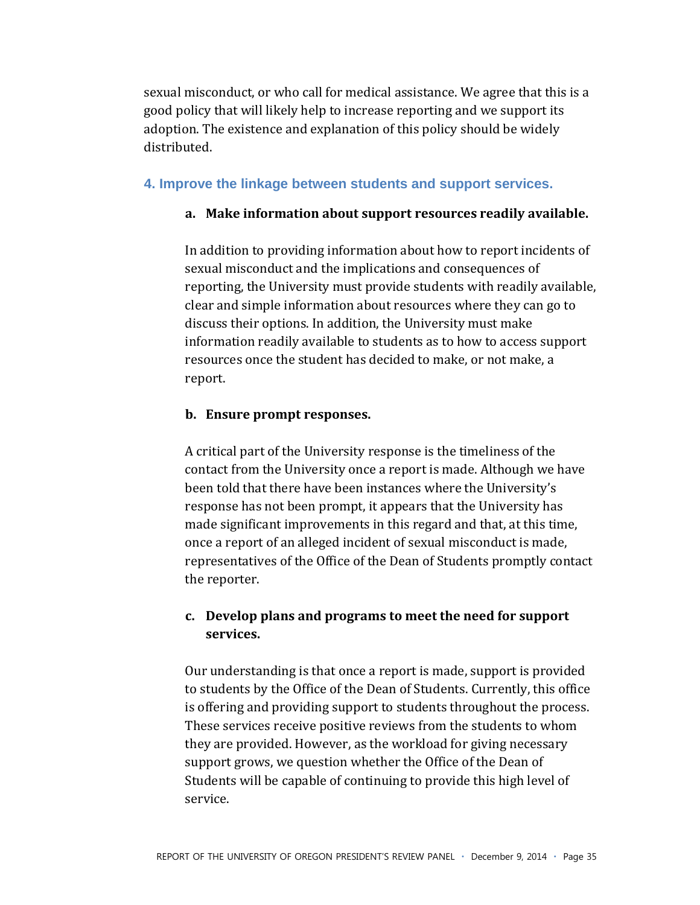sexual misconduct, or who call for medical assistance. We agree that this is a good policy that will likely help to increase reporting and we support its adoption. The existence and explanation of this policy should be widely distributed.

### 4. Improve the linkage between students and support services.

**a. Make information about support resources readily available.**

In addition to providing information about how to report incidents of sexual misconduct and the implications and consequences of reporting, the University must provide students with readily available, clear and simple information about resources where they can go to discuss their options. In addition, the University must make information readily available to students as to how to access support resources once the student has decided to make, or not make, a report.

**b. Ensure prompt responses.**

A critical part of the University response is the timeliness of the contact from the University once a report is made. Although we have been told that there have been instances where the University's response has not been prompt, it appears that the University has made significant improvements in this regard and that, at this time, once a report of an alleged incident of sexual misconduct is made, representatives of the Office of the Dean of Students promptly contact the reporter.

**c. Develop plans and programs to meet the need for support services.**

Our understanding is that once a report is made, support is provided to students by the Office of the Dean of Students. Currently, this office is offering and providing support to students throughout the process. These services receive positive reviews from the students to whom they are provided. However, as the workload for giving necessary support grows, we question whether the Office of the Dean of Students will be capable of continuing to provide this high level of service.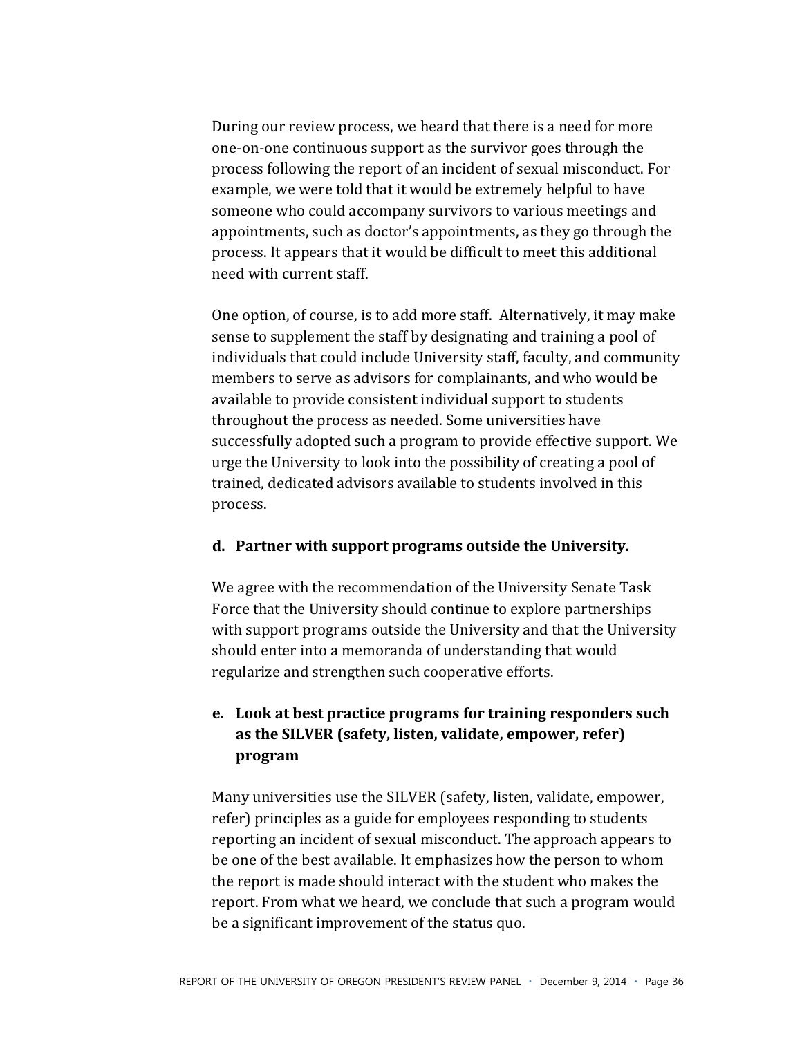During our review process, we heard that there is a need for more one-on-one continuous support as the survivor goes through the process following the report of an incident of sexual misconduct. For example, we were told that it would be extremely helpful to have someone who could accompany survivors to various meetings and appointments, such as doctor's appointments, as they go through the process. It appears that it would be difficult to meet this additional need with current staff.

One option, of course, is to add more staff. Alternatively, it may make sense to supplement the staff by designating and training a pool of individuals that could include University staff, faculty, and community members to serve as advisors for complainants, and who would be available to provide consistent individual support to students throughout the process as needed. Some universities have successfully adopted such a program to provide effective support. We urge the University to look into the possibility of creating a pool of trained, dedicated advisors available to students involved in this process.

**d. Partner with support programs outside the University.**

We agree with the recommendation of the University Senate Task Force that the University should continue to explore partnerships with support programs outside the University and that the University should enter into a memoranda of understanding that would regularize and strengthen such cooperative efforts.

**e. Look at best practice programs for training responders such as the SILVER (safety, listen, validate, empower, refer) program**

Many universities use the SILVER (safety, listen, validate, empower, refer) principles as a guide for employees responding to students reporting an incident of sexual misconduct. The approach appears to be one of the best available. It emphasizes how the person to whom the report is made should interact with the student who makes the report. From what we heard, we conclude that such a program would be a significant improvement of the status quo.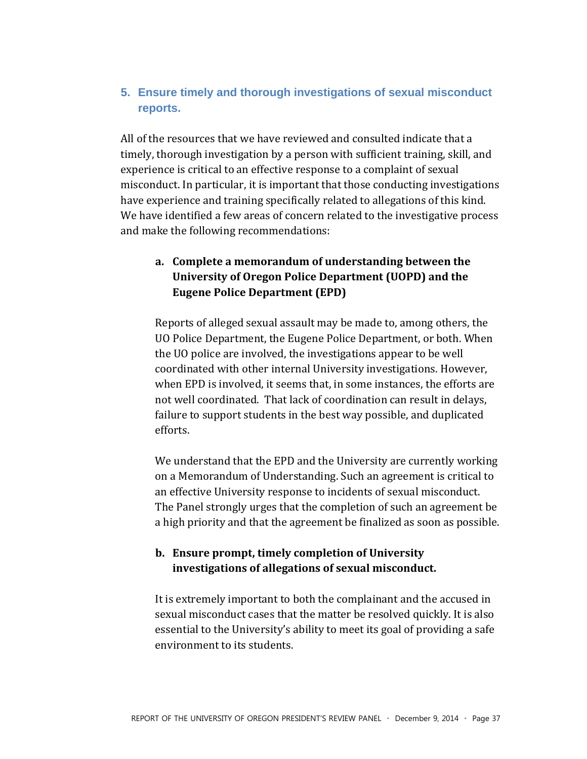## 5. Ensure timely and thorough investigations of sexual misconduct reports.

All of the resources that we have reviewed and consulted indicate that a timely, thorough investigation by a person with sufficient training, skill, and experience is critical to an effective response to a complaint of sexual misconduct. In particular, it is important that those conducting investigations have experience and training specifically related to allegations of this kind. We have identified a few areas of concern related to the investigative process and make the following recommendations:

### a. Complete a memorandum of understanding between the University of Oregon Police Department (UOPD) and the Eugene Police Department (EPD)

Reports of alleged sexual assault may be made to, among others, the UO Police Department, the Eugene Police Department, or both. When the UO police are involved, the investigations appear to be well coordinated with other internal University investigations. However, when EPD is involved, it seems that, in some instances, the efforts are not well coordinated. That lack of coordination can result in delays, failure to support students in the best way possible, and duplicated efforts.

We understand that the EPD and the University are currently working on a Memorandum of Understanding. Such an agreement is critical to an effective University response to incidents of sexual misconduct. The Panel strongly urges that the completion of such an agreement be a high priority and that the agreement be finalized as soon as possible.

### b. Ensure prompt, timely completion of University investigations of allegations of sexual misconduct.

It is extremely important to both the complainant and the accused in sexual misconduct cases that the matter be resolved quickly. It is also essential to the University's ability to meet its goal of providing a safe environment to its students.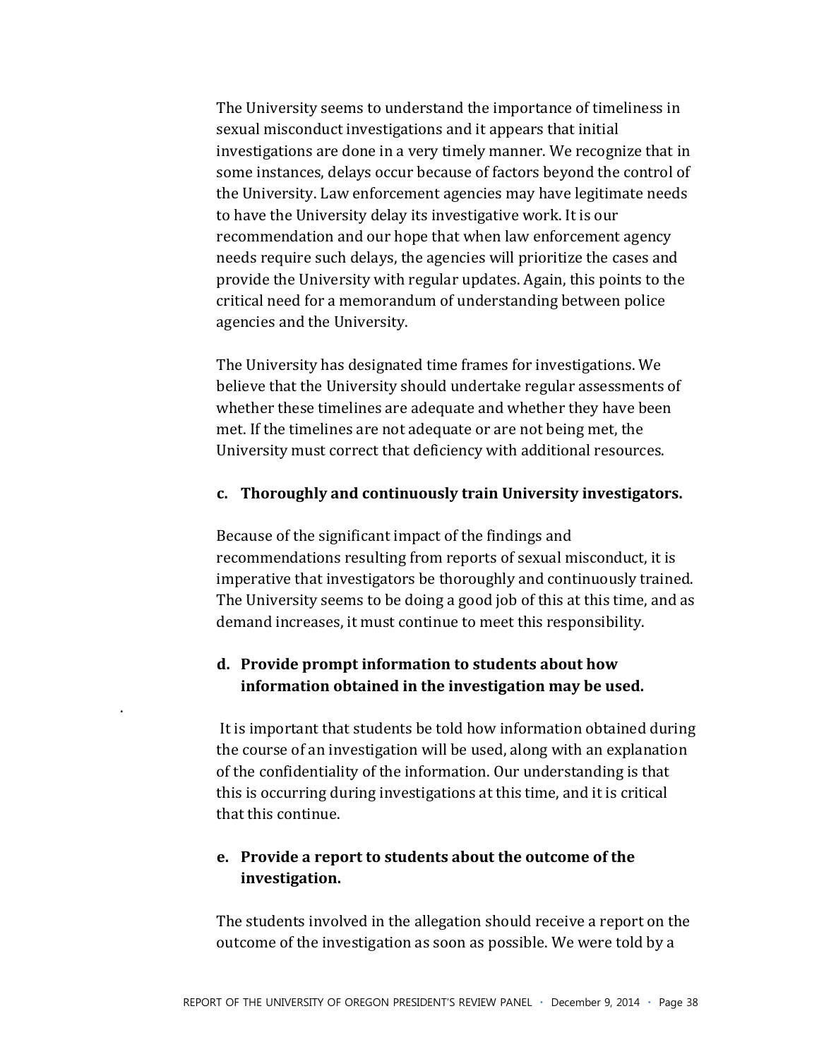The University seems to understand the importance of timeliness in sexual misconduct investigations and it appears that initial investigations are done in a very timely manner. We recognize that in some instances, delays occur because of factors beyond the control of the University. Law enforcement agencies may have legitimate needs to have the University delay its investigative work. It is our recommendation and our hope that when law enforcement agency needs require such delays, the agencies will prioritize the cases and provide the University with regular updates. Again, this points to the critical need for a memorandum of understanding between police agencies and the University.

The University has designated time frames for investigations. We believe that the University should undertake regular assessments of whether these timelines are adequate and whether they have been met. If the timelines are not adequate or are not being met, the University must correct that deficiency with additional resources.

**c. Thoroughly and continuously train University investigators.**

Because of the significant impact of the findings and recommendations resulting from reports of sexual misconduct, it is imperative that investigators be thoroughly and continuously trained. The University seems to be doing a good job of this at this time, and as demand increases, it must continue to meet this responsibility.

**d. Provide prompt information to students about how information obtained in the investigation may be used.**

It is important that students be told how information obtained during the course of an investigation will be used, along with an explanation of the confidentiality of the information. Our understanding is that this is occurring during investigations at this time, and it is critical that this continue.

**e. Provide a report to students about the outcome of the investigation.**

The students involved in the allegation should receive a report on the outcome of the investigation as soon as possible. We were told by a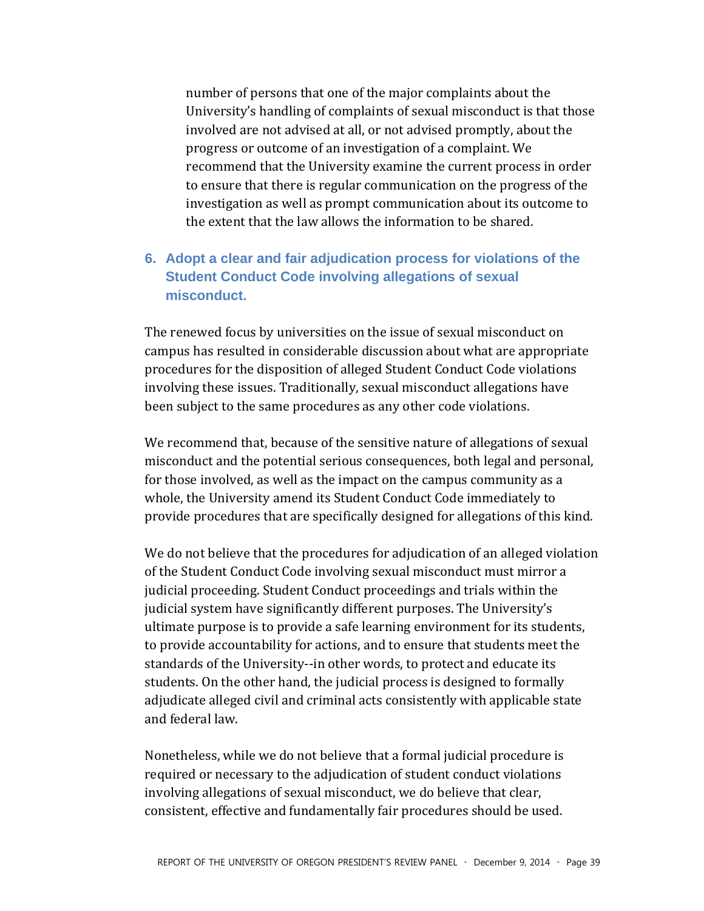number of persons that one of the major complaints about the University's handling of complaints of sexual misconduct is that those involved are not advised at all, or not advised promptly, about the progress or outcome of an investigation of a complaint. We recommend that the University examine the current process in order to ensure that there is regular communication on the progress of the investigation as well as prompt communication about its outcome to the extent that the law allows the information to be shared.

## 6. Adopt a clear and fair adjudication process for violations of the Student Conduct Code involving allegations of sexual misconduct.

The renewed focus by universities on the issue of sexual misconduct on campus has resulted in considerable discussion about what are appropriate procedures for the disposition of alleged Student Conduct Code violations involving these issues. Traditionally, sexual misconduct allegations have been subject to the same procedures as any other code violations.

We recommend that, because of the sensitive nature of allegations of sexual misconduct and the potential serious consequences, both legal and personal, for those involved, as well as the impact on the campus community as a whole, the University amend its Student Conduct Code immediately to provide procedures that are specifically designed for allegations of this kind.

We do not believe that the procedures for adjudication of an alleged violation of the Student Conduct Code involving sexual misconduct must mirror a judicial proceeding. Student Conduct proceedings and trials within the judicial system have significantly different purposes. The University's ultimate purpose is to provide a safe learning environment for its students, to provide accountability for actions, and to ensure that students meet the standards of the University--in other words, to protect and educate its students. On the other hand, the judicial process is designed to formally adjudicate alleged civil and criminal acts consistently with applicable state and federal law.

Nonetheless, while we do not believe that a formal judicial procedure is required or necessary to the adjudication of student conduct violations involving allegations of sexual misconduct, we do believe that clear, consistent, effective and fundamentally fair procedures should be used.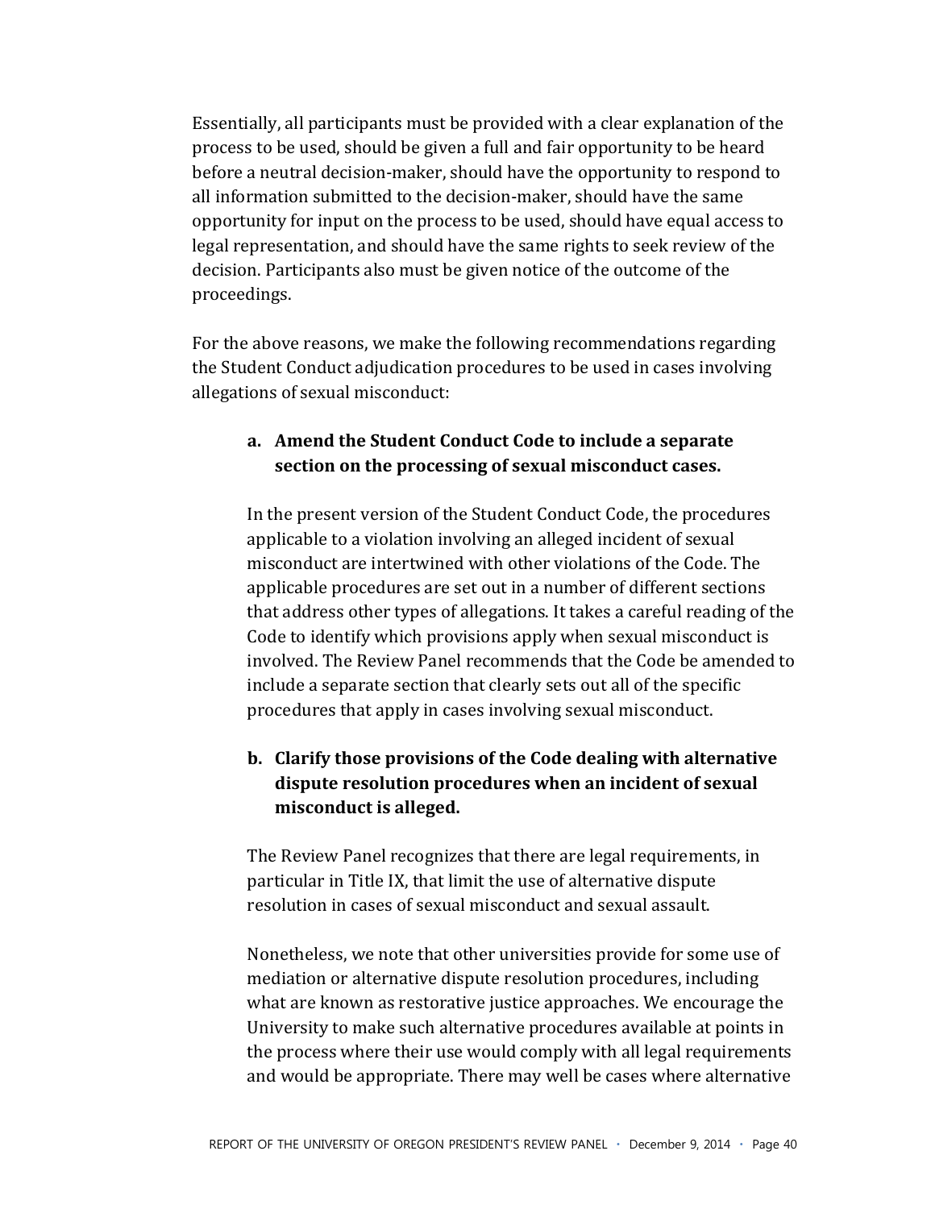Essentially, all participants must be provided with a clear explanation of the process to be used, should be given a full and fair opportunity to be heard before a neutral decision-maker, should have the opportunity to respond to all information submitted to the decision-maker, should have the same opportunity for input on the process to be used, should have equal access to legal representation, and should have the same rights to seek review of the decision. Participants also must be given notice of the outcome of the proceedings.

For the above reasons, we make the following recommendations regarding the Student Conduct adjudication procedures to be used in cases involving allegations of sexual misconduct:

**a. Amend the Student Conduct Code to include a separate section on the processing of sexual misconduct cases.**

In the present version of the Student Conduct Code, the procedures applicable to a violation involving an alleged incident of sexual misconduct are intertwined with other violations of the Code. The applicable procedures are set out in a number of different sections that address other types of allegations. It takes a careful reading of the Code to identify which provisions apply when sexual misconduct is involved. The Review Panel recommends that the Code be amended to include a separate section that clearly sets out all of the specific procedures that apply in cases involving sexual misconduct.

**b. Clarify those provisions of the Code dealing with alternative dispute resolution procedures when an incident of sexual misconduct is alleged.**

The Review Panel recognizes that there are legal requirements, in particular in Title IX, that limit the use of alternative dispute resolution in cases of sexual misconduct and sexual assault.

Nonetheless, we note that other universities provide for some use of mediation or alternative dispute resolution procedures, including what are known as restorative justice approaches. We encourage the University to make such alternative procedures available at points in the process where their use would comply with all legal requirements and would be appropriate. There may well be cases where alternative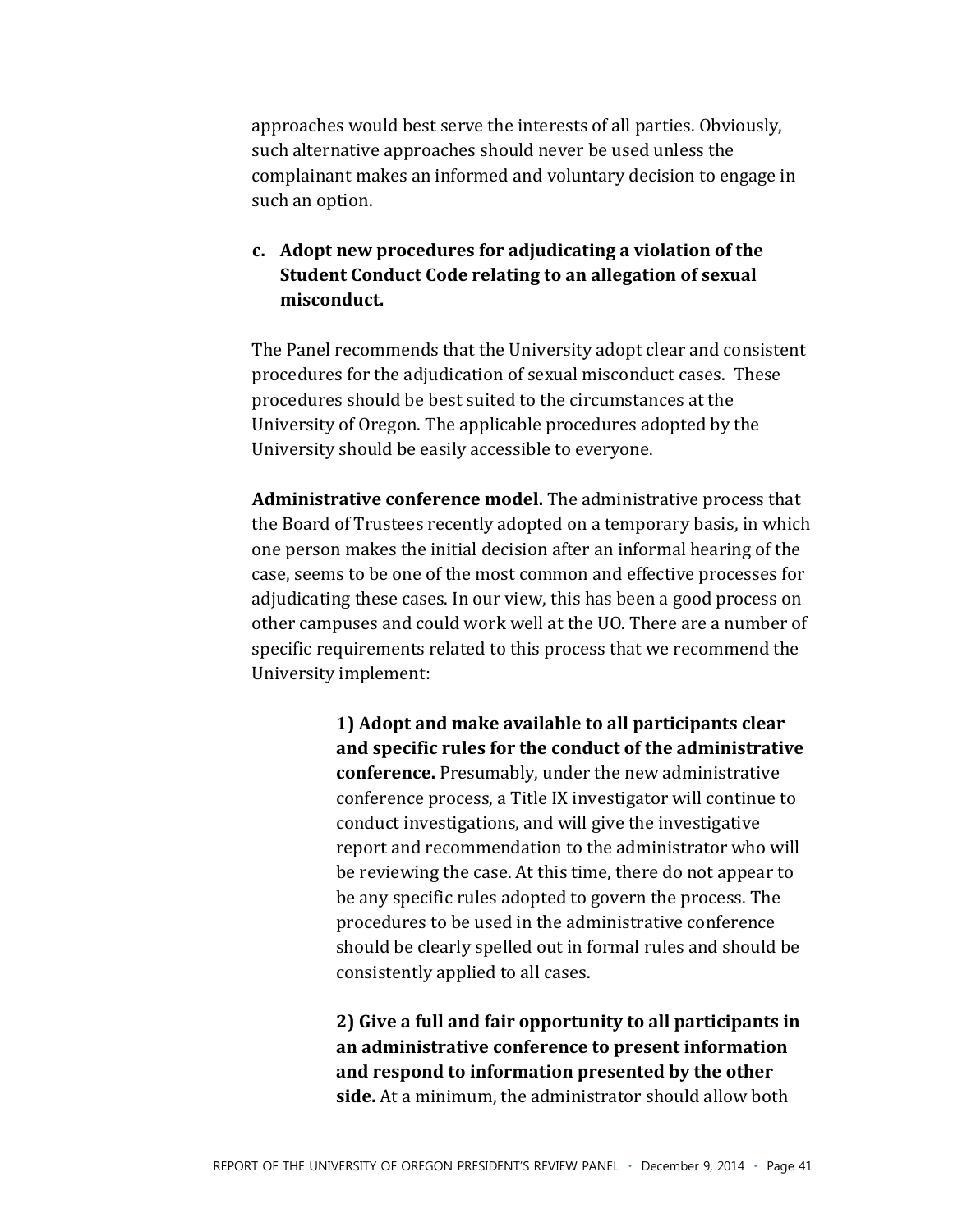approaches would best serve the interests of all parties. Obviously, such alternative approaches should never be used unless the complainant makes an informed and voluntary decision to engage in such an option.

**c. Adopt new procedures for adjudicating a violation of the Student Conduct Code relating to an allegation of sexual misconduct.**

The Panel recommends that the University adopt clear and consistent procedures for the adjudication of sexual misconduct cases. These procedures should be best suited to the circumstances at the University of Oregon. The applicable procedures adopted by the University should be easily accessible to everyone.

**Administrative conference model.** The administrative process that the Board of Trustees recently adopted on a temporary basis, in which one person makes the initial decision after an informal hearing of the case, seems to be one of the most common and effective processes for adjudicating these cases. In our view, this has been a good process on other campuses and could work well at the UO. There are a number of specific requirements related to this process that we recommend the University implement:

> **1) Adopt and make available to all participants clear and specific rules for the conduct of the administrative conference.** Presumably, under the new administrative conference process, a Title IX investigator will continue to conduct investigations, and will give the investigative report and recommendation to the administrator who will be reviewing the case. At this time, there do not appear to be any specific rules adopted to govern the process. The procedures to be used in the administrative conference should be clearly spelled out in formal rules and should be consistently applied to all cases.
>
> **2) Give a full and fair opportunity to all participants in an administrative conference to present information and respond to information presented by the other side.** At a minimum, the administrator should allow both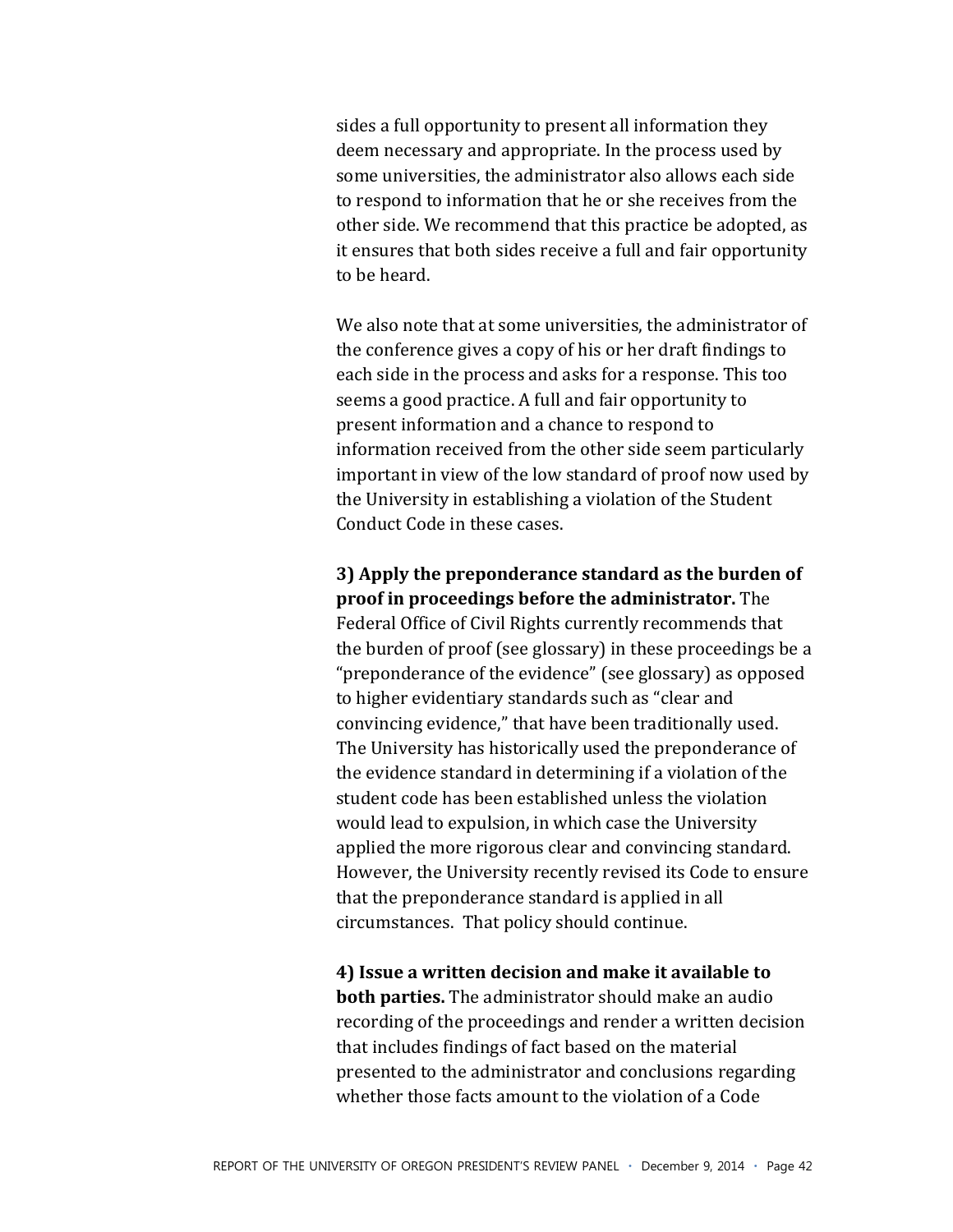sides a full opportunity to present all information they deem necessary and appropriate. In the process used by some universities, the administrator also allows each side to respond to information that he or she receives from the other side. We recommend that this practice be adopted, as it ensures that both sides receive a full and fair opportunity to be heard.

We also note that at some universities, the administrator of the conference gives a copy of his or her draft findings to each side in the process and asks for a response. This too seems a good practice. A full and fair opportunity to present information and a chance to respond to information received from the other side seem particularly important in view of the low standard of proof now used by the University in establishing a violation of the Student Conduct Code in these cases.

**3) Apply the preponderance standard as the burden of proof in proceedings before the administrator.** The Federal Office of Civil Rights currently recommends that the burden of proof (see glossary) in these proceedings be a "preponderance of the evidence" (see glossary) as opposed to higher evidentiary standards such as "clear and convincing evidence," that have been traditionally used. The University has historically used the preponderance of the evidence standard in determining if a violation of the student code has been established unless the violation would lead to expulsion, in which case the University applied the more rigorous clear and convincing standard. However, the University recently revised its Code to ensure that the preponderance standard is applied in all circumstances. That policy should continue.

**4) Issue a written decision and make it available to both parties.** The administrator should make an audio recording of the proceedings and render a written decision that includes findings of fact based on the material presented to the administrator and conclusions regarding whether those facts amount to the violation of a Code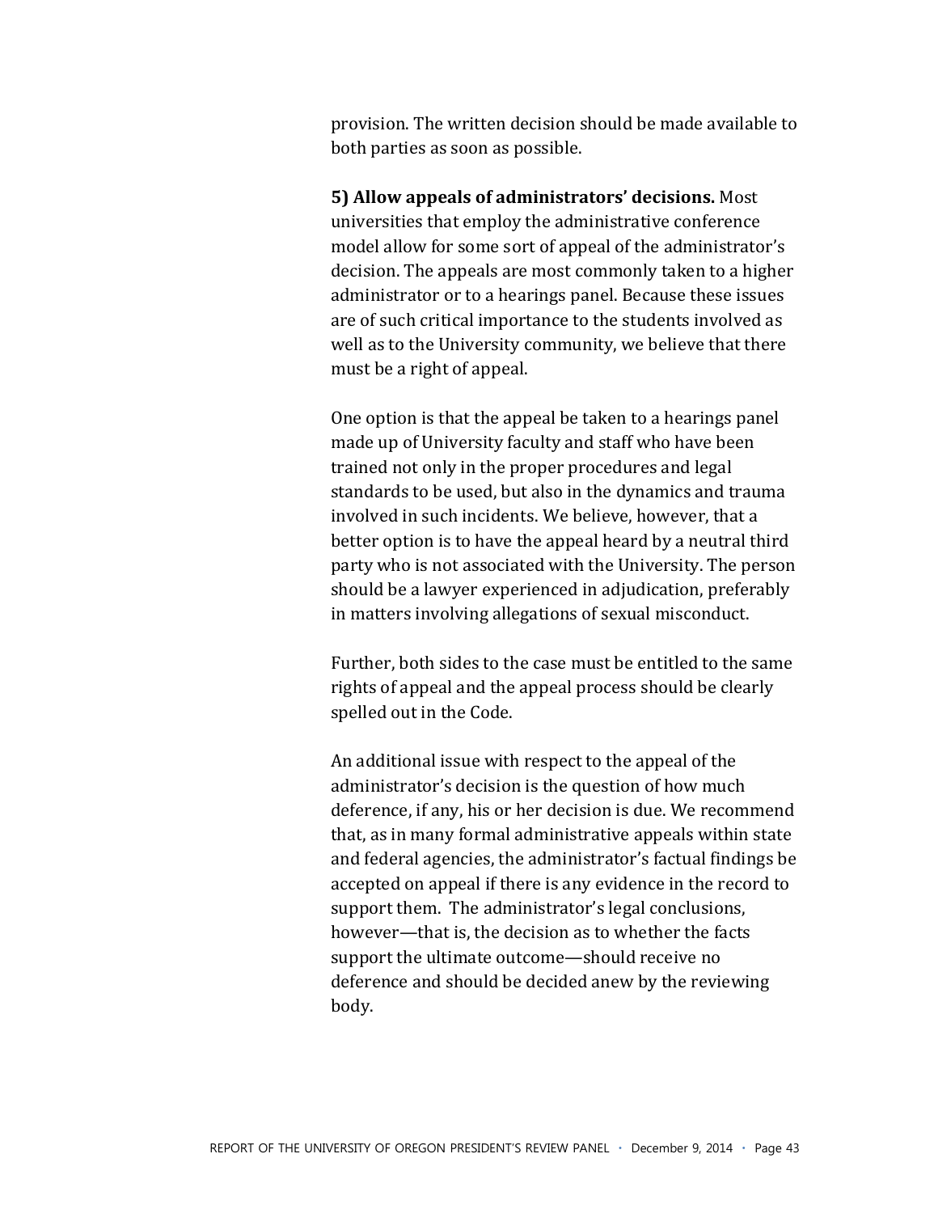provision. The written decision should be made available to both parties as soon as possible.

**5) Allow appeals of administrators' decisions.** Most universities that employ the administrative conference model allow for some sort of appeal of the administrator's decision. The appeals are most commonly taken to a higher administrator or to a hearings panel. Because these issues are of such critical importance to the students involved as well as to the University community, we believe that there must be a right of appeal.

One option is that the appeal be taken to a hearings panel made up of University faculty and staff who have been trained not only in the proper procedures and legal standards to be used, but also in the dynamics and trauma involved in such incidents. We believe, however, that a better option is to have the appeal heard by a neutral third party who is not associated with the University. The person should be a lawyer experienced in adjudication, preferably in matters involving allegations of sexual misconduct.

Further, both sides to the case must be entitled to the same rights of appeal and the appeal process should be clearly spelled out in the Code.

An additional issue with respect to the appeal of the administrator's decision is the question of how much deference, if any, his or her decision is due. We recommend that, as in many formal administrative appeals within state and federal agencies, the administrator's factual findings be accepted on appeal if there is any evidence in the record to support them. The administrator's legal conclusions, however—that is, the decision as to whether the facts support the ultimate outcome—should receive no deference and should be decided anew by the reviewing body.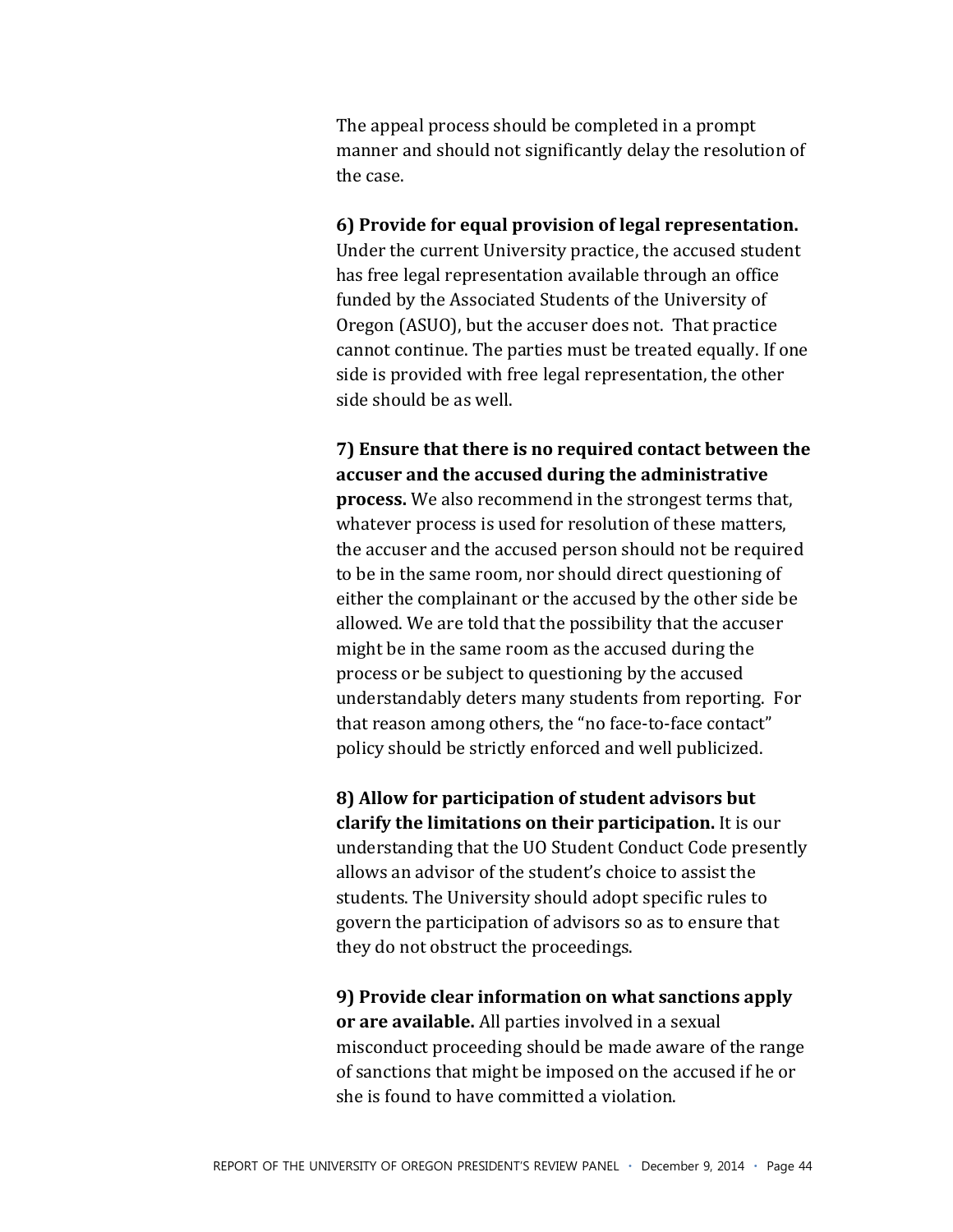The appeal process should be completed in a prompt manner and should not significantly delay the resolution of the case.

**6) Provide for equal provision of legal representation.** Under the current University practice, the accused student has free legal representation available through an office funded by the Associated Students of the University of Oregon (ASUO), but the accuser does not. That practice cannot continue. The parties must be treated equally. If one side is provided with free legal representation, the other side should be as well.

**7) Ensure that there is no required contact between the accuser and the accused during the administrative process.** We also recommend in the strongest terms that, whatever process is used for resolution of these matters, the accuser and the accused person should not be required to be in the same room, nor should direct questioning of either the complainant or the accused by the other side be allowed. We are told that the possibility that the accuser might be in the same room as the accused during the process or be subject to questioning by the accused understandably deters many students from reporting. For that reason among others, the "no face-to-face contact" policy should be strictly enforced and well publicized.

**8) Allow for participation of student advisors but clarify the limitations on their participation.** It is our understanding that the UO Student Conduct Code presently allows an advisor of the student's choice to assist the students. The University should adopt specific rules to govern the participation of advisors so as to ensure that they do not obstruct the proceedings.

**9) Provide clear information on what sanctions apply or are available.** All parties involved in a sexual misconduct proceeding should be made aware of the range of sanctions that might be imposed on the accused if he or she is found to have committed a violation.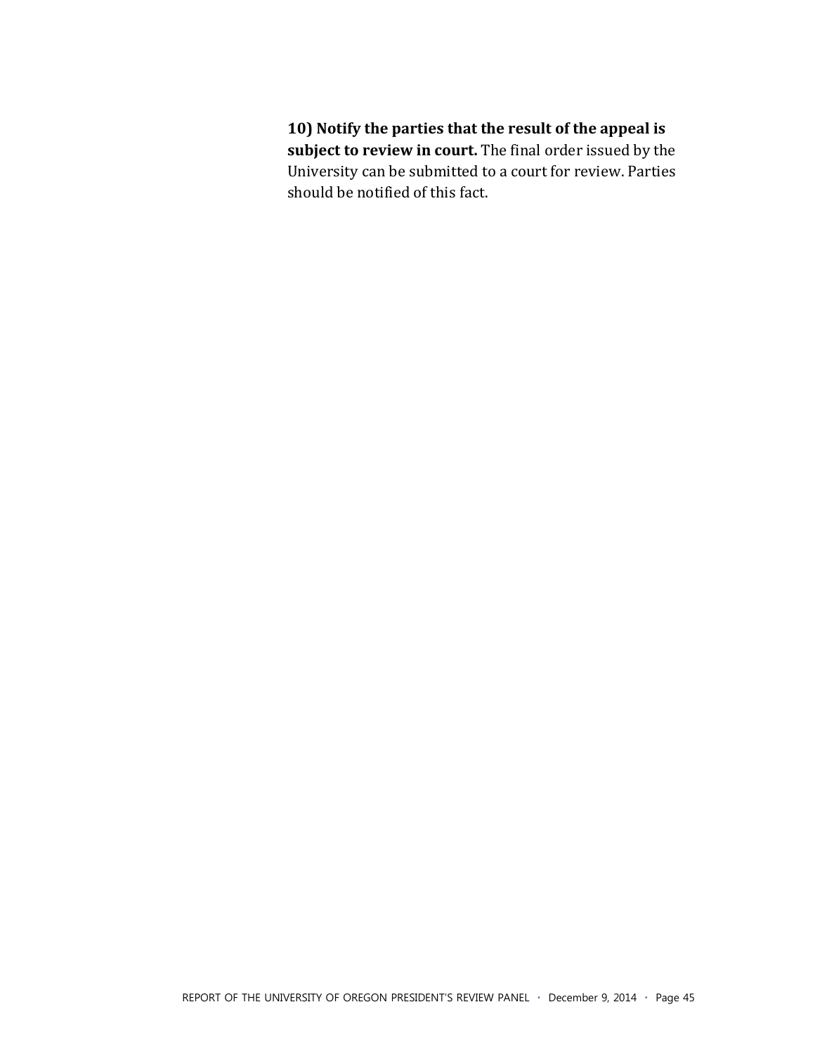**10) Notify the parties that the result of the appeal is subject to review in court.** The final order issued by the University can be submitted to a court for review. Parties should be notified of this fact.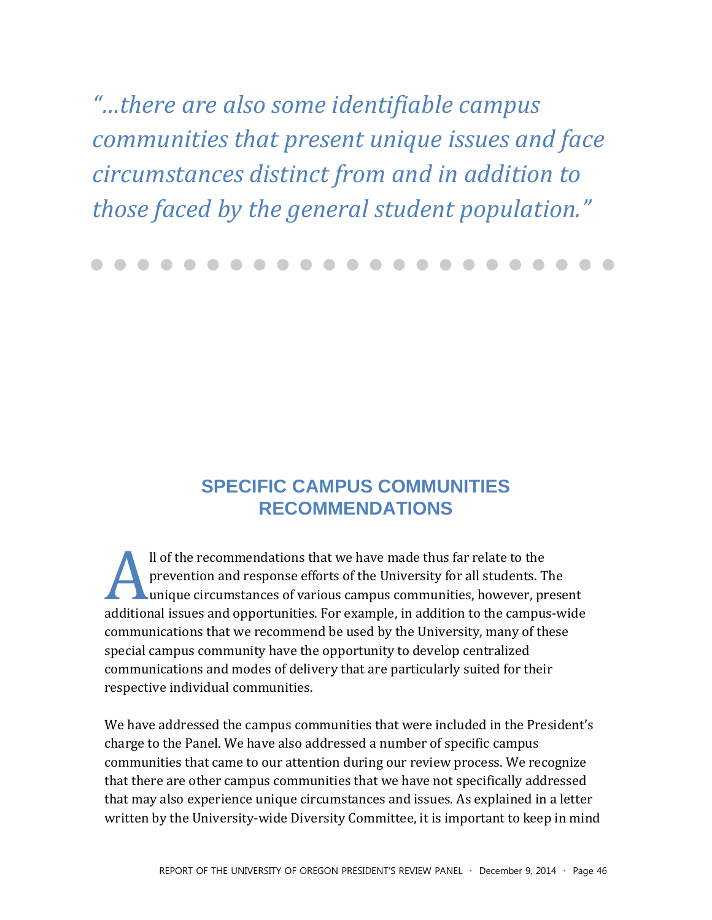*"…there are also some identifiable campus communities that present unique issues and face circumstances distinct from and in addition to those faced by the general student population."*

## SPECIFIC CAMPUS COMMUNITIES RECOMMENDATIONS

All of the recommendations that we have made thus far relate to the prevention and response efforts of the University for all students. The unique circumstances of various campus communities, however, present additional issues and opportunities. For example, in addition to the campus-wide communications that we recommend be used by the University, many of these special campus community have the opportunity to develop centralized communications and modes of delivery that are particularly suited for their respective individual communities.

We have addressed the campus communities that were included in the President's charge to the Panel. We have also addressed a number of specific campus communities that came to our attention during our review process. We recognize that there are other campus communities that we have not specifically addressed that may also experience unique circumstances and issues. As explained in a letter written by the University-wide Diversity Committee, it is important to keep in mind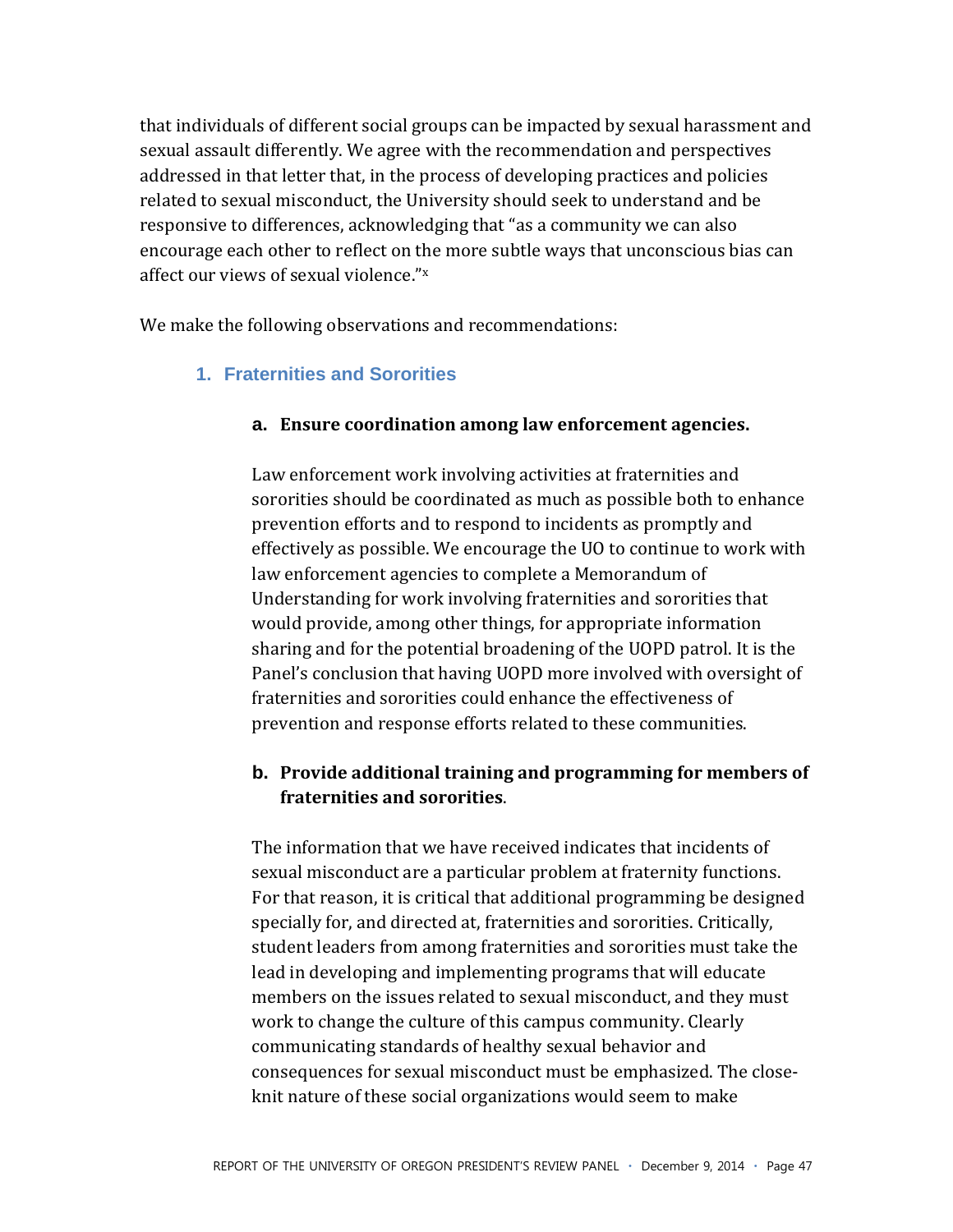that individuals of different social groups can be impacted by sexual harassment and sexual assault differently. We agree with the recommendation and perspectives addressed in that letter that, in the process of developing practices and policies related to sexual misconduct, the University should seek to understand and be responsive to differences, acknowledging that "as a community we can also encourage each other to reflect on the more subtle ways that unconscious bias can affect our views of sexual violence."[x]

We make the following observations and recommendations:

### 1. Fraternities and Sororities

#### a. Ensure coordination among law enforcement agencies.

Law enforcement work involving activities at fraternities and sororities should be coordinated as much as possible both to enhance prevention efforts and to respond to incidents as promptly and effectively as possible. We encourage the UO to continue to work with law enforcement agencies to complete a Memorandum of Understanding for work involving fraternities and sororities that would provide, among other things, for appropriate information sharing and for the potential broadening of the UOPD patrol. It is the Panel's conclusion that having UOPD more involved with oversight of fraternities and sororities could enhance the effectiveness of prevention and response efforts related to these communities.

#### b. Provide additional training and programming for members of fraternities and sororities.

The information that we have received indicates that incidents of sexual misconduct are a particular problem at fraternity functions. For that reason, it is critical that additional programming be designed specially for, and directed at, fraternities and sororities. Critically, student leaders from among fraternities and sororities must take the lead in developing and implementing programs that will educate members on the issues related to sexual misconduct, and they must work to change the culture of this campus community. Clearly communicating standards of healthy sexual behavior and consequences for sexual misconduct must be emphasized. The close-knit nature of these social organizations would seem to make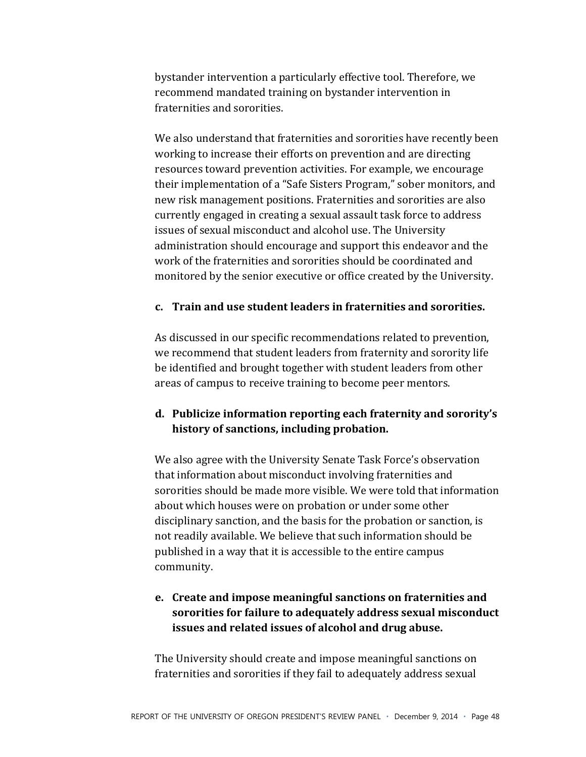bystander intervention a particularly effective tool. Therefore, we recommend mandated training on bystander intervention in fraternities and sororities.

We also understand that fraternities and sororities have recently been working to increase their efforts on prevention and are directing resources toward prevention activities. For example, we encourage their implementation of a "Safe Sisters Program," sober monitors, and new risk management positions. Fraternities and sororities are also currently engaged in creating a sexual assault task force to address issues of sexual misconduct and alcohol use. The University administration should encourage and support this endeavor and the work of the fraternities and sororities should be coordinated and monitored by the senior executive or office created by the University.

**c. Train and use student leaders in fraternities and sororities.**

As discussed in our specific recommendations related to prevention, we recommend that student leaders from fraternity and sorority life be identified and brought together with student leaders from other areas of campus to receive training to become peer mentors.

**d. Publicize information reporting each fraternity and sorority's history of sanctions, including probation.**

We also agree with the University Senate Task Force's observation that information about misconduct involving fraternities and sororities should be made more visible. We were told that information about which houses were on probation or under some other disciplinary sanction, and the basis for the probation or sanction, is not readily available. We believe that such information should be published in a way that it is accessible to the entire campus community.

**e. Create and impose meaningful sanctions on fraternities and sororities for failure to adequately address sexual misconduct issues and related issues of alcohol and drug abuse.**

The University should create and impose meaningful sanctions on fraternities and sororities if they fail to adequately address sexual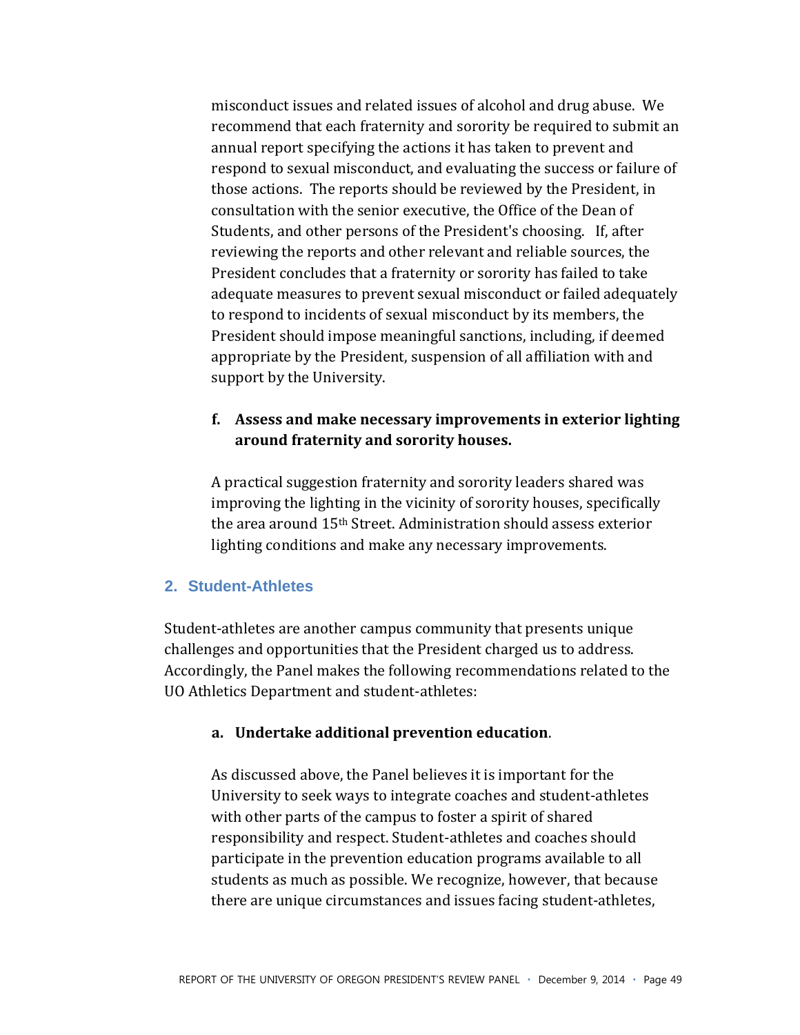misconduct issues and related issues of alcohol and drug abuse. We recommend that each fraternity and sorority be required to submit an annual report specifying the actions it has taken to prevent and respond to sexual misconduct, and evaluating the success or failure of those actions. The reports should be reviewed by the President, in consultation with the senior executive, the Office of the Dean of Students, and other persons of the President's choosing. If, after reviewing the reports and other relevant and reliable sources, the President concludes that a fraternity or sorority has failed to take adequate measures to prevent sexual misconduct or failed adequately to respond to incidents of sexual misconduct by its members, the President should impose meaningful sanctions, including, if deemed appropriate by the President, suspension of all affiliation with and support by the University.

**f. Assess and make necessary improvements in exterior lighting around fraternity and sorority houses.**

A practical suggestion fraternity and sorority leaders shared was improving the lighting in the vicinity of sorority houses, specifically the area around 15th Street. Administration should assess exterior lighting conditions and make any necessary improvements.

## 2. Student-Athletes

Student-athletes are another campus community that presents unique challenges and opportunities that the President charged us to address. Accordingly, the Panel makes the following recommendations related to the UO Athletics Department and student-athletes:

**a. Undertake additional prevention education**.

As discussed above, the Panel believes it is important for the University to seek ways to integrate coaches and student-athletes with other parts of the campus to foster a spirit of shared responsibility and respect. Student-athletes and coaches should participate in the prevention education programs available to all students as much as possible. We recognize, however, that because there are unique circumstances and issues facing student-athletes,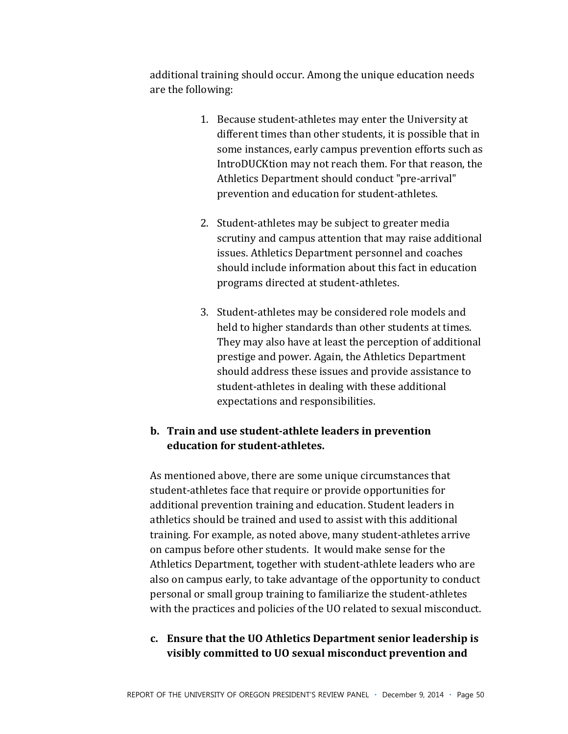additional training should occur. Among the unique education needs are the following:

1. Because student-athletes may enter the University at different times than other students, it is possible that in some instances, early campus prevention efforts such as IntroDUCKtion may not reach them. For that reason, the Athletics Department should conduct "pre-arrival" prevention and education for student-athletes.

2. Student-athletes may be subject to greater media scrutiny and campus attention that may raise additional issues. Athletics Department personnel and coaches should include information about this fact in education programs directed at student-athletes.

3. Student-athletes may be considered role models and held to higher standards than other students at times. They may also have at least the perception of additional prestige and power. Again, the Athletics Department should address these issues and provide assistance to student-athletes in dealing with these additional expectations and responsibilities.

**b. Train and use student-athlete leaders in prevention education for student-athletes.**

As mentioned above, there are some unique circumstances that student-athletes face that require or provide opportunities for additional prevention training and education. Student leaders in athletics should be trained and used to assist with this additional training. For example, as noted above, many student-athletes arrive on campus before other students. It would make sense for the Athletics Department, together with student-athlete leaders who are also on campus early, to take advantage of the opportunity to conduct personal or small group training to familiarize the student-athletes with the practices and policies of the UO related to sexual misconduct.

**c. Ensure that the UO Athletics Department senior leadership is visibly committed to UO sexual misconduct prevention and**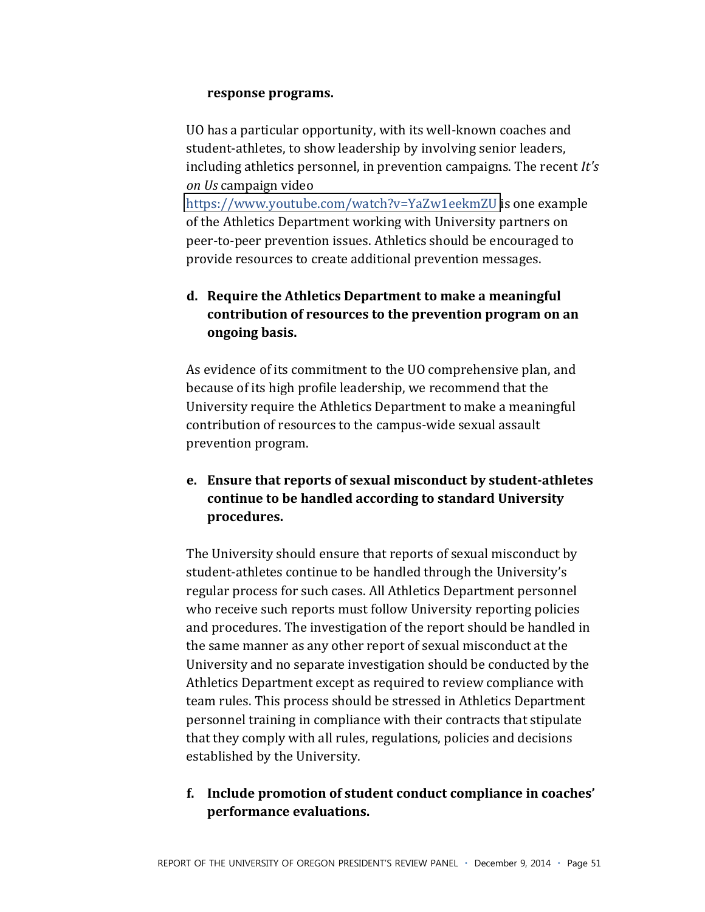**response programs.**

UO has a particular opportunity, with its well-known coaches and student-athletes, to show leadership by involving senior leaders, including athletics personnel, in prevention campaigns. The recent *It's on Us* campaign video https://www.youtube.com/watch?v=YaZw1eekmZU is one example of the Athletics Department working with University partners on peer-to-peer prevention issues. Athletics should be encouraged to provide resources to create additional prevention messages.

**d. Require the Athletics Department to make a meaningful contribution of resources to the prevention program on an ongoing basis.**

As evidence of its commitment to the UO comprehensive plan, and because of its high profile leadership, we recommend that the University require the Athletics Department to make a meaningful contribution of resources to the campus-wide sexual assault prevention program.

**e. Ensure that reports of sexual misconduct by student-athletes continue to be handled according to standard University procedures.**

The University should ensure that reports of sexual misconduct by student-athletes continue to be handled through the University's regular process for such cases. All Athletics Department personnel who receive such reports must follow University reporting policies and procedures. The investigation of the report should be handled in the same manner as any other report of sexual misconduct at the University and no separate investigation should be conducted by the Athletics Department except as required to review compliance with team rules. This process should be stressed in Athletics Department personnel training in compliance with their contracts that stipulate that they comply with all rules, regulations, policies and decisions established by the University.

**f. Include promotion of student conduct compliance in coaches' performance evaluations.**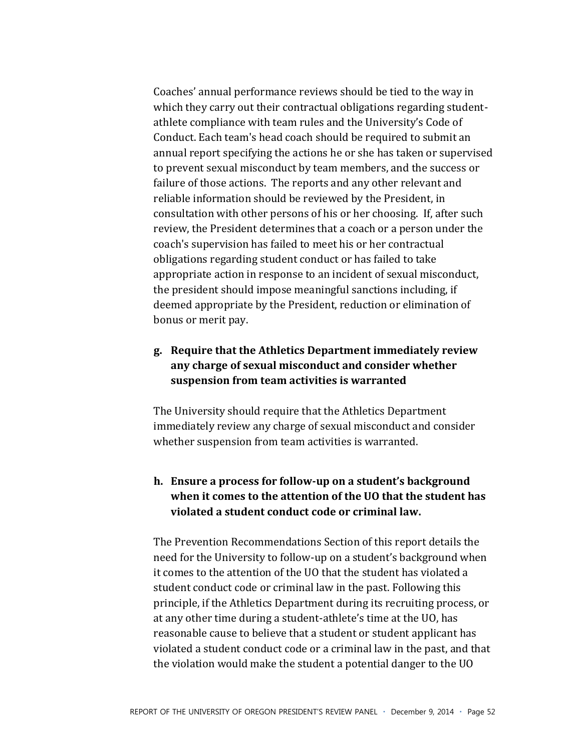Coaches' annual performance reviews should be tied to the way in which they carry out their contractual obligations regarding student-athlete compliance with team rules and the University's Code of Conduct. Each team's head coach should be required to submit an annual report specifying the actions he or she has taken or supervised to prevent sexual misconduct by team members, and the success or failure of those actions. The reports and any other relevant and reliable information should be reviewed by the President, in consultation with other persons of his or her choosing. If, after such review, the President determines that a coach or a person under the coach's supervision has failed to meet his or her contractual obligations regarding student conduct or has failed to take appropriate action in response to an incident of sexual misconduct, the president should impose meaningful sanctions including, if deemed appropriate by the President, reduction or elimination of bonus or merit pay.

**g. Require that the Athletics Department immediately review any charge of sexual misconduct and consider whether suspension from team activities is warranted**

The University should require that the Athletics Department immediately review any charge of sexual misconduct and consider whether suspension from team activities is warranted.

**h. Ensure a process for follow-up on a student's background when it comes to the attention of the UO that the student has violated a student conduct code or criminal law.**

The Prevention Recommendations Section of this report details the need for the University to follow-up on a student's background when it comes to the attention of the UO that the student has violated a student conduct code or criminal law in the past. Following this principle, if the Athletics Department during its recruiting process, or at any other time during a student-athlete's time at the UO, has reasonable cause to believe that a student or student applicant has violated a student conduct code or a criminal law in the past, and that the violation would make the student a potential danger to the UO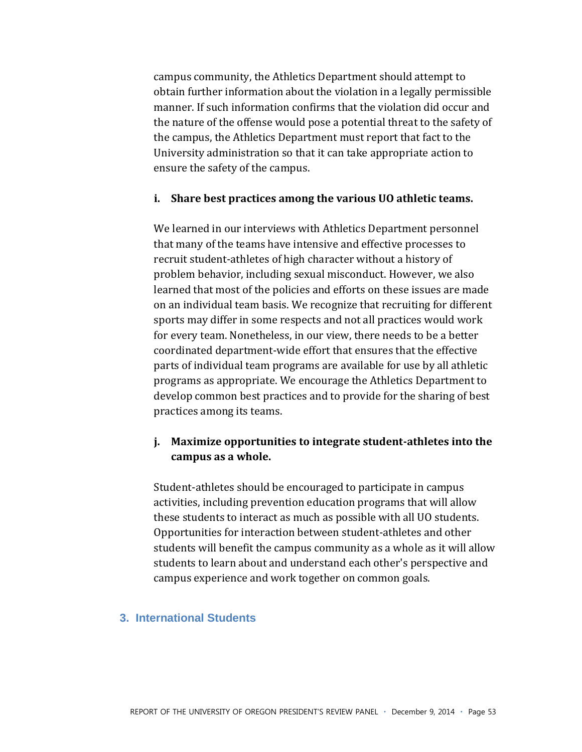campus community, the Athletics Department should attempt to obtain further information about the violation in a legally permissible manner. If such information confirms that the violation did occur and the nature of the offense would pose a potential threat to the safety of the campus, the Athletics Department must report that fact to the University administration so that it can take appropriate action to ensure the safety of the campus.

**i. Share best practices among the various UO athletic teams.**

We learned in our interviews with Athletics Department personnel that many of the teams have intensive and effective processes to recruit student-athletes of high character without a history of problem behavior, including sexual misconduct. However, we also learned that most of the policies and efforts on these issues are made on an individual team basis. We recognize that recruiting for different sports may differ in some respects and not all practices would work for every team. Nonetheless, in our view, there needs to be a better coordinated department-wide effort that ensures that the effective parts of individual team programs are available for use by all athletic programs as appropriate. We encourage the Athletics Department to develop common best practices and to provide for the sharing of best practices among its teams.

**j. Maximize opportunities to integrate student-athletes into the campus as a whole.**

Student-athletes should be encouraged to participate in campus activities, including prevention education programs that will allow these students to interact as much as possible with all UO students. Opportunities for interaction between student-athletes and other students will benefit the campus community as a whole as it will allow students to learn about and understand each other's perspective and campus experience and work together on common goals.

## 3. International Students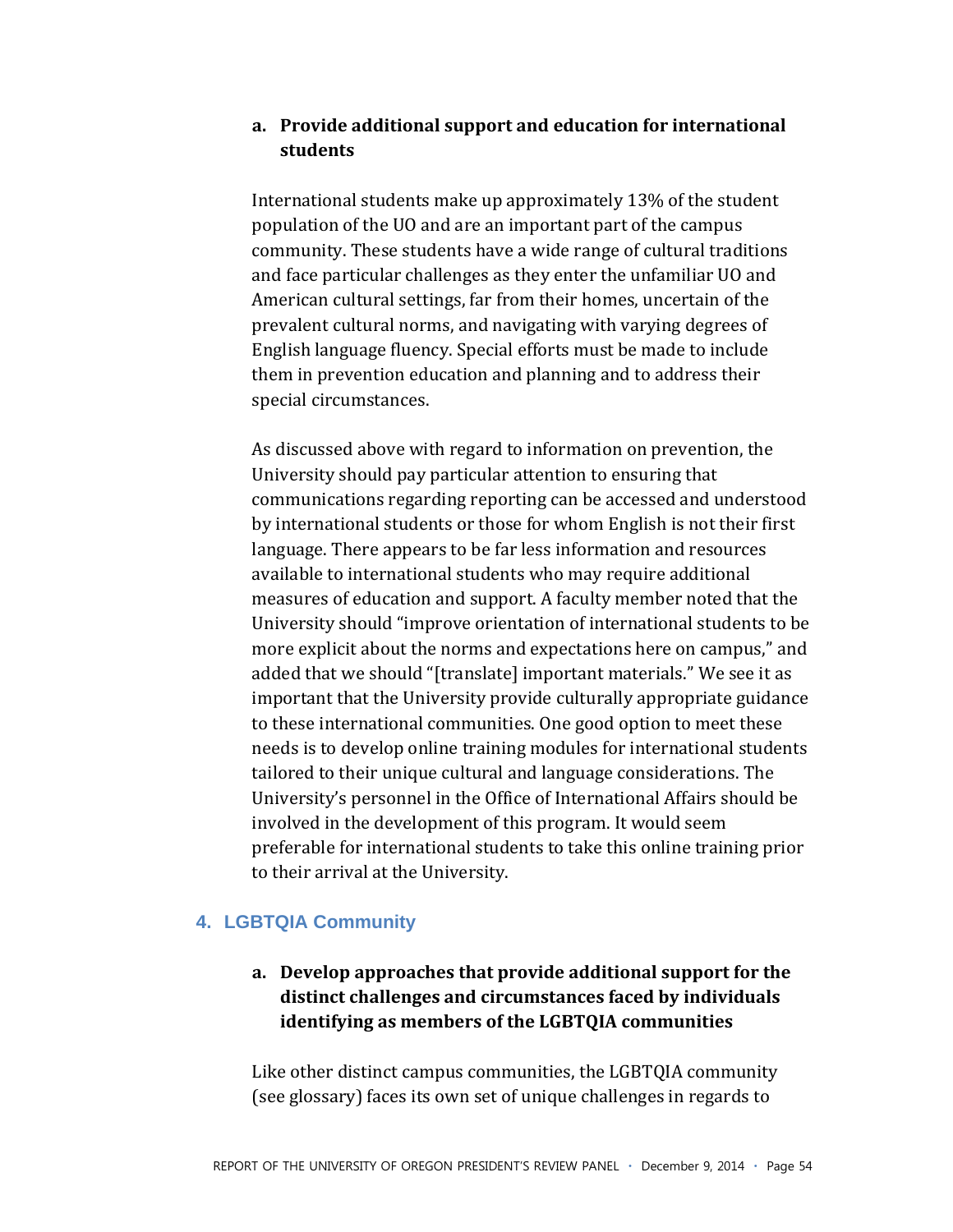**a. Provide additional support and education for international students**

International students make up approximately 13% of the student population of the UO and are an important part of the campus community. These students have a wide range of cultural traditions and face particular challenges as they enter the unfamiliar UO and American cultural settings, far from their homes, uncertain of the prevalent cultural norms, and navigating with varying degrees of English language fluency. Special efforts must be made to include them in prevention education and planning and to address their special circumstances.

As discussed above with regard to information on prevention, the University should pay particular attention to ensuring that communications regarding reporting can be accessed and understood by international students or those for whom English is not their first language. There appears to be far less information and resources available to international students who may require additional measures of education and support. A faculty member noted that the University should "improve orientation of international students to be more explicit about the norms and expectations here on campus," and added that we should "[translate] important materials." We see it as important that the University provide culturally appropriate guidance to these international communities. One good option to meet these needs is to develop online training modules for international students tailored to their unique cultural and language considerations. The University's personnel in the Office of International Affairs should be involved in the development of this program. It would seem preferable for international students to take this online training prior to their arrival at the University.

## 4. LGBTQIA Community

**a. Develop approaches that provide additional support for the distinct challenges and circumstances faced by individuals identifying as members of the LGBTQIA communities**

Like other distinct campus communities, the LGBTQIA community (see glossary) faces its own set of unique challenges in regards to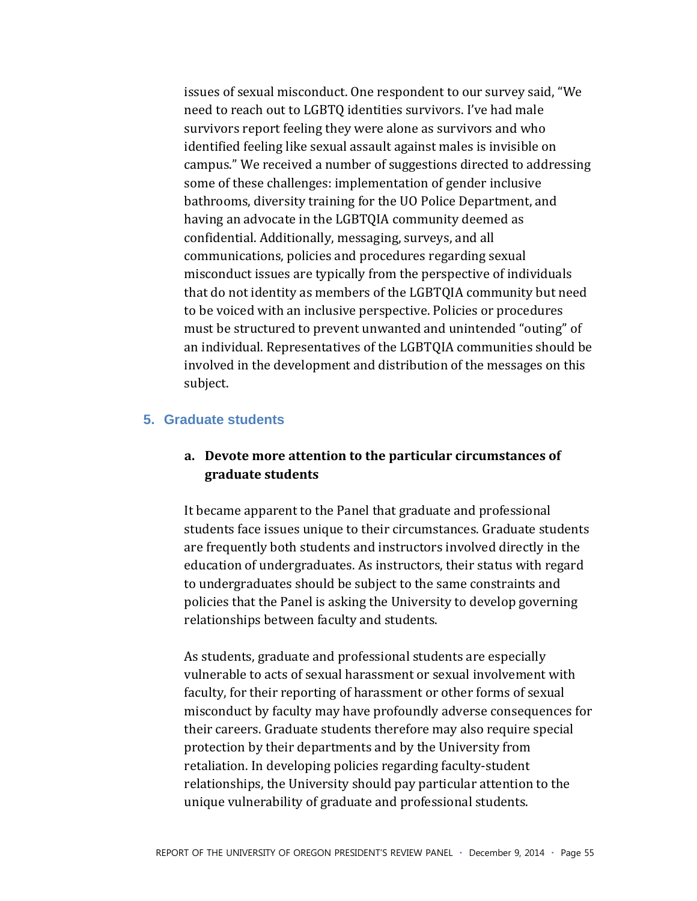issues of sexual misconduct. One respondent to our survey said, "We need to reach out to LGBTQ identities survivors. I've had male survivors report feeling they were alone as survivors and who identified feeling like sexual assault against males is invisible on campus." We received a number of suggestions directed to addressing some of these challenges: implementation of gender inclusive bathrooms, diversity training for the UO Police Department, and having an advocate in the LGBTQIA community deemed as confidential. Additionally, messaging, surveys, and all communications, policies and procedures regarding sexual misconduct issues are typically from the perspective of individuals that do not identity as members of the LGBTQIA community but need to be voiced with an inclusive perspective. Policies or procedures must be structured to prevent unwanted and unintended "outing" of an individual. Representatives of the LGBTQIA communities should be involved in the development and distribution of the messages on this subject.

## 5. Graduate students

### a. Devote more attention to the particular circumstances of graduate students

It became apparent to the Panel that graduate and professional students face issues unique to their circumstances. Graduate students are frequently both students and instructors involved directly in the education of undergraduates. As instructors, their status with regard to undergraduates should be subject to the same constraints and policies that the Panel is asking the University to develop governing relationships between faculty and students.

As students, graduate and professional students are especially vulnerable to acts of sexual harassment or sexual involvement with faculty, for their reporting of harassment or other forms of sexual misconduct by faculty may have profoundly adverse consequences for their careers. Graduate students therefore may also require special protection by their departments and by the University from retaliation. In developing policies regarding faculty-student relationships, the University should pay particular attention to the unique vulnerability of graduate and professional students.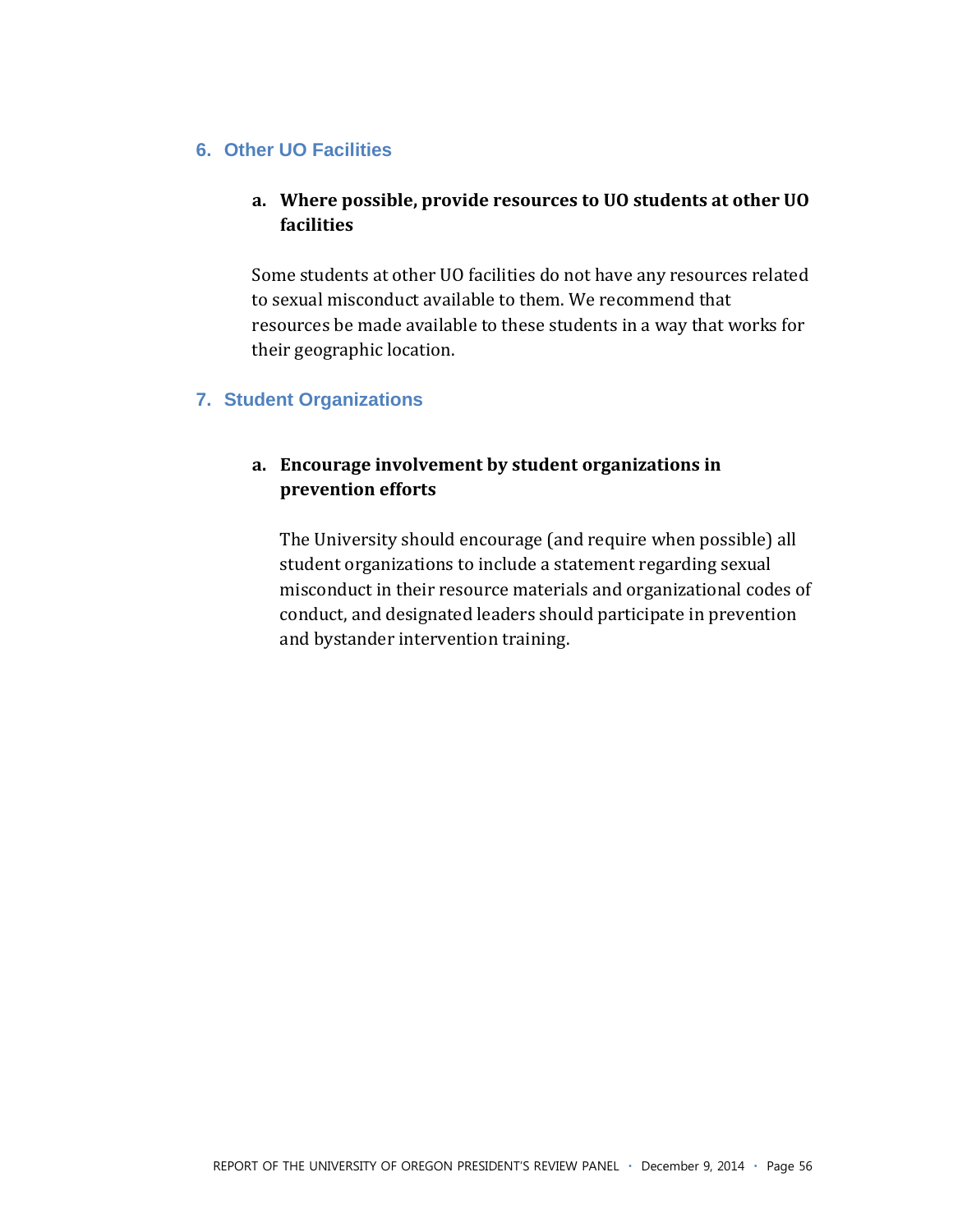## 6. Other UO Facilities

### a. Where possible, provide resources to UO students at other UO facilities

Some students at other UO facilities do not have any resources related to sexual misconduct available to them. We recommend that resources be made available to these students in a way that works for their geographic location.

## 7. Student Organizations

### a. Encourage involvement by student organizations in prevention efforts

The University should encourage (and require when possible) all student organizations to include a statement regarding sexual misconduct in their resource materials and organizational codes of conduct, and designated leaders should participate in prevention and bystander intervention training.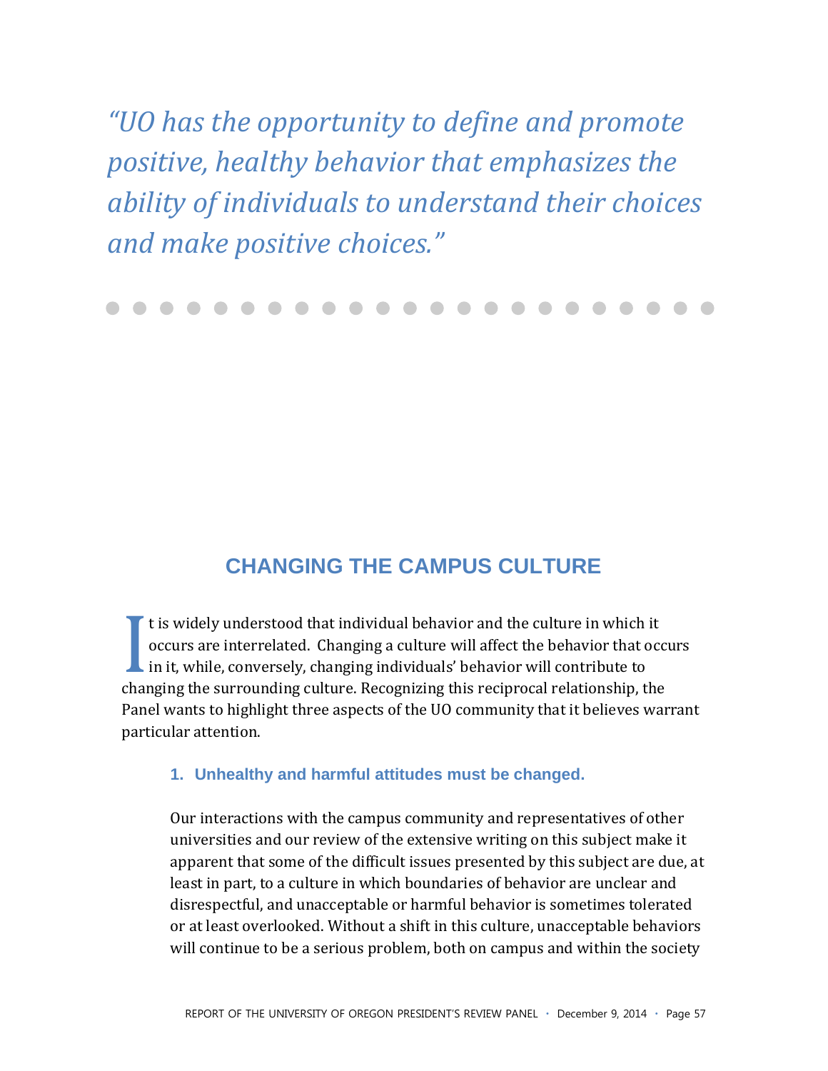*"UO has the opportunity to define and promote positive, healthy behavior that emphasizes the ability of individuals to understand their choices and make positive choices."*

## CHANGING THE CAMPUS CULTURE

It is widely understood that individual behavior and the culture in which it occurs are interrelated. Changing a culture will affect the behavior that occurs in it, while, conversely, changing individuals' behavior will contribute to changing the surrounding culture. Recognizing this reciprocal relationship, the Panel wants to highlight three aspects of the UO community that it believes warrant particular attention.

### 1. Unhealthy and harmful attitudes must be changed.

Our interactions with the campus community and representatives of other universities and our review of the extensive writing on this subject make it apparent that some of the difficult issues presented by this subject are due, at least in part, to a culture in which boundaries of behavior are unclear and disrespectful, and unacceptable or harmful behavior is sometimes tolerated or at least overlooked. Without a shift in this culture, unacceptable behaviors will continue to be a serious problem, both on campus and within the society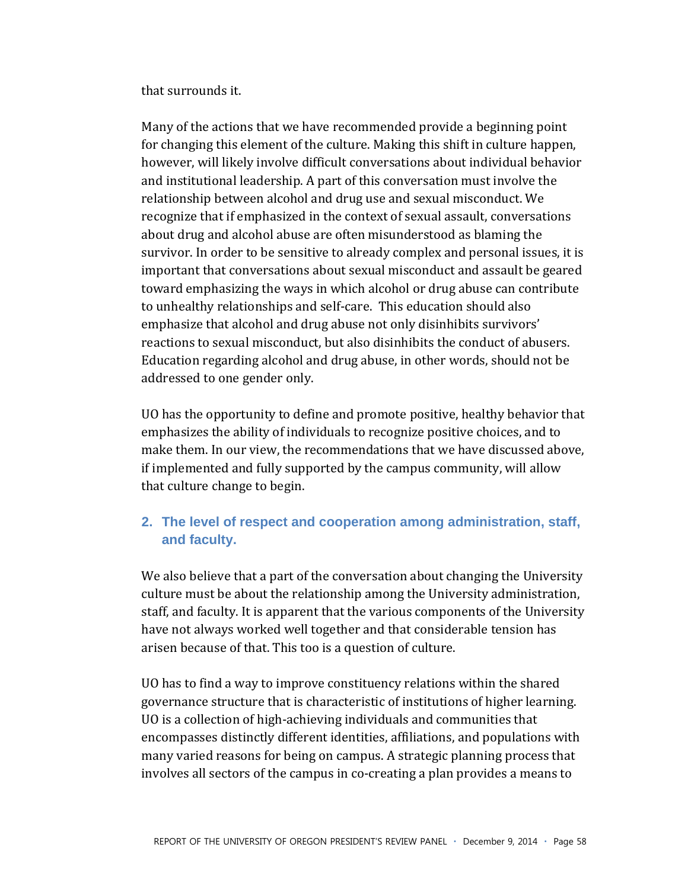that surrounds it.

Many of the actions that we have recommended provide a beginning point for changing this element of the culture. Making this shift in culture happen, however, will likely involve difficult conversations about individual behavior and institutional leadership. A part of this conversation must involve the relationship between alcohol and drug use and sexual misconduct. We recognize that if emphasized in the context of sexual assault, conversations about drug and alcohol abuse are often misunderstood as blaming the survivor. In order to be sensitive to already complex and personal issues, it is important that conversations about sexual misconduct and assault be geared toward emphasizing the ways in which alcohol or drug abuse can contribute to unhealthy relationships and self-care. This education should also emphasize that alcohol and drug abuse not only disinhibits survivors' reactions to sexual misconduct, but also disinhibits the conduct of abusers. Education regarding alcohol and drug abuse, in other words, should not be addressed to one gender only.

UO has the opportunity to define and promote positive, healthy behavior that emphasizes the ability of individuals to recognize positive choices, and to make them. In our view, the recommendations that we have discussed above, if implemented and fully supported by the campus community, will allow that culture change to begin.

## 2. The level of respect and cooperation among administration, staff, and faculty.

We also believe that a part of the conversation about changing the University culture must be about the relationship among the University administration, staff, and faculty. It is apparent that the various components of the University have not always worked well together and that considerable tension has arisen because of that. This too is a question of culture.

UO has to find a way to improve constituency relations within the shared governance structure that is characteristic of institutions of higher learning. UO is a collection of high-achieving individuals and communities that encompasses distinctly different identities, affiliations, and populations with many varied reasons for being on campus. A strategic planning process that involves all sectors of the campus in co-creating a plan provides a means to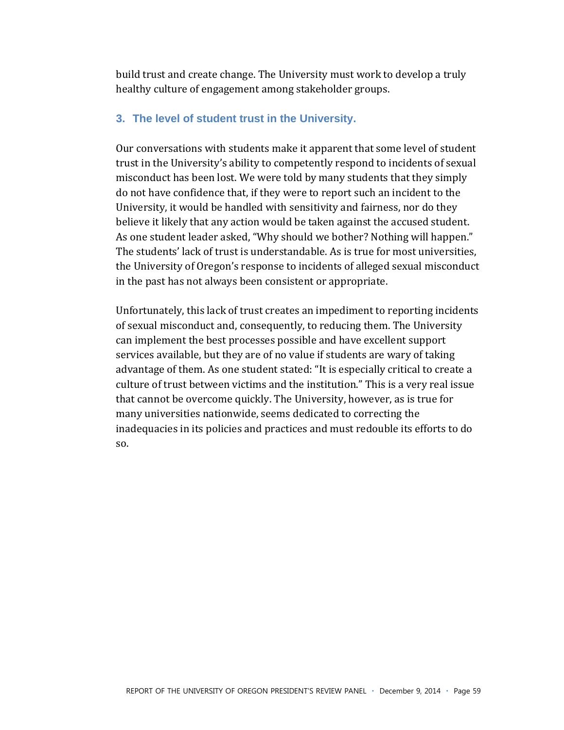build trust and create change. The University must work to develop a truly healthy culture of engagement among stakeholder groups.

### 3. The level of student trust in the University.

Our conversations with students make it apparent that some level of student trust in the University's ability to competently respond to incidents of sexual misconduct has been lost. We were told by many students that they simply do not have confidence that, if they were to report such an incident to the University, it would be handled with sensitivity and fairness, nor do they believe it likely that any action would be taken against the accused student. As one student leader asked, "Why should we bother? Nothing will happen." The students' lack of trust is understandable. As is true for most universities, the University of Oregon's response to incidents of alleged sexual misconduct in the past has not always been consistent or appropriate.

Unfortunately, this lack of trust creates an impediment to reporting incidents of sexual misconduct and, consequently, to reducing them. The University can implement the best processes possible and have excellent support services available, but they are of no value if students are wary of taking advantage of them. As one student stated: "It is especially critical to create a culture of trust between victims and the institution." This is a very real issue that cannot be overcome quickly. The University, however, as is true for many universities nationwide, seems dedicated to correcting the inadequacies in its policies and practices and must redouble its efforts to do so.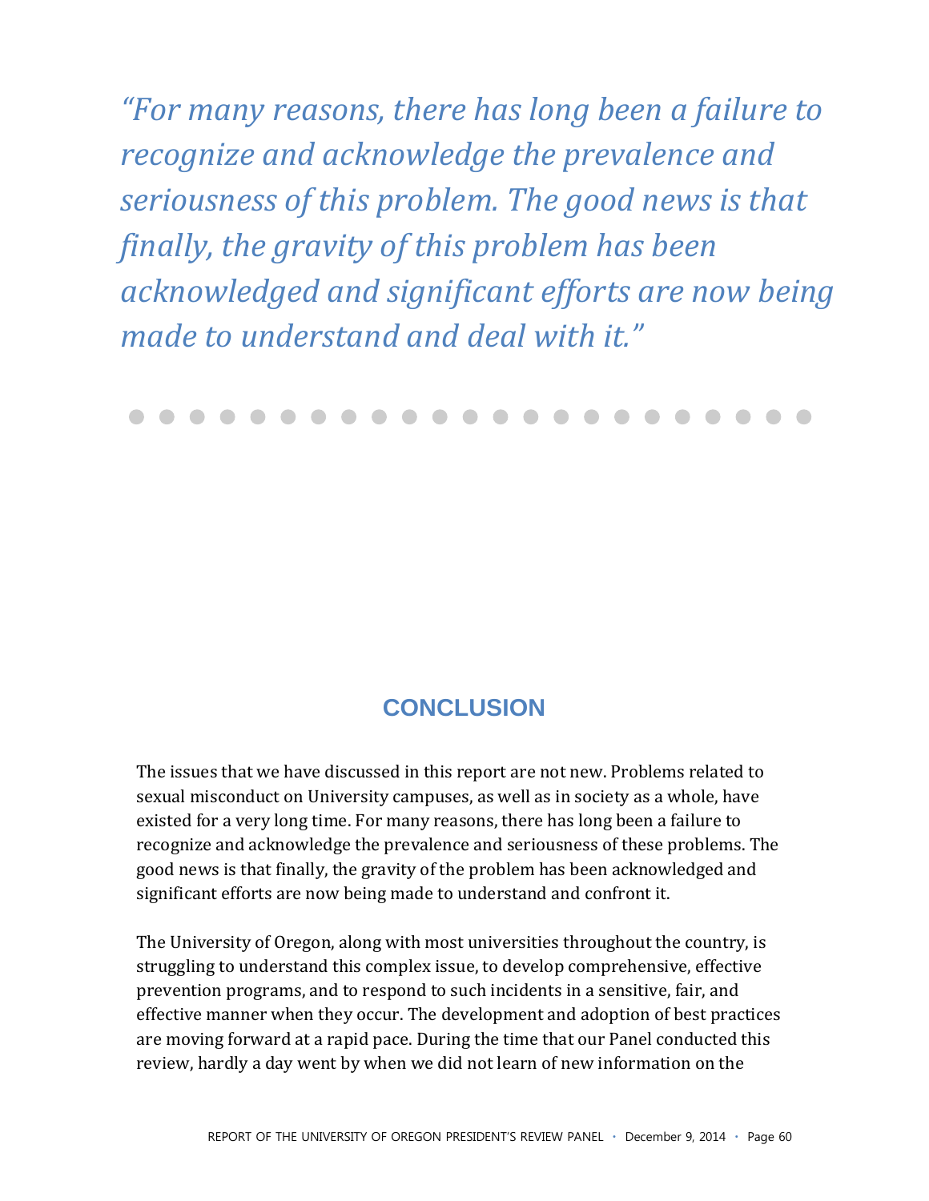*"For many reasons, there has long been a failure to recognize and acknowledge the prevalence and seriousness of this problem. The good news is that finally, the gravity of this problem has been acknowledged and significant efforts are now being made to understand and deal with it."*

## CONCLUSION

The issues that we have discussed in this report are not new. Problems related to sexual misconduct on University campuses, as well as in society as a whole, have existed for a very long time. For many reasons, there has long been a failure to recognize and acknowledge the prevalence and seriousness of these problems. The good news is that finally, the gravity of the problem has been acknowledged and significant efforts are now being made to understand and confront it.

The University of Oregon, along with most universities throughout the country, is struggling to understand this complex issue, to develop comprehensive, effective prevention programs, and to respond to such incidents in a sensitive, fair, and effective manner when they occur. The development and adoption of best practices are moving forward at a rapid pace. During the time that our Panel conducted this review, hardly a day went by when we did not learn of new information on the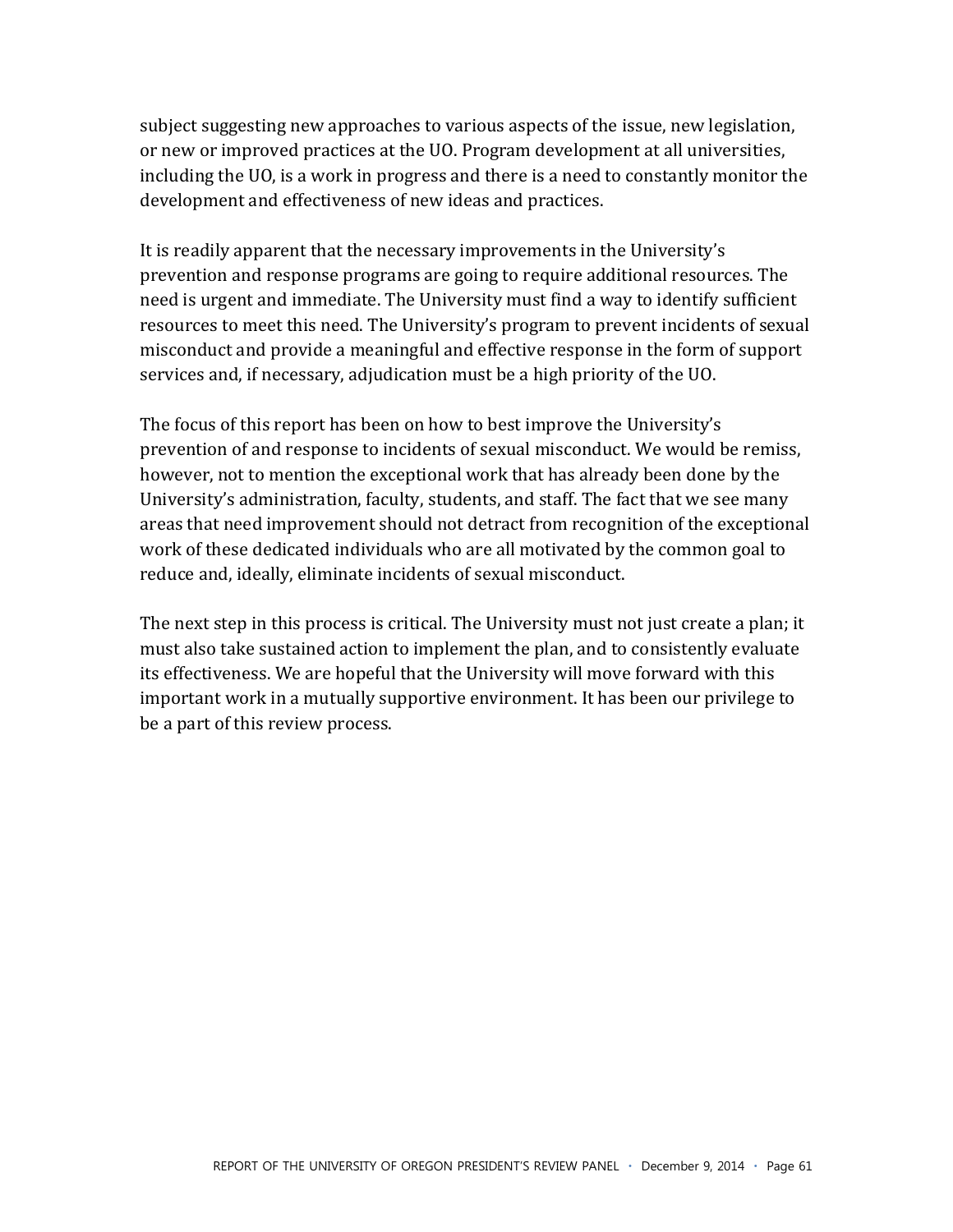subject suggesting new approaches to various aspects of the issue, new legislation, or new or improved practices at the UO. Program development at all universities, including the UO, is a work in progress and there is a need to constantly monitor the development and effectiveness of new ideas and practices.

It is readily apparent that the necessary improvements in the University's prevention and response programs are going to require additional resources. The need is urgent and immediate. The University must find a way to identify sufficient resources to meet this need. The University's program to prevent incidents of sexual misconduct and provide a meaningful and effective response in the form of support services and, if necessary, adjudication must be a high priority of the UO.

The focus of this report has been on how to best improve the University's prevention of and response to incidents of sexual misconduct. We would be remiss, however, not to mention the exceptional work that has already been done by the University's administration, faculty, students, and staff. The fact that we see many areas that need improvement should not detract from recognition of the exceptional work of these dedicated individuals who are all motivated by the common goal to reduce and, ideally, eliminate incidents of sexual misconduct.

The next step in this process is critical. The University must not just create a plan; it must also take sustained action to implement the plan, and to consistently evaluate its effectiveness. We are hopeful that the University will move forward with this important work in a mutually supportive environment. It has been our privilege to be a part of this review process.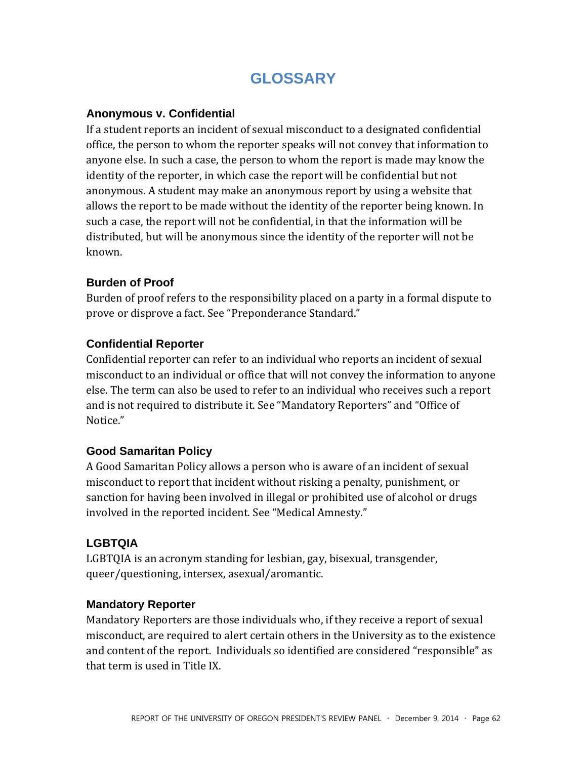# GLOSSARY

### Anonymous v. Confidential

If a student reports an incident of sexual misconduct to a designated confidential office, the person to whom the reporter speaks will not convey that information to anyone else. In such a case, the person to whom the report is made may know the identity of the reporter, in which case the report will be confidential but not anonymous. A student may make an anonymous report by using a website that allows the report to be made without the identity of the reporter being known. In such a case, the report will not be confidential, in that the information will be distributed, but will be anonymous since the identity of the reporter will not be known.

### Burden of Proof

Burden of proof refers to the responsibility placed on a party in a formal dispute to prove or disprove a fact. See "Preponderance Standard."

### Confidential Reporter

Confidential reporter can refer to an individual who reports an incident of sexual misconduct to an individual or office that will not convey the information to anyone else. The term can also be used to refer to an individual who receives such a report and is not required to distribute it. See "Mandatory Reporters" and "Office of Notice."

### Good Samaritan Policy

A Good Samaritan Policy allows a person who is aware of an incident of sexual misconduct to report that incident without risking a penalty, punishment, or sanction for having been involved in illegal or prohibited use of alcohol or drugs involved in the reported incident. See "Medical Amnesty."

### LGBTQIA

LGBTQIA is an acronym standing for lesbian, gay, bisexual, transgender, queer/questioning, intersex, asexual/aromantic.

### Mandatory Reporter

Mandatory Reporters are those individuals who, if they receive a report of sexual misconduct, are required to alert certain others in the University as to the existence and content of the report. Individuals so identified are considered "responsible" as that term is used in Title IX.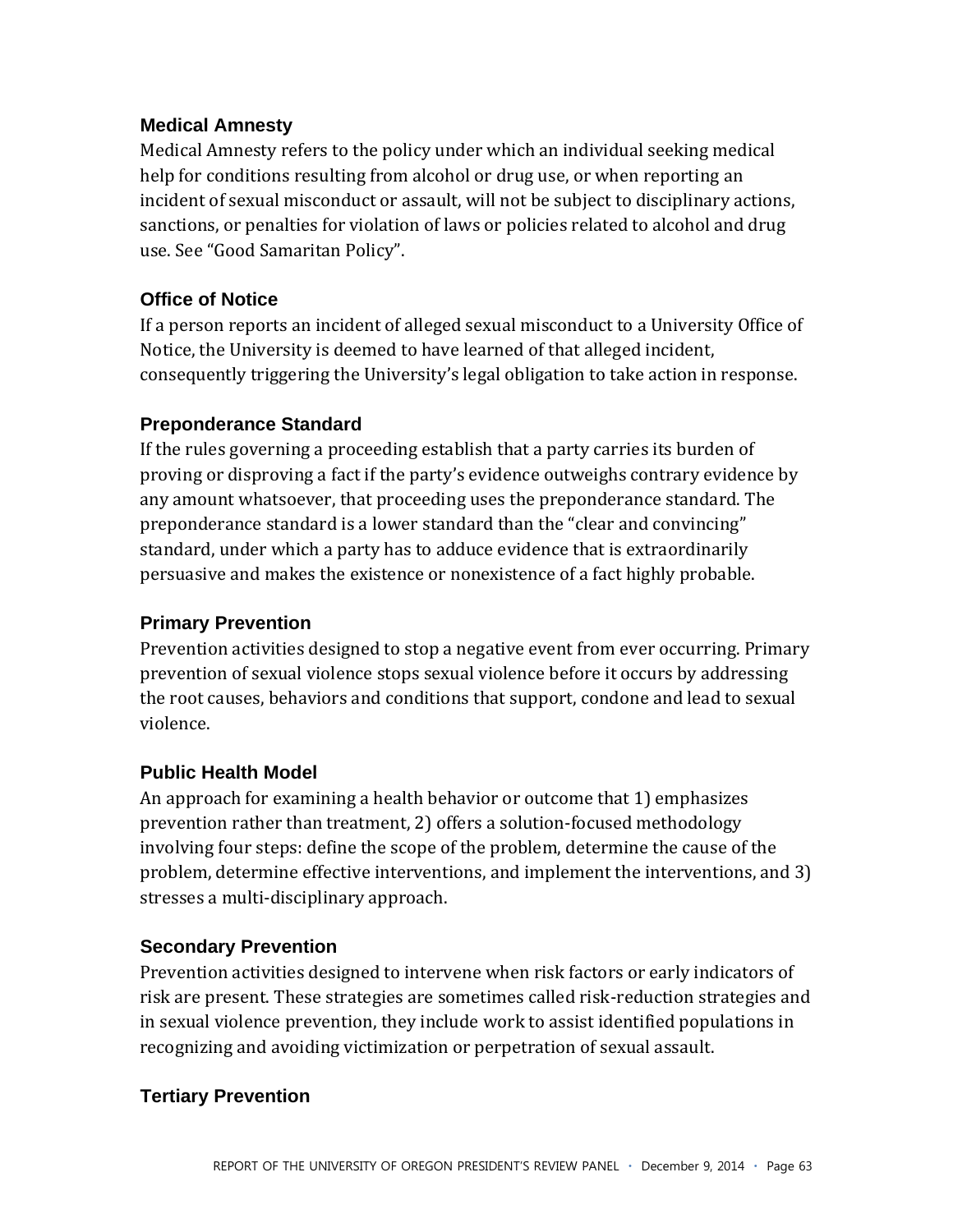### Medical Amnesty

Medical Amnesty refers to the policy under which an individual seeking medical help for conditions resulting from alcohol or drug use, or when reporting an incident of sexual misconduct or assault, will not be subject to disciplinary actions, sanctions, or penalties for violation of laws or policies related to alcohol and drug use. See "Good Samaritan Policy".

### Office of Notice

If a person reports an incident of alleged sexual misconduct to a University Office of Notice, the University is deemed to have learned of that alleged incident, consequently triggering the University's legal obligation to take action in response.

### Preponderance Standard

If the rules governing a proceeding establish that a party carries its burden of proving or disproving a fact if the party's evidence outweighs contrary evidence by any amount whatsoever, that proceeding uses the preponderance standard. The preponderance standard is a lower standard than the "clear and convincing" standard, under which a party has to adduce evidence that is extraordinarily persuasive and makes the existence or nonexistence of a fact highly probable.

### Primary Prevention

Prevention activities designed to stop a negative event from ever occurring. Primary prevention of sexual violence stops sexual violence before it occurs by addressing the root causes, behaviors and conditions that support, condone and lead to sexual violence.

### Public Health Model

An approach for examining a health behavior or outcome that 1) emphasizes prevention rather than treatment, 2) offers a solution-focused methodology involving four steps: define the scope of the problem, determine the cause of the problem, determine effective interventions, and implement the interventions, and 3) stresses a multi-disciplinary approach.

### Secondary Prevention

Prevention activities designed to intervene when risk factors or early indicators of risk are present. These strategies are sometimes called risk-reduction strategies and in sexual violence prevention, they include work to assist identified populations in recognizing and avoiding victimization or perpetration of sexual assault.

### Tertiary Prevention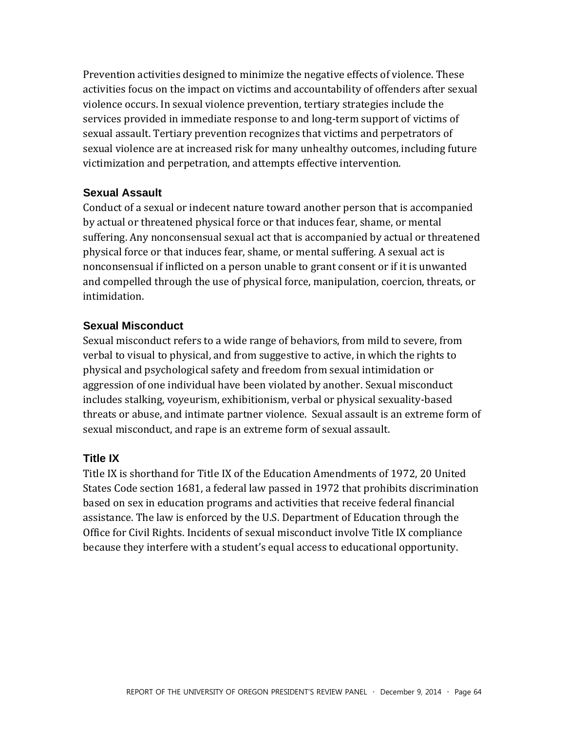Prevention activities designed to minimize the negative effects of violence. These activities focus on the impact on victims and accountability of offenders after sexual violence occurs. In sexual violence prevention, tertiary strategies include the services provided in immediate response to and long-term support of victims of sexual assault. Tertiary prevention recognizes that victims and perpetrators of sexual violence are at increased risk for many unhealthy outcomes, including future victimization and perpetration, and attempts effective intervention.

### Sexual Assault

Conduct of a sexual or indecent nature toward another person that is accompanied by actual or threatened physical force or that induces fear, shame, or mental suffering. Any nonconsensual sexual act that is accompanied by actual or threatened physical force or that induces fear, shame, or mental suffering. A sexual act is nonconsensual if inflicted on a person unable to grant consent or if it is unwanted and compelled through the use of physical force, manipulation, coercion, threats, or intimidation.

### Sexual Misconduct

Sexual misconduct refers to a wide range of behaviors, from mild to severe, from verbal to visual to physical, and from suggestive to active, in which the rights to physical and psychological safety and freedom from sexual intimidation or aggression of one individual have been violated by another. Sexual misconduct includes stalking, voyeurism, exhibitionism, verbal or physical sexuality-based threats or abuse, and intimate partner violence. Sexual assault is an extreme form of sexual misconduct, and rape is an extreme form of sexual assault.

### Title IX

Title IX is shorthand for Title IX of the Education Amendments of 1972, 20 United States Code section 1681, a federal law passed in 1972 that prohibits discrimination based on sex in education programs and activities that receive federal financial assistance. The law is enforced by the U.S. Department of Education through the Office for Civil Rights. Incidents of sexual misconduct involve Title IX compliance because they interfere with a student's equal access to educational opportunity.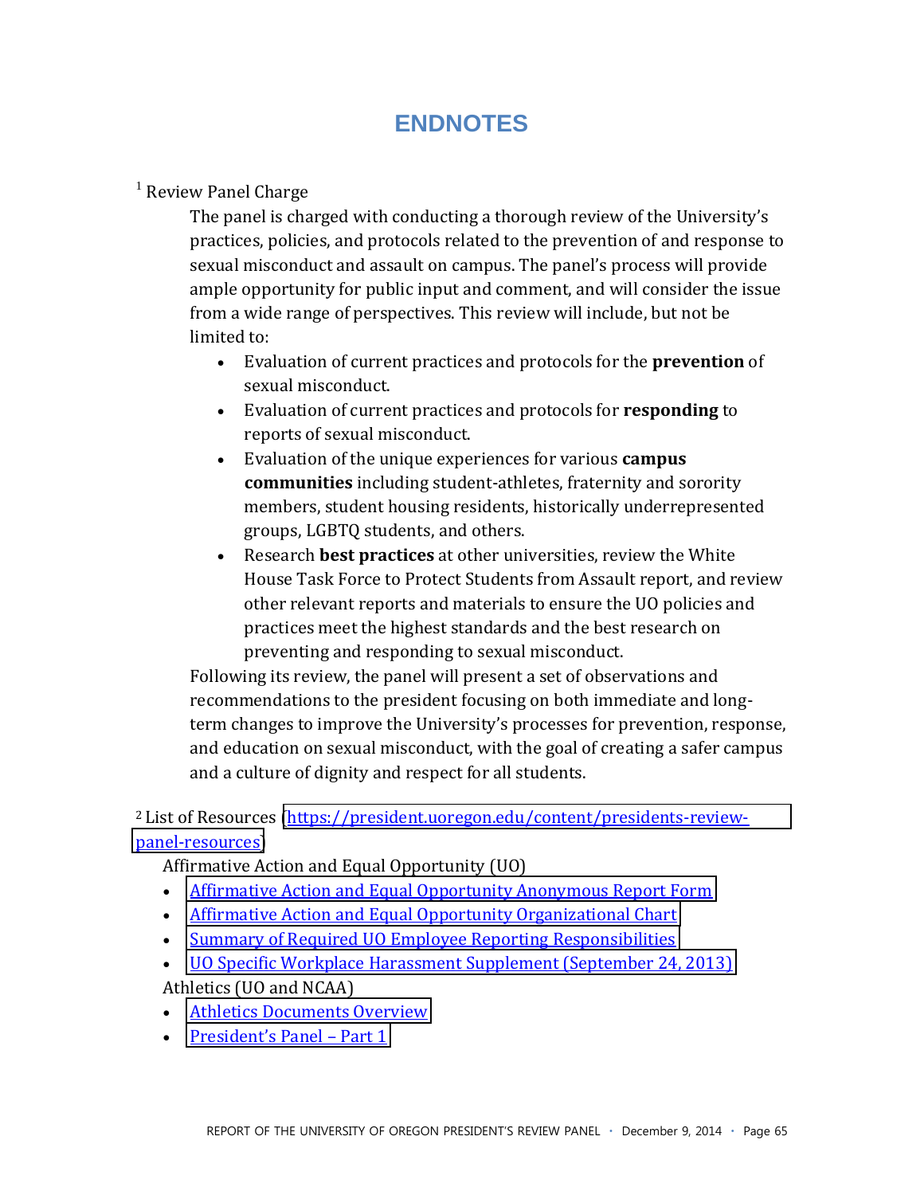# ENDNOTES

[1] Review Panel Charge

The panel is charged with conducting a thorough review of the University's practices, policies, and protocols related to the prevention of and response to sexual misconduct and assault on campus. The panel's process will provide ample opportunity for public input and comment, and will consider the issue from a wide range of perspectives. This review will include, but not be limited to:

- Evaluation of current practices and protocols for the **prevention** of sexual misconduct.
- Evaluation of current practices and protocols for **responding** to reports of sexual misconduct.
- Evaluation of the unique experiences for various **campus communities** including student-athletes, fraternity and sorority members, student housing residents, historically underrepresented groups, LGBTQ students, and others.
- Research **best practices** at other universities, review the White House Task Force to Protect Students from Assault report, and review other relevant reports and materials to ensure the UO policies and practices meet the highest standards and the best research on preventing and responding to sexual misconduct.

Following its review, the panel will present a set of observations and recommendations to the president focusing on both immediate and long-term changes to improve the University's processes for prevention, response, and education on sexual misconduct, with the goal of creating a safer campus and a culture of dignity and respect for all students.

[2] List of Resources (https://president.uoregon.edu/content/presidents-review-panel-resources)

Affirmative Action and Equal Opportunity (UO)

- Affirmative Action and Equal Opportunity Anonymous Report Form
- Affirmative Action and Equal Opportunity Organizational Chart
- Summary of Required UO Employee Reporting Responsibilities
- UO Specific Workplace Harassment Supplement (September 24, 2013)

Athletics (UO and NCAA)

- Athletics Documents Overview
- President's Panel – Part 1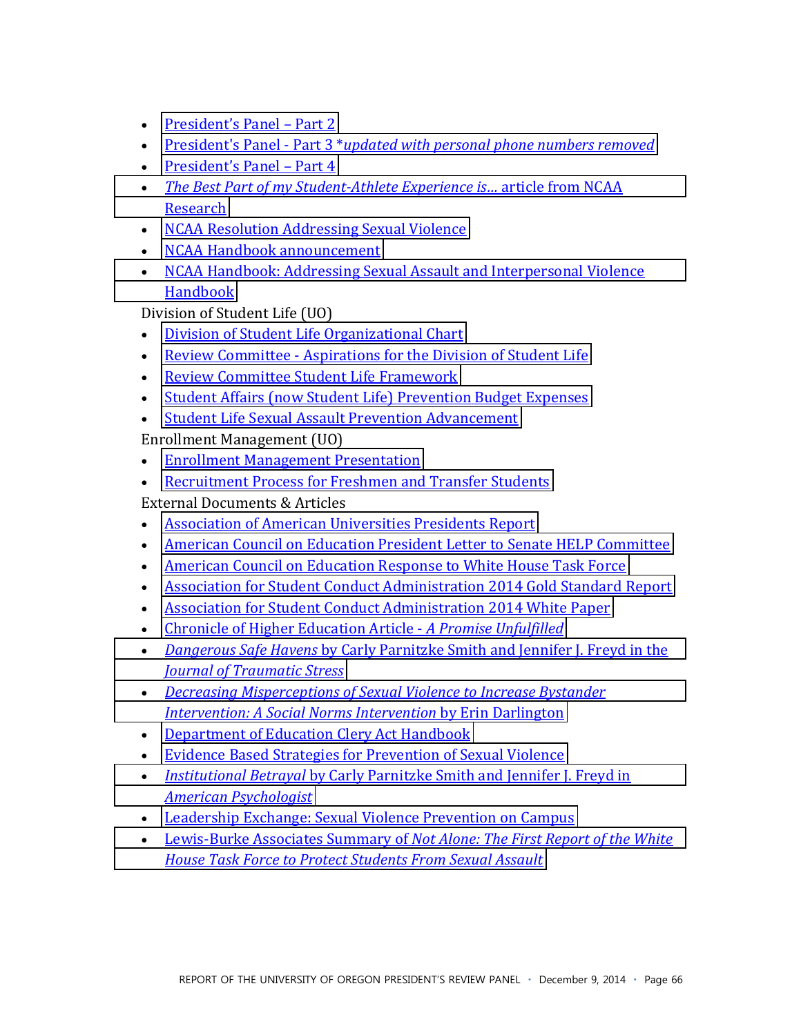- President's Panel – Part 2
- President's Panel - Part 3 **updated with personal phone numbers removed*
- President's Panel – Part 4
- *The Best Part of my Student-Athlete Experience is…* article from NCAA Research
- NCAA Resolution Addressing Sexual Violence
- NCAA Handbook announcement
- NCAA Handbook: Addressing Sexual Assault and Interpersonal Violence Handbook

Division of Student Life (UO)

- Division of Student Life Organizational Chart
- Review Committee - Aspirations for the Division of Student Life
- Review Committee Student Life Framework
- Student Affairs (now Student Life) Prevention Budget Expenses
- Student Life Sexual Assault Prevention Advancement

Enrollment Management (UO)

- Enrollment Management Presentation
- Recruitment Process for Freshmen and Transfer Students

External Documents & Articles

- Association of American Universities Presidents Report
- American Council on Education President Letter to Senate HELP Committee
- American Council on Education Response to White House Task Force
- Association for Student Conduct Administration 2014 Gold Standard Report
- Association for Student Conduct Administration 2014 White Paper
- Chronicle of Higher Education Article - *A Promise Unfulfilled*
- *Dangerous Safe Havens* by Carly Parnitzke Smith and Jennifer J. Freyd in the *Journal of Traumatic Stress*
- *Decreasing Misperceptions of Sexual Violence to Increase Bystander Intervention: A Social Norms Intervention* by Erin Darlington
- Department of Education Clery Act Handbook
- Evidence Based Strategies for Prevention of Sexual Violence
- *Institutional Betrayal* by Carly Parnitzke Smith and Jennifer J. Freyd in *American Psychologist*
- Leadership Exchange: Sexual Violence Prevention on Campus
- Lewis-Burke Associates Summary of *Not Alone: The First Report of the White House Task Force to Protect Students From Sexual Assault*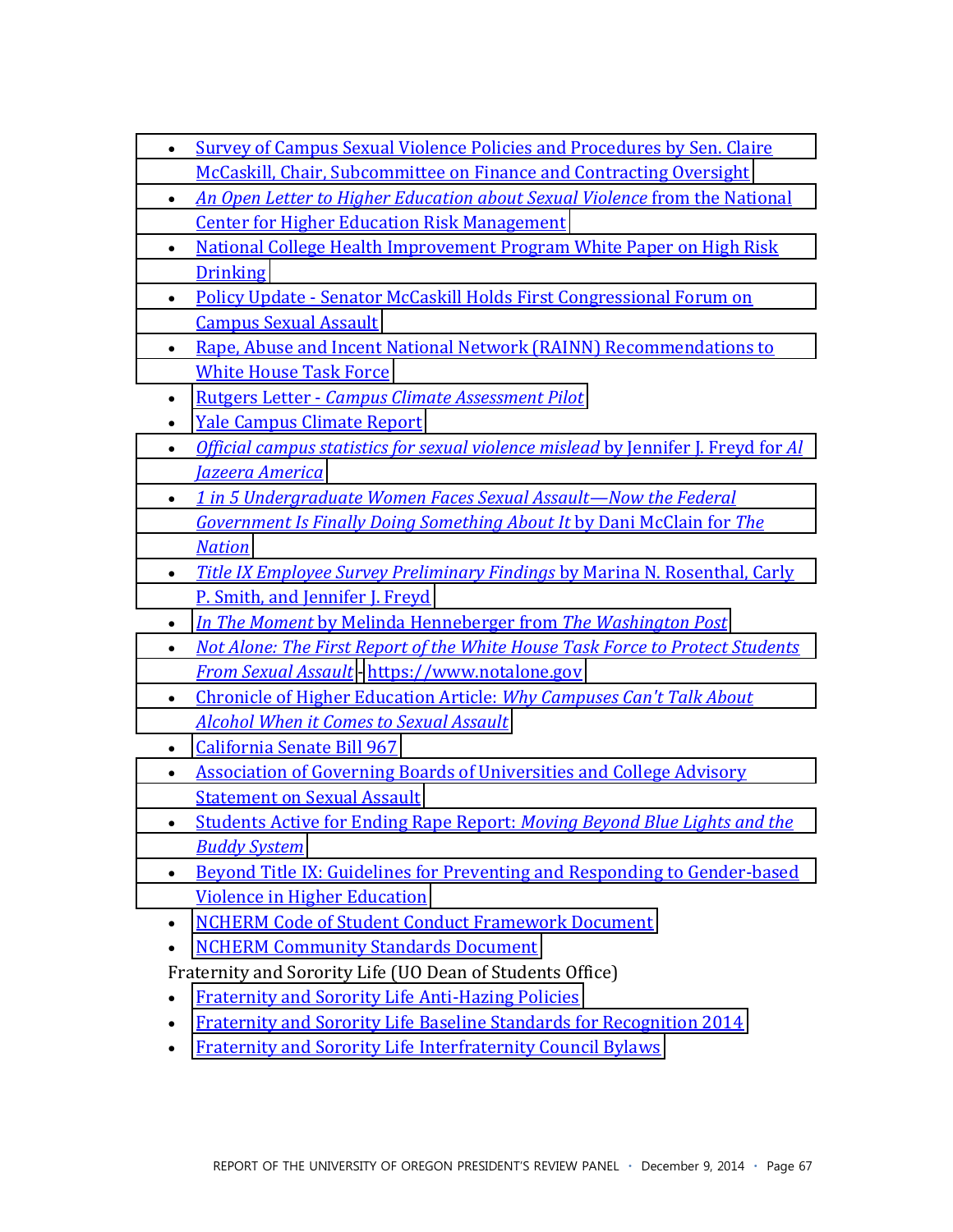- Survey of Campus Sexual Violence Policies and Procedures by Sen. Claire McCaskill, Chair, Subcommittee on Finance and Contracting Oversight
- *An Open Letter to Higher Education about Sexual Violence* from the National Center for Higher Education Risk Management
- National College Health Improvement Program White Paper on High Risk Drinking
- Policy Update - Senator McCaskill Holds First Congressional Forum on Campus Sexual Assault
- Rape, Abuse and Incent National Network (RAINN) Recommendations to White House Task Force
- Rutgers Letter - *Campus Climate Assessment Pilot*
- Yale Campus Climate Report
- *Official campus statistics for sexual violence mislead* by Jennifer J. Freyd for *Al Jazeera America*
- *1 in 5 Undergraduate Women Faces Sexual Assault—Now the Federal Government Is Finally Doing Something About It* by Dani McClain for *The Nation*
- *Title IX Employee Survey Preliminary Findings* by Marina N. Rosenthal, Carly P. Smith, and Jennifer J. Freyd
- *In The Moment* by Melinda Henneberger from *The Washington Post*
- *Not Alone: The First Report of the White House Task Force to Protect Students From Sexual Assault* - https://www.notalone.gov
- Chronicle of Higher Education Article: *Why Campuses Can't Talk About Alcohol When it Comes to Sexual Assault*
- California Senate Bill 967
- Association of Governing Boards of Universities and College Advisory Statement on Sexual Assault
- Students Active for Ending Rape Report: *Moving Beyond Blue Lights and the Buddy System*
- Beyond Title IX: Guidelines for Preventing and Responding to Gender-based Violence in Higher Education
- NCHERM Code of Student Conduct Framework Document
- NCHERM Community Standards Document

Fraternity and Sorority Life (UO Dean of Students Office)

- Fraternity and Sorority Life Anti-Hazing Policies
- Fraternity and Sorority Life Baseline Standards for Recognition 2014
- Fraternity and Sorority Life Interfraternity Council Bylaws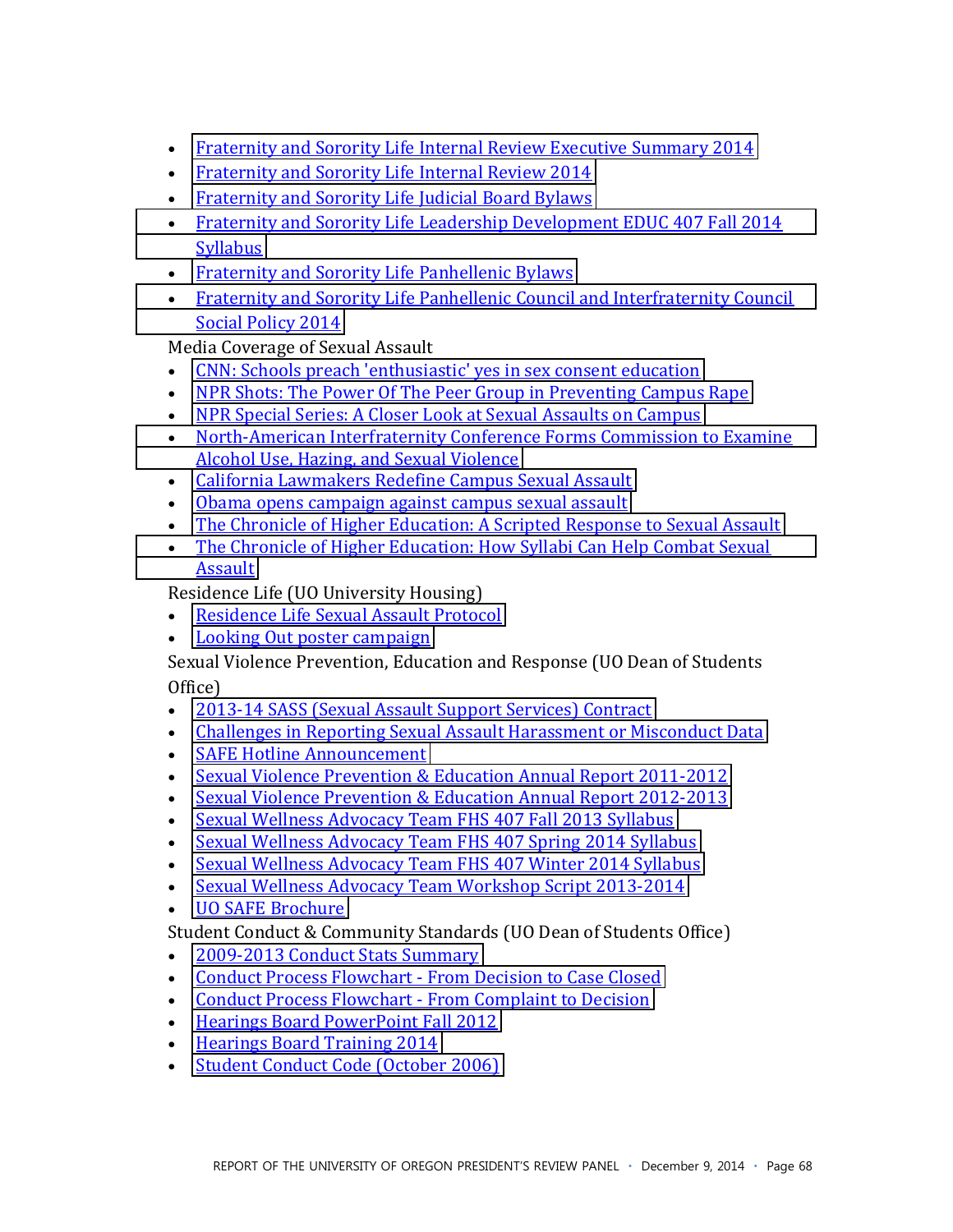- Fraternity and Sorority Life Internal Review Executive Summary 2014
- Fraternity and Sorority Life Internal Review 2014
- Fraternity and Sorority Life Judicial Board Bylaws
- Fraternity and Sorority Life Leadership Development EDUC 407 Fall 2014 Syllabus
- Fraternity and Sorority Life Panhellenic Bylaws
- Fraternity and Sorority Life Panhellenic Council and Interfraternity Council Social Policy 2014

Media Coverage of Sexual Assault

- CNN: Schools preach 'enthusiastic' yes in sex consent education
- NPR Shots: The Power Of The Peer Group in Preventing Campus Rape
- NPR Special Series: A Closer Look at Sexual Assaults on Campus
- North-American Interfraternity Conference Forms Commission to Examine Alcohol Use, Hazing, and Sexual Violence
- California Lawmakers Redefine Campus Sexual Assault
- Obama opens campaign against campus sexual assault
- The Chronicle of Higher Education: A Scripted Response to Sexual Assault
- The Chronicle of Higher Education: How Syllabi Can Help Combat Sexual Assault

Residence Life (UO University Housing)

- Residence Life Sexual Assault Protocol
- Looking Out poster campaign

Sexual Violence Prevention, Education and Response (UO Dean of Students Office)

- 2013-14 SASS (Sexual Assault Support Services) Contract
- Challenges in Reporting Sexual Assault Harassment or Misconduct Data
- SAFE Hotline Announcement
- Sexual Violence Prevention & Education Annual Report 2011-2012
- Sexual Violence Prevention & Education Annual Report 2012-2013
- Sexual Wellness Advocacy Team FHS 407 Fall 2013 Syllabus
- Sexual Wellness Advocacy Team FHS 407 Spring 2014 Syllabus
- Sexual Wellness Advocacy Team FHS 407 Winter 2014 Syllabus
- Sexual Wellness Advocacy Team Workshop Script 2013-2014
- UO SAFE Brochure

Student Conduct & Community Standards (UO Dean of Students Office)

- 2009-2013 Conduct Stats Summary
- Conduct Process Flowchart - From Decision to Case Closed
- Conduct Process Flowchart - From Complaint to Decision
- Hearings Board PowerPoint Fall 2012
- Hearings Board Training 2014
- Student Conduct Code (October 2006)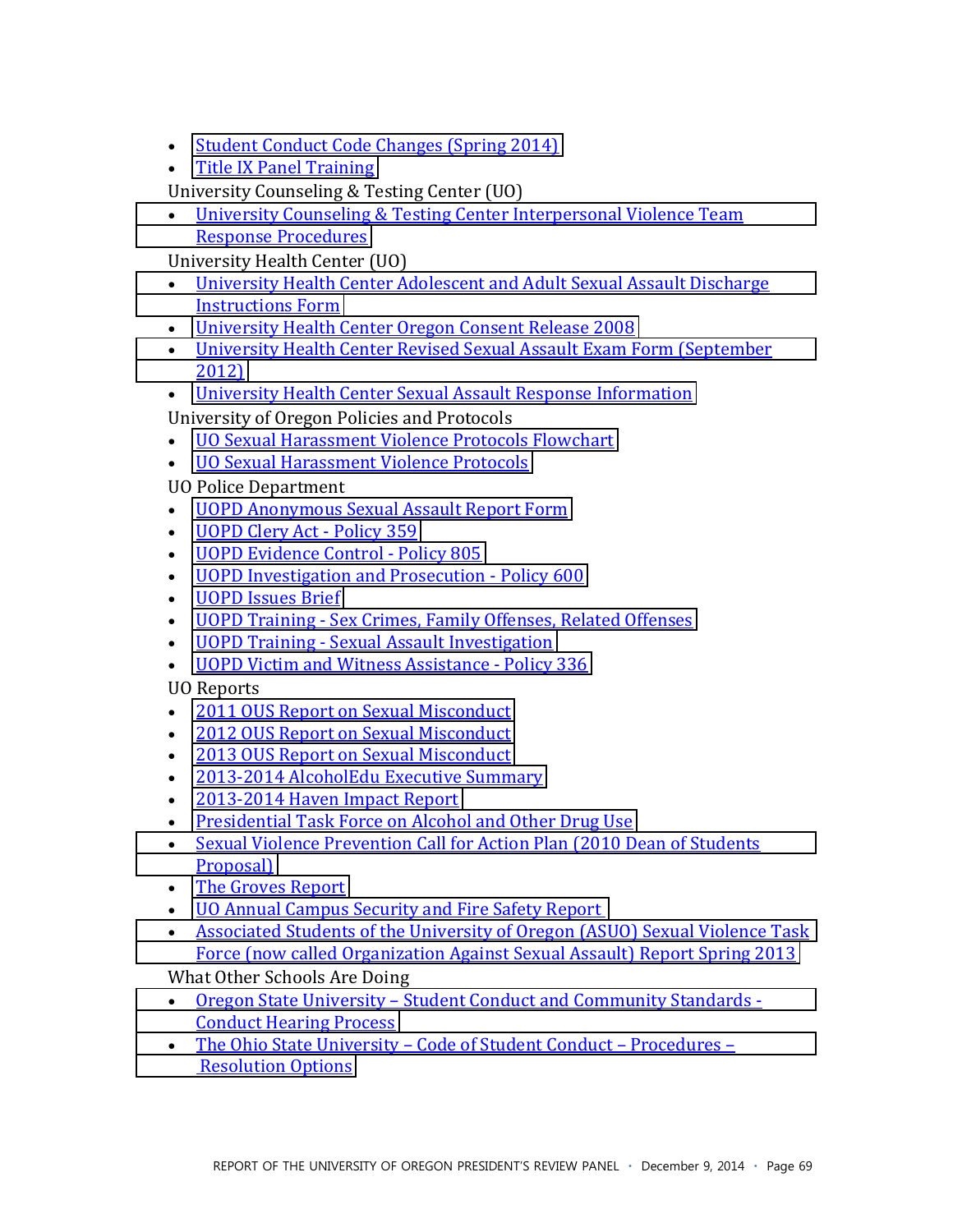- Student Conduct Code Changes (Spring 2014)
- Title IX Panel Training

University Counseling & Testing Center (UO)

- University Counseling & Testing Center Interpersonal Violence Team Response Procedures

University Health Center (UO)

- University Health Center Adolescent and Adult Sexual Assault Discharge Instructions Form
- University Health Center Oregon Consent Release 2008
- University Health Center Revised Sexual Assault Exam Form (September 2012)
- University Health Center Sexual Assault Response Information

University of Oregon Policies and Protocols

- UO Sexual Harassment Violence Protocols Flowchart
- UO Sexual Harassment Violence Protocols

UO Police Department

- UOPD Anonymous Sexual Assault Report Form
- UOPD Clery Act - Policy 359
- UOPD Evidence Control - Policy 805
- UOPD Investigation and Prosecution - Policy 600
- UOPD Issues Brief
- UOPD Training - Sex Crimes, Family Offenses, Related Offenses
- UOPD Training - Sexual Assault Investigation
- UOPD Victim and Witness Assistance - Policy 336

UO Reports

- 2011 OUS Report on Sexual Misconduct
- 2012 OUS Report on Sexual Misconduct
- 2013 OUS Report on Sexual Misconduct
- 2013-2014 AlcoholEdu Executive Summary
- 2013-2014 Haven Impact Report
- Presidential Task Force on Alcohol and Other Drug Use
- Sexual Violence Prevention Call for Action Plan (2010 Dean of Students Proposal)
- The Groves Report
- UO Annual Campus Security and Fire Safety Report
- Associated Students of the University of Oregon (ASUO) Sexual Violence Task Force (now called Organization Against Sexual Assault) Report Spring 2013

What Other Schools Are Doing

- Oregon State University – Student Conduct and Community Standards - Conduct Hearing Process
- The Ohio State University – Code of Student Conduct – Procedures – Resolution Options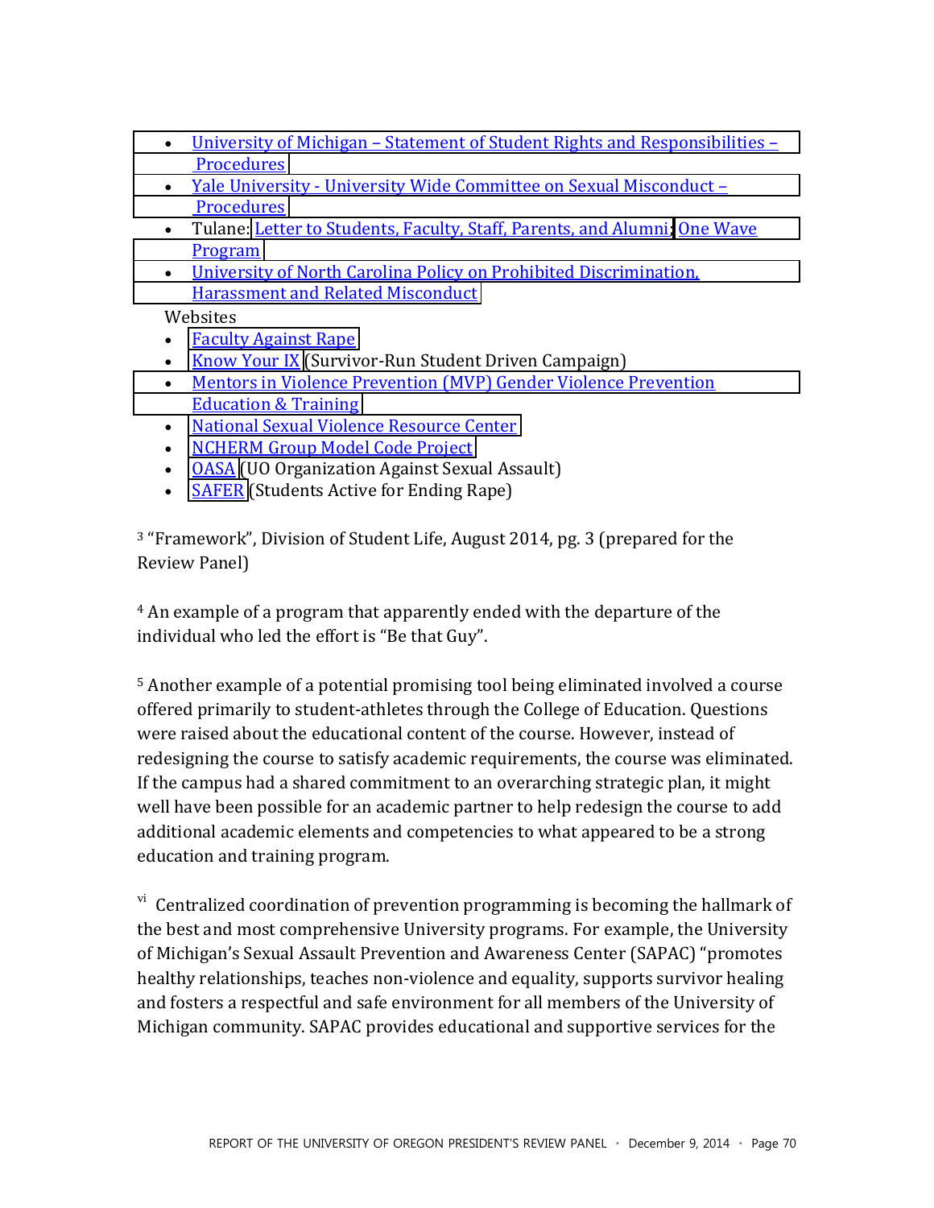- University of Michigan – Statement of Student Rights and Responsibilities – Procedures
- Yale University - University Wide Committee on Sexual Misconduct – Procedures
- Tulane: Letter to Students, Faculty, Staff, Parents, and Alumni; One Wave Program
- University of North Carolina Policy on Prohibited Discrimination, Harassment and Related Misconduct

Websites

- Faculty Against Rape
- Know Your IX (Survivor-Run Student Driven Campaign)
- Mentors in Violence Prevention (MVP) Gender Violence Prevention Education & Training
- National Sexual Violence Resource Center
- NCHERM Group Model Code Project
- OASA (UO Organization Against Sexual Assault)
- SAFER (Students Active for Ending Rape)

[3] "Framework", Division of Student Life, August 2014, pg. 3 (prepared for the Review Panel)

[4] An example of a program that apparently ended with the departure of the individual who led the effort is "Be that Guy".

[5] Another example of a potential promising tool being eliminated involved a course offered primarily to student-athletes through the College of Education. Questions were raised about the educational content of the course. However, instead of redesigning the course to satisfy academic requirements, the course was eliminated. If the campus had a shared commitment to an overarching strategic plan, it might well have been possible for an academic partner to help redesign the course to add additional academic elements and competencies to what appeared to be a strong education and training program.

[vi] Centralized coordination of prevention programming is becoming the hallmark of the best and most comprehensive University programs. For example, the University of Michigan's Sexual Assault Prevention and Awareness Center (SAPAC) "promotes healthy relationships, teaches non-violence and equality, supports survivor healing and fosters a respectful and safe environment for all members of the University of Michigan community. SAPAC provides educational and supportive services for the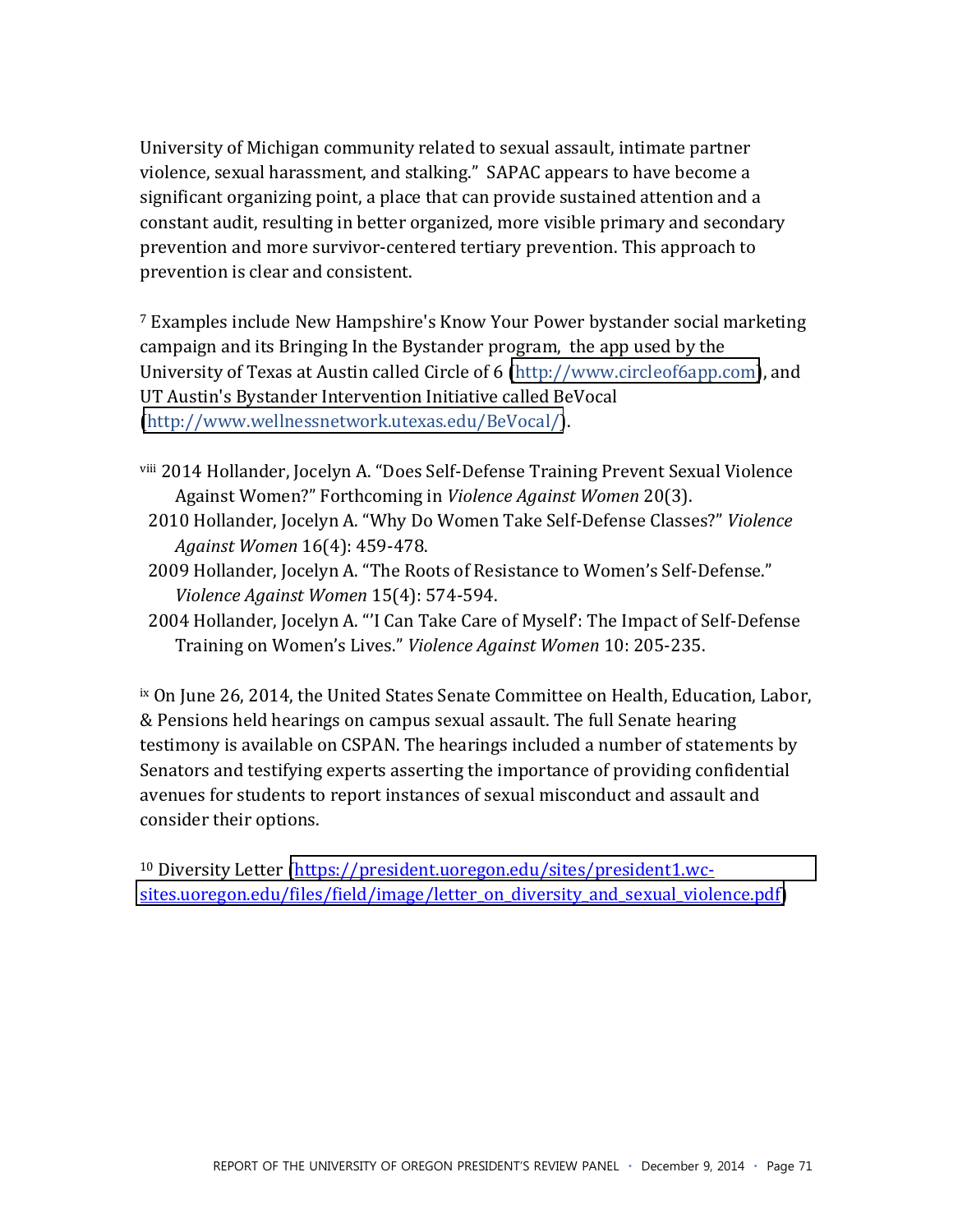University of Michigan community related to sexual assault, intimate partner violence, sexual harassment, and stalking." SAPAC appears to have become a significant organizing point, a place that can provide sustained attention and a constant audit, resulting in better organized, more visible primary and secondary prevention and more survivor-centered tertiary prevention. This approach to prevention is clear and consistent.

[7] Examples include New Hampshire's Know Your Power bystander social marketing campaign and its Bringing In the Bystander program, the app used by the University of Texas at Austin called Circle of 6 (http://www.circleof6app.com), and UT Austin's Bystander Intervention Initiative called BeVocal (http://www.wellnessnetwork.utexas.edu/BeVocal/).

[viii] 2014 Hollander, Jocelyn A. "Does Self-Defense Training Prevent Sexual Violence Against Women?" Forthcoming in *Violence Against Women* 20(3).

2010 Hollander, Jocelyn A. "Why Do Women Take Self-Defense Classes?" *Violence Against Women* 16(4): 459-478.

2009 Hollander, Jocelyn A. "The Roots of Resistance to Women's Self-Defense." *Violence Against Women* 15(4): 574-594.

2004 Hollander, Jocelyn A. "'I Can Take Care of Myself': The Impact of Self-Defense Training on Women's Lives." *Violence Against Women* 10: 205-235.

[ix] On June 26, 2014, the United States Senate Committee on Health, Education, Labor, & Pensions held hearings on campus sexual assault. The full Senate hearing testimony is available on CSPAN. The hearings included a number of statements by Senators and testifying experts asserting the importance of providing confidential avenues for students to report instances of sexual misconduct and assault and consider their options.

[10] Diversity Letter (https://president.uoregon.edu/sites/president1.wc-sites.uoregon.edu/files/field/image/letter_on_diversity_and_sexual_violence.pdf)